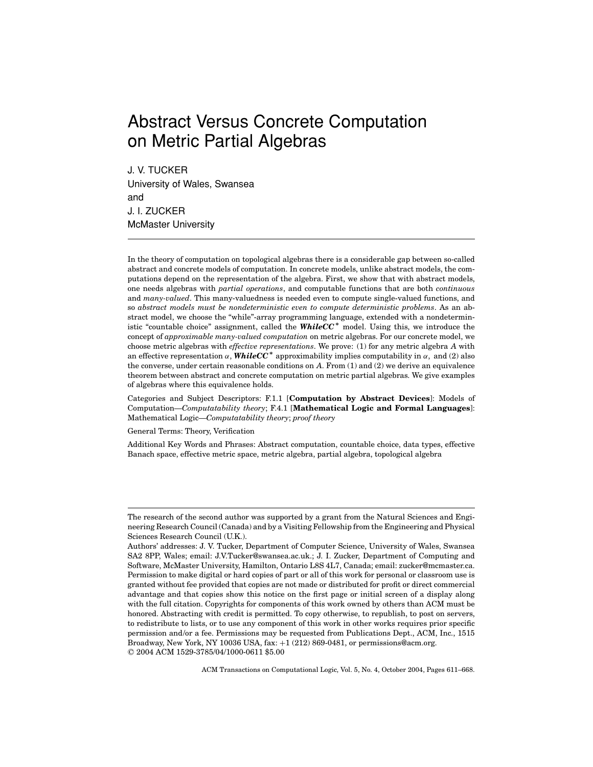# Abstract Versus Concrete Computation on Metric Partial Algebras

J. V. TUCKER
University of Wales, Swansea
and
J. I. ZUCKER
McMaster University

---

In the theory of computation on topological algebras there is a considerable gap between so-called abstract and concrete models of computation. In concrete models, unlike abstract models, the computations depend on the representation of the algebra. First, we show that with abstract models, one needs algebras with *partial operations*, and computable functions that are both *continuous* and *many-valued*. This many-valuedness is needed even to compute single-valued functions, and so *abstract models must be nondeterministic even to compute deterministic problems*. As an abstract model, we choose the "while"-array programming language, extended with a nondeterministic "countable choice" assignment, called the ***WhileCC**** model. Using this, we introduce the concept of *approximable many-valued computation* on metric algebras. For our concrete model, we choose metric algebras with *effective representations*. We prove: (1) for any metric algebra $A$ with an effective representation $\alpha$, ***WhileCC**** approximability implies computability in $\alpha$, and (2) also the converse, under certain reasonable conditions on $A$. From (1) and (2) we derive an equivalence theorem between abstract and concrete computation on metric partial algebras. We give examples of algebras where this equivalence holds.

Categories and Subject Descriptors: F.1.1 [**Computation by Abstract Devices**]: Models of Computation—*Computatability theory*; F.4.1 [**Mathematical Logic and Formal Languages**]: Mathematical Logic—*Computatability theory*; *proof theory*

General Terms: Theory, Verification

Additional Key Words and Phrases: Abstract computation, countable choice, data types, effective Banach space, effective metric space, metric algebra, partial algebra, topological algebra

---

The research of the second author was supported by a grant from the Natural Sciences and Engineering Research Council (Canada) and by a Visiting Fellowship from the Engineering and Physical Sciences Research Council (U.K.).

Authors' addresses: J. V. Tucker, Department of Computer Science, University of Wales, Swansea SA2 8PP, Wales; email: J.V.Tucker@swansea.ac.uk.; J. I. Zucker, Department of Computing and Software, McMaster University, Hamilton, Ontario L8S 4L7, Canada; email: zucker@mcmaster.ca.

Permission to make digital or hard copies of part or all of this work for personal or classroom use is granted without fee provided that copies are not made or distributed for profit or direct commercial advantage and that copies show this notice on the first page or initial screen of a display along with the full citation. Copyrights for components of this work owned by others than ACM must be honored. Abstracting with credit is permitted. To copy otherwise, to republish, to post on servers, to redistribute to lists, or to use any component of this work in other works requires prior specific permission and/or a fee. Permissions may be requested from Publications Dept., ACM, Inc., 1515 Broadway, New York, NY 10036 USA, fax: +1 (212) 869-0481, or permissions@acm.org.

© 2004 ACM 1529-3785/04/1000-0611 $5.00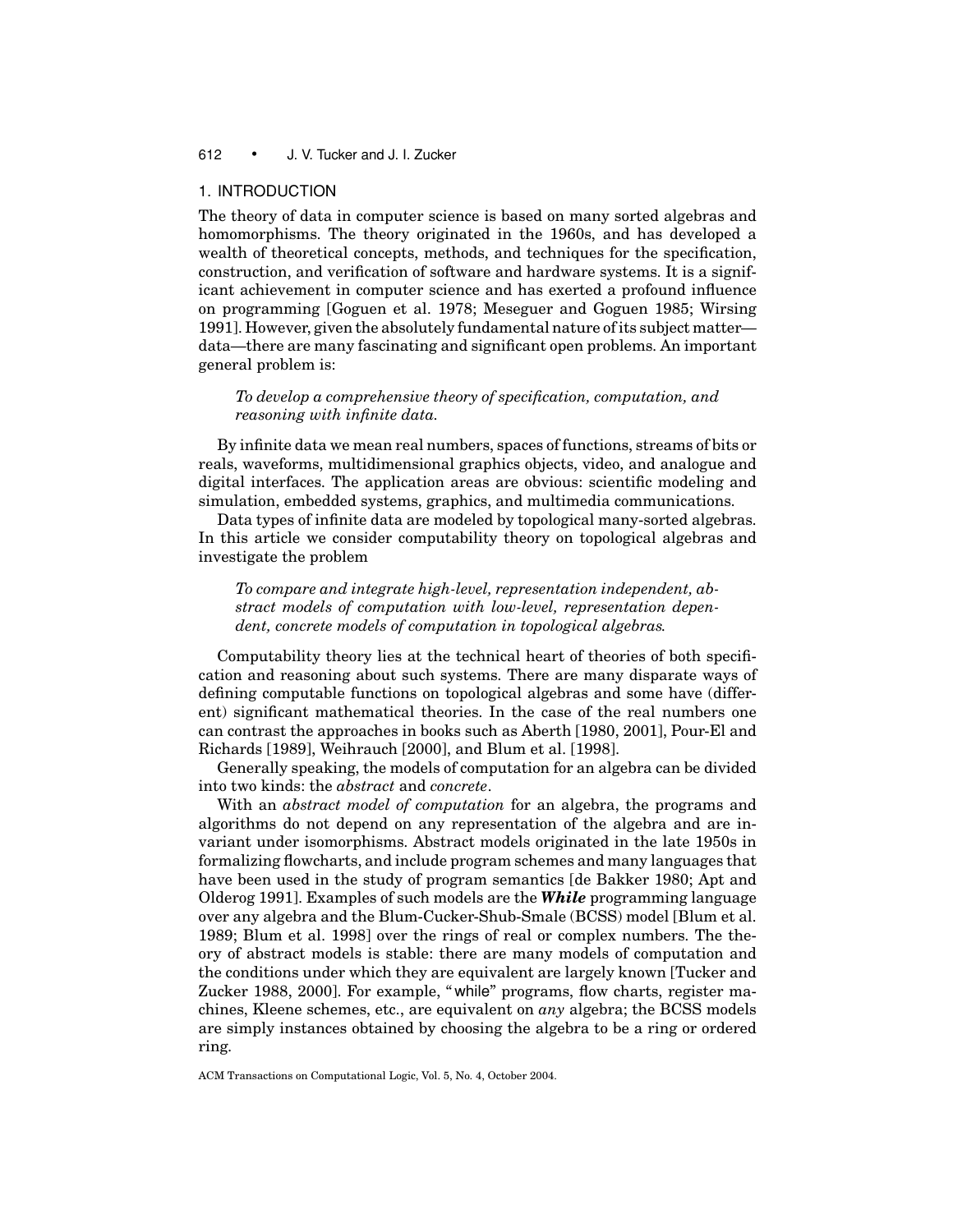## 1. INTRODUCTION

The theory of data in computer science is based on many sorted algebras and homomorphisms. The theory originated in the 1960s, and has developed a wealth of theoretical concepts, methods, and techniques for the specification, construction, and verification of software and hardware systems. It is a significant achievement in computer science and has exerted a profound influence on programming [Goguen et al. 1978; Meseguer and Goguen 1985; Wirsing 1991]. However, given the absolutely fundamental nature of its subject matter—data—there are many fascinating and significant open problems. An important general problem is:

> *To develop a comprehensive theory of specification, computation, and reasoning with infinite data.*

By infinite data we mean real numbers, spaces of functions, streams of bits or reals, waveforms, multidimensional graphics objects, video, and analogue and digital interfaces. The application areas are obvious: scientific modeling and simulation, embedded systems, graphics, and multimedia communications.

Data types of infinite data are modeled by topological many-sorted algebras. In this article we consider computability theory on topological algebras and investigate the problem

> *To compare and integrate high-level, representation independent, abstract models of computation with low-level, representation dependent, concrete models of computation in topological algebras.*

Computability theory lies at the technical heart of theories of both specification and reasoning about such systems. There are many disparate ways of defining computable functions on topological algebras and some have (different) significant mathematical theories. In the case of the real numbers one can contrast the approaches in books such as Aberth [1980, 2001], Pour-El and Richards [1989], Weihrauch [2000], and Blum et al. [1998].

Generally speaking, the models of computation for an algebra can be divided into two kinds: the *abstract* and *concrete*.

With an *abstract model of computation* for an algebra, the programs and algorithms do not depend on any representation of the algebra and are invariant under isomorphisms. Abstract models originated in the late 1950s in formalizing flowcharts, and include program schemes and many languages that have been used in the study of program semantics [de Bakker 1980; Apt and Olderog 1991]. Examples of such models are the ***While*** programming language over any algebra and the Blum-Cucker-Shub-Smale (BCSS) model [Blum et al. 1989; Blum et al. 1998] over the rings of real or complex numbers. The theory of abstract models is stable: there are many models of computation and the conditions under which they are equivalent are largely known [Tucker and Zucker 1988, 2000]. For example, "while" programs, flow charts, register machines, Kleene schemes, etc., are equivalent on *any* algebra; the BCSS models are simply instances obtained by choosing the algebra to be a ring or ordered ring.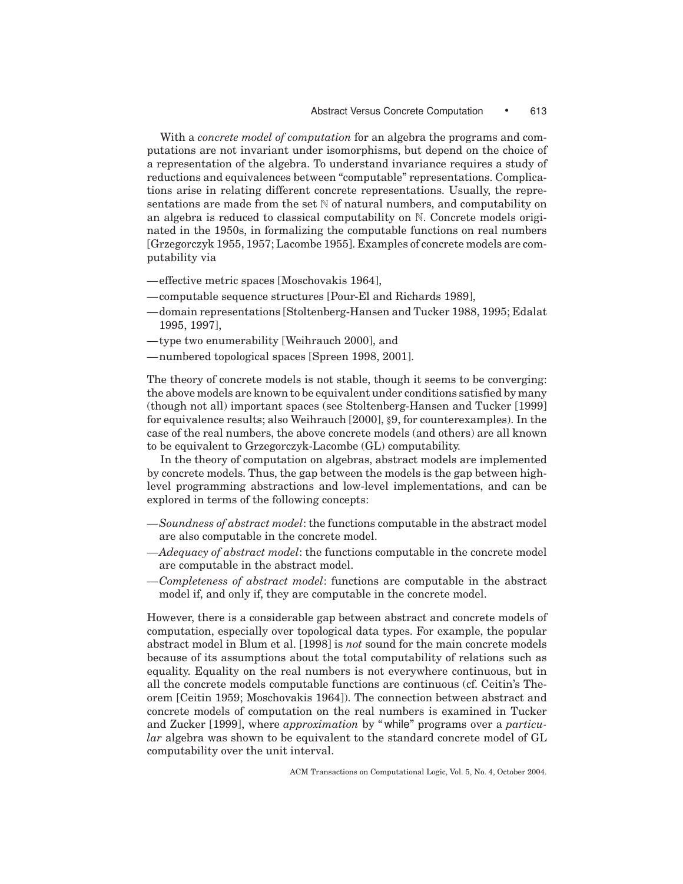With a *concrete model of computation* for an algebra the programs and computations are not invariant under isomorphisms, but depend on the choice of a representation of the algebra. To understand invariance requires a study of reductions and equivalences between "computable" representations. Complications arise in relating different concrete representations. Usually, the representations are made from the set $\mathbb{N}$ of natural numbers, and computability on an algebra is reduced to classical computability on $\mathbb{N}$. Concrete models originated in the 1950s, in formalizing the computable functions on real numbers [Grzegorczyk 1955, 1957; Lacombe 1955]. Examples of concrete models are computability via

- —effective metric spaces [Moschovakis 1964],
- —computable sequence structures [Pour-El and Richards 1989],
- —domain representations [Stoltenberg-Hansen and Tucker 1988, 1995; Edalat 1995, 1997],
- —type two enumerability [Weihrauch 2000], and
- —numbered topological spaces [Spreen 1998, 2001].

The theory of concrete models is not stable, though it seems to be converging: the above models are known to be equivalent under conditions satisfied by many (though not all) important spaces (see Stoltenberg-Hansen and Tucker [1999] for equivalence results; also Weihrauch [2000], §9, for counterexamples). In the case of the real numbers, the above concrete models (and others) are all known to be equivalent to Grzegorczyk-Lacombe (GL) computability.

In the theory of computation on algebras, abstract models are implemented by concrete models. Thus, the gap between the models is the gap between high-level programming abstractions and low-level implementations, and can be explored in terms of the following concepts:

- —*Soundness of abstract model*: the functions computable in the abstract model are also computable in the concrete model.
- —*Adequacy of abstract model*: the functions computable in the concrete model are computable in the abstract model.
- —*Completeness of abstract model*: functions are computable in the abstract model if, and only if, they are computable in the concrete model.

However, there is a considerable gap between abstract and concrete models of computation, especially over topological data types. For example, the popular abstract model in Blum et al. [1998] is *not* sound for the main concrete models because of its assumptions about the total computability of relations such as equality. Equality on the real numbers is not everywhere continuous, but in all the concrete models computable functions are continuous (cf. Ceitin's Theorem [Ceitin 1959; Moschovakis 1964]). The connection between abstract and concrete models of computation on the real numbers is examined in Tucker and Zucker [1999], where *approximation* by "while" programs over a *particular* algebra was shown to be equivalent to the standard concrete model of GL computability over the unit interval.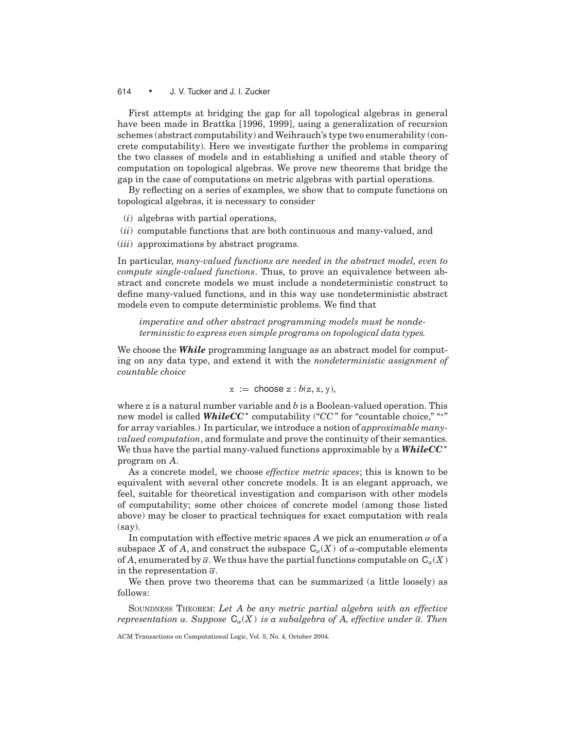First attempts at bridging the gap for all topological algebras in general have been made in Brattka [1996, 1999], using a generalization of recursion schemes (abstract computability) and Weihrauch's type two enumerability (concrete computability). Here we investigate further the problems in comparing the two classes of models and in establishing a unified and stable theory of computation on topological algebras. We prove new theorems that bridge the gap in the case of computations on metric algebras with partial operations.

By reflecting on a series of examples, we show that to compute functions on topological algebras, it is necessary to consider

- ($i$) algebras with partial operations,
- ($ii$) computable functions that are both continuous and many-valued, and
- ($iii$) approximations by abstract programs.

In particular, *many-valued functions are needed in the abstract model, even to compute single-valued functions*. Thus, to prove an equivalence between abstract and concrete models we must include a nondeterministic construct to define many-valued functions, and in this way use nondeterministic abstract models even to compute deterministic problems. We find that

> *imperative and other abstract programming models must be nondeterministic to express even simple programs on topological data types.*

We choose the ***While*** programming language as an abstract model for computing on any data type, and extend it with the *nondeterministic assignment of countable choice*

$$\mathrm{x} \ := \ \mathsf{choose}\ \mathrm{z} : b(\mathrm{z}, \mathrm{x}, \mathrm{y}),$$

where z is a natural number variable and $b$ is a Boolean-valued operation. This new model is called ***WhileCC****$^*$ computability ("*CC*" for "countable choice," "*" for array variables.) In particular, we introduce a notion of *approximable many-valued computation*, and formulate and prove the continuity of their semantics. We thus have the partial many-valued functions approximable by a ***WhileCC****$^*$ program on $A$.

As a concrete model, we choose *effective metric spaces*; this is known to be equivalent with several other concrete models. It is an elegant approach, we feel, suitable for theoretical investigation and comparison with other models of computability; some other choices of concrete model (among those listed above) may be closer to practical techniques for exact computation with reals (say).

In computation with effective metric spaces $A$ we pick an enumeration $\alpha$ of a subspace $X$ of $A$, and construct the subspace $\mathsf{C}_\alpha(X)$ of $\alpha$-computable elements of $A$, enumerated by $\overline{\alpha}$. We thus have the partial functions computable on $\mathsf{C}_\alpha(X)$ in the representation $\overline{\alpha}$.

We then prove two theorems that can be summarized (a little loosely) as follows:

Soundness Theorem: *Let $A$ be any metric partial algebra with an effective representation $\alpha$. Suppose $\mathsf{C}_\alpha(X)$ is a subalgebra of $A$, effective under $\overline{\alpha}$. Then*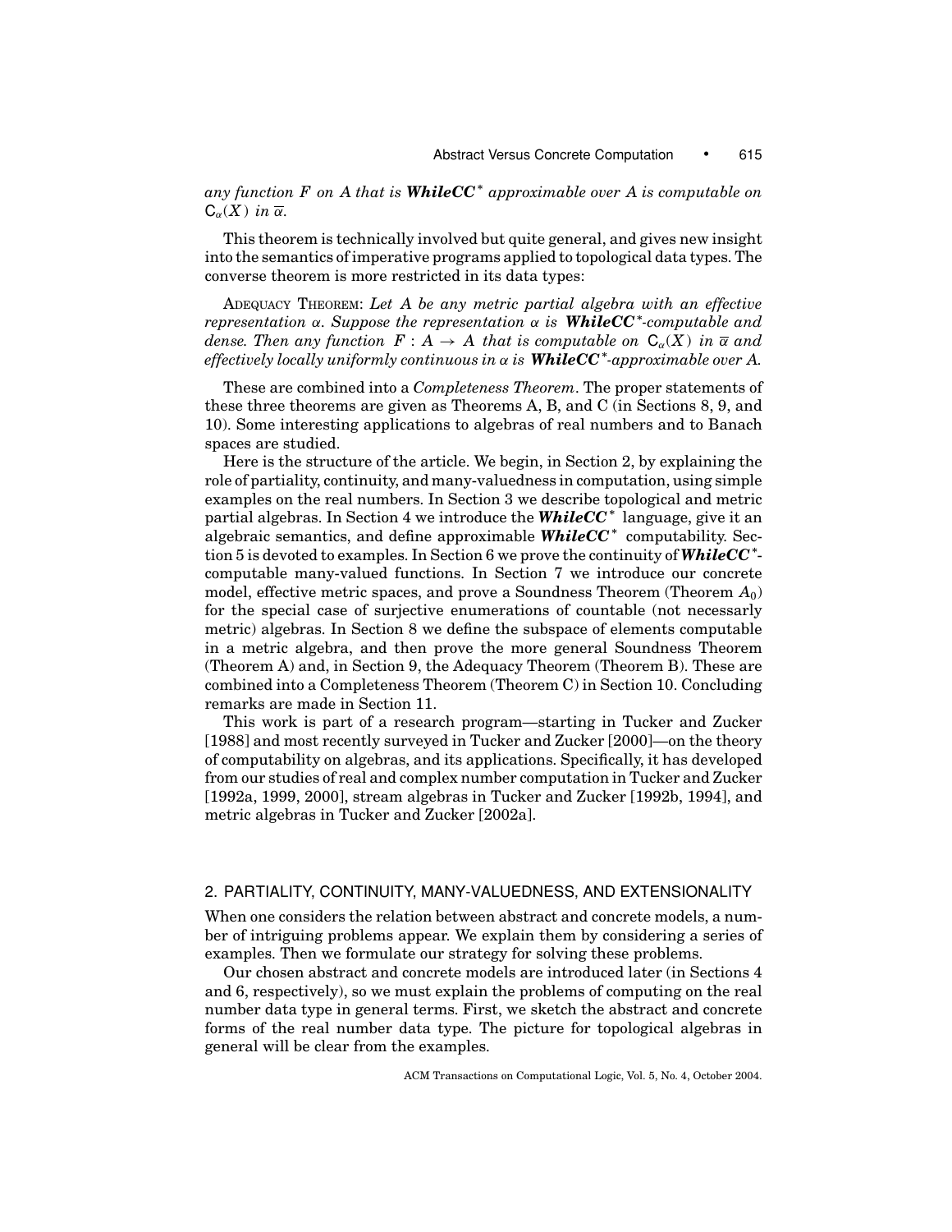*any function $F$ on $A$ that is **WhileCC**$^*$ approximable over $A$ is computable on $\mathsf{C}_\alpha(X)$ in $\overline{\alpha}$.*

This theorem is technically involved but quite general, and gives new insight into the semantics of imperative programs applied to topological data types. The converse theorem is more restricted in its data types:

ADEQUACY THEOREM: *Let $A$ be any metric partial algebra with an effective representation $\alpha$. Suppose the representation $\alpha$ is **WhileCC**$^*$-computable and dense. Then any function $F : A \to A$ that is computable on $\mathsf{C}_\alpha(X)$ in $\overline{\alpha}$ and effectively locally uniformly continuous in $\alpha$ is **WhileCC**$^*$-approximable over $A$.*

These are combined into a *Completeness Theorem*. The proper statements of these three theorems are given as Theorems A, B, and C (in Sections 8, 9, and 10). Some interesting applications to algebras of real numbers and to Banach spaces are studied.

Here is the structure of the article. We begin, in Section 2, by explaining the role of partiality, continuity, and many-valuedness in computation, using simple examples on the real numbers. In Section 3 we describe topological and metric partial algebras. In Section 4 we introduce the ***WhileCC***$^*$ language, give it an algebraic semantics, and define approximable ***WhileCC***$^*$ computability. Section 5 is devoted to examples. In Section 6 we prove the continuity of ***WhileCC***$^*$-computable many-valued functions. In Section 7 we introduce our concrete model, effective metric spaces, and prove a Soundness Theorem (Theorem $A_0$) for the special case of surjective enumerations of countable (not necessarily metric) algebras. In Section 8 we define the subspace of elements computable in a metric algebra, and then prove the more general Soundness Theorem (Theorem A) and, in Section 9, the Adequacy Theorem (Theorem B). These are combined into a Completeness Theorem (Theorem C) in Section 10. Concluding remarks are made in Section 11.

This work is part of a research program—starting in Tucker and Zucker [1988] and most recently surveyed in Tucker and Zucker [2000]—on the theory of computability on algebras, and its applications. Specifically, it has developed from our studies of real and complex number computation in Tucker and Zucker [1992a, 1999, 2000], stream algebras in Tucker and Zucker [1992b, 1994], and metric algebras in Tucker and Zucker [2002a].

## 2. PARTIALITY, CONTINUITY, MANY-VALUEDNESS, AND EXTENSIONALITY

When one considers the relation between abstract and concrete models, a number of intriguing problems appear. We explain them by considering a series of examples. Then we formulate our strategy for solving these problems.

Our chosen abstract and concrete models are introduced later (in Sections 4 and 6, respectively), so we must explain the problems of computing on the real number data type in general terms. First, we sketch the abstract and concrete forms of the real number data type. The picture for topological algebras in general will be clear from the examples.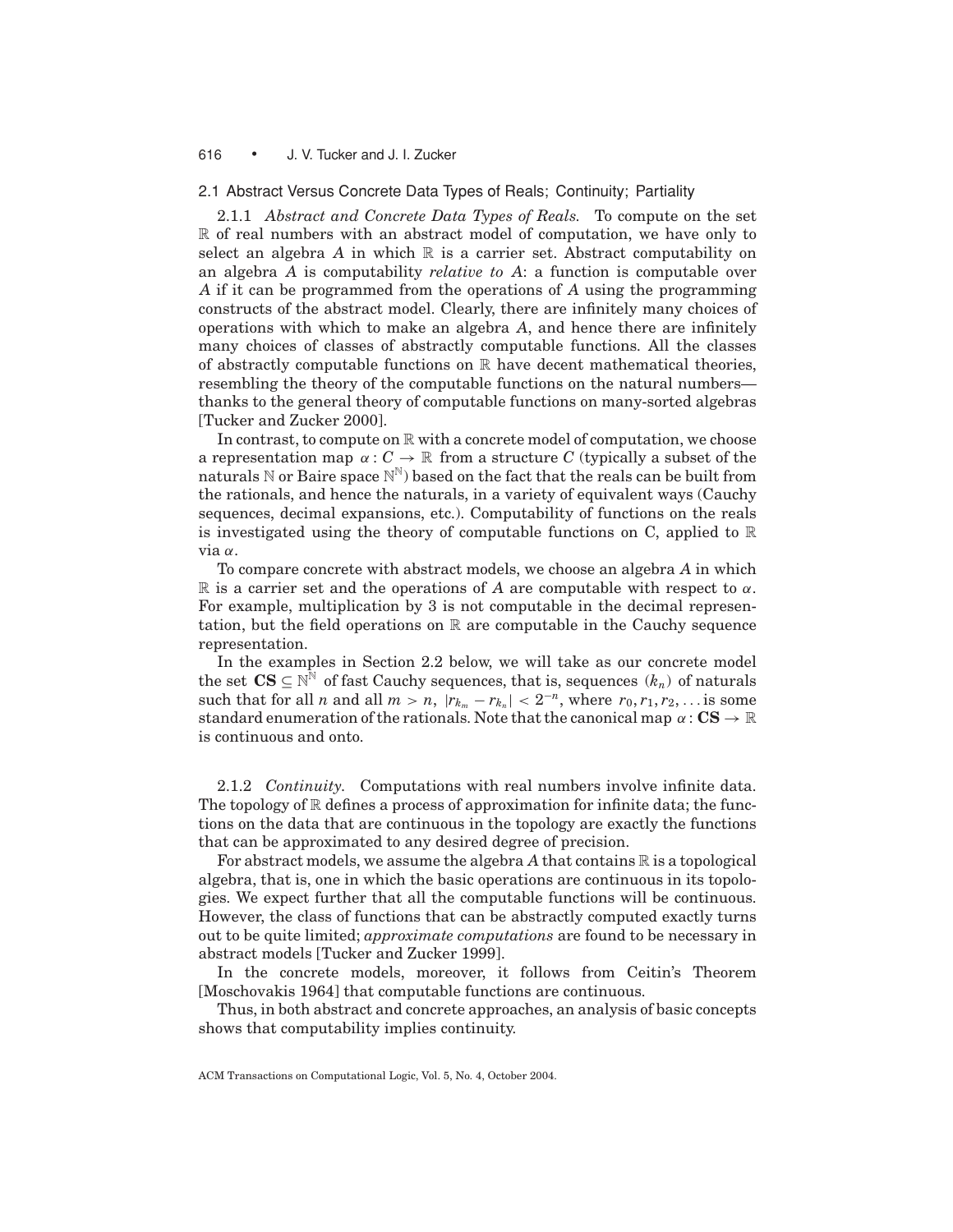## 2.1 Abstract Versus Concrete Data Types of Reals; Continuity; Partiality

2.1.1 *Abstract and Concrete Data Types of Reals.* To compute on the set $\mathbb{R}$ of real numbers with an abstract model of computation, we have only to select an algebra $A$ in which $\mathbb{R}$ is a carrier set. Abstract computability on an algebra $A$ is computability *relative to* $A$: a function is computable over $A$ if it can be programmed from the operations of $A$ using the programming constructs of the abstract model. Clearly, there are infinitely many choices of operations with which to make an algebra $A$, and hence there are infinitely many choices of classes of abstractly computable functions. All the classes of abstractly computable functions on $\mathbb{R}$ have decent mathematical theories, resembling the theory of the computable functions on the natural numbers—thanks to the general theory of computable functions on many-sorted algebras [Tucker and Zucker 2000].

In contrast, to compute on $\mathbb{R}$ with a concrete model of computation, we choose a representation map $\alpha : C \to \mathbb{R}$ from a structure $C$ (typically a subset of the naturals $\mathbb{N}$ or Baire space $\mathbb{N}^{\mathbb{N}}$) based on the fact that the reals can be built from the rationals, and hence the naturals, in a variety of equivalent ways (Cauchy sequences, decimal expansions, etc.). Computability of functions on the reals is investigated using the theory of computable functions on C, applied to $\mathbb{R}$ via $\alpha$.

To compare concrete with abstract models, we choose an algebra $A$ in which $\mathbb{R}$ is a carrier set and the operations of $A$ are computable with respect to $\alpha$. For example, multiplication by 3 is not computable in the decimal representation, but the field operations on $\mathbb{R}$ are computable in the Cauchy sequence representation.

In the examples in Section 2.2 below, we will take as our concrete model the set $\mathbf{CS} \subseteq \mathbb{N}^{\mathbb{N}}$ of fast Cauchy sequences, that is, sequences $(k_n)$ of naturals such that for all $n$ and all $m > n$, $|r_{k_m} - r_{k_n}| < 2^{-n}$, where $r_0, r_1, r_2, \ldots$ is some standard enumeration of the rationals. Note that the canonical map $\alpha : \mathbf{CS} \to \mathbb{R}$ is continuous and onto.

2.1.2 *Continuity.* Computations with real numbers involve infinite data. The topology of $\mathbb{R}$ defines a process of approximation for infinite data; the functions on the data that are continuous in the topology are exactly the functions that can be approximated to any desired degree of precision.

For abstract models, we assume the algebra $A$ that contains $\mathbb{R}$ is a topological algebra, that is, one in which the basic operations are continuous in its topologies. We expect further that all the computable functions will be continuous. However, the class of functions that can be abstractly computed exactly turns out to be quite limited; *approximate computations* are found to be necessary in abstract models [Tucker and Zucker 1999].

In the concrete models, moreover, it follows from Ceitin's Theorem [Moschovakis 1964] that computable functions are continuous.

Thus, in both abstract and concrete approaches, an analysis of basic concepts shows that computability implies continuity.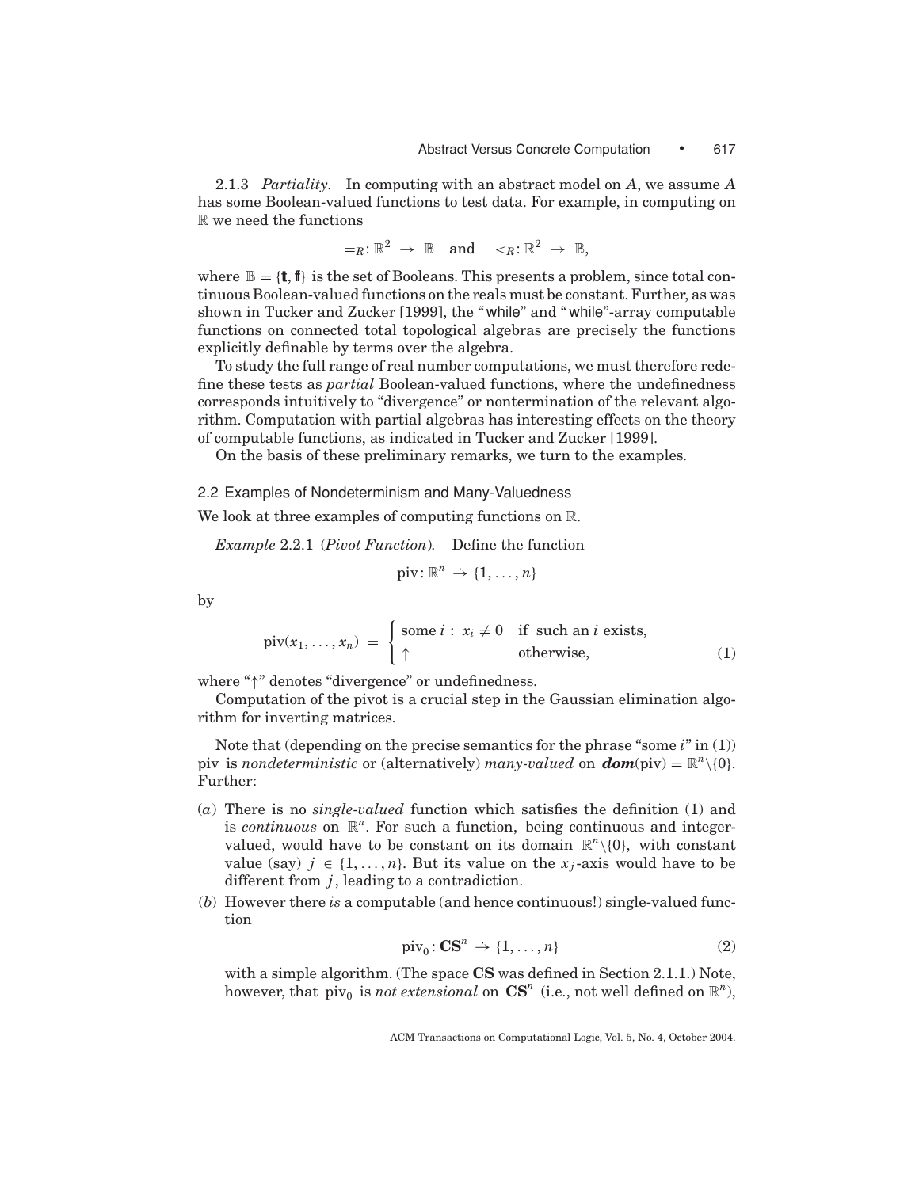2.1.3 *Partiality*. In computing with an abstract model on $A$, we assume $A$ has some Boolean-valued functions to test data. For example, in computing on $\mathbb{R}$ we need the functions

$$=_R : \mathbb{R}^2 \to \mathbb{B} \quad \text{and} \quad <_R : \mathbb{R}^2 \to \mathbb{B},$$

where $\mathbb{B} = \{\mathtt{tt}, \mathtt{ff}\}$ is the set of Booleans. This presents a problem, since total continuous Boolean-valued functions on the reals must be constant. Further, as was shown in Tucker and Zucker [1999], the "while" and "while"-array computable functions on connected total topological algebras are precisely the functions explicitly definable by terms over the algebra.

To study the full range of real number computations, we must therefore redefine these tests as *partial* Boolean-valued functions, where the undefinedness corresponds intuitively to "divergence" or nontermination of the relevant algorithm. Computation with partial algebras has interesting effects on the theory of computable functions, as indicated in Tucker and Zucker [1999].

On the basis of these preliminary remarks, we turn to the examples.

## 2.2 Examples of Nondeterminism and Many-Valuedness

We look at three examples of computing functions on $\mathbb{R}$.

*Example* 2.2.1 (*Pivot Function*). Define the function

$$\text{piv} : \mathbb{R}^n \rightharpoonup \{1, \ldots, n\}$$

by

$$\text{piv}(x_1, \ldots, x_n) = \begin{cases} \text{some } i : \ x_i \neq 0 & \text{if such an } i \text{ exists}, \\ \uparrow & \text{otherwise}, \end{cases} \tag{1}$$

where "$\uparrow$" denotes "divergence" or undefinedness.

Computation of the pivot is a crucial step in the Gaussian elimination algorithm for inverting matrices.

Note that (depending on the precise semantics for the phrase "some $i$" in (1)) piv is *nondeterministic* or (alternatively) *many-valued* on $\boldsymbol{dom}(\text{piv}) = \mathbb{R}^n \backslash \{0\}$. Further:

(*a*) There is no *single-valued* function which satisfies the definition (1) and is *continuous* on $\mathbb{R}^n$. For such a function, being continuous and integer-valued, would have to be constant on its domain $\mathbb{R}^n \backslash \{0\}$, with constant value (say) $j \in \{1, \ldots, n\}$. But its value on the $x_j$-axis would have to be different from $j$, leading to a contradiction.

(*b*) However there *is* a computable (and hence continuous!) single-valued function

$$\text{piv}_0 : \mathbf{CS}^n \rightharpoonup \{1, \ldots, n\} \tag{2}$$

with a simple algorithm. (The space $\mathbf{CS}$ was defined in Section 2.1.1.) Note, however, that $\text{piv}_0$ is *not extensional* on $\mathbf{CS}^n$ (i.e., not well defined on $\mathbb{R}^n$),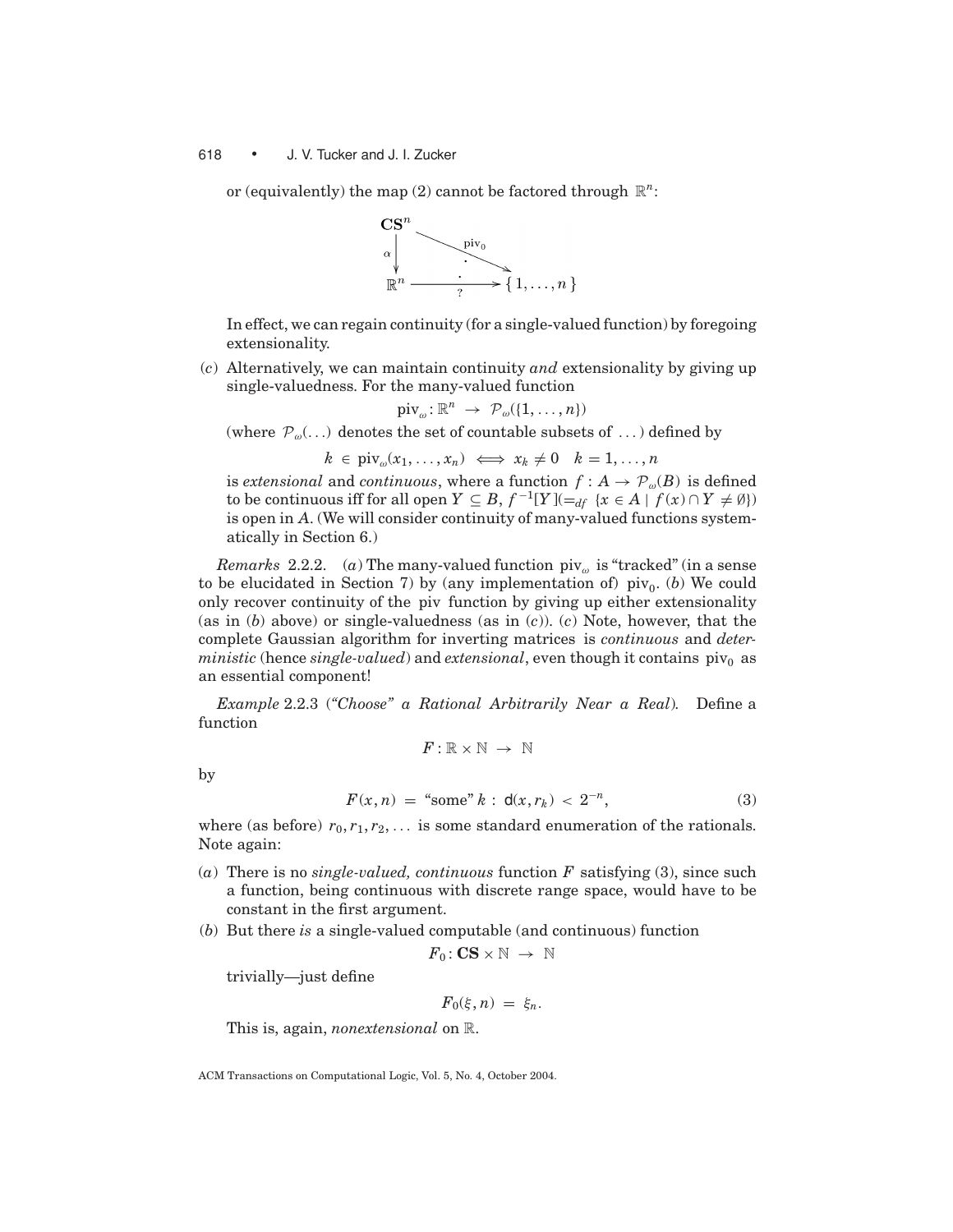or (equivalently) the map (2) cannot be factored through $\mathbb{R}^n$:

$$\begin{array}{ccc} \mathbf{CS}^n & \xrightarrow{\text{piv}_0} & \{1,\ldots,n\} \\ \alpha \downarrow & \nearrow_{?} & \\ \mathbb{R}^n & & \end{array}$$

In effect, we can regain continuity (for a single-valued function) by foregoing extensionality.

(*c*) Alternatively, we can maintain continuity *and* extensionality by giving up single-valuedness. For the many-valued function

$$\text{piv}_\omega : \mathbb{R}^n \to \mathcal{P}_\omega(\{1,\ldots,n\})$$

(where $\mathcal{P}_\omega(\ldots)$ denotes the set of countable subsets of $\ldots$) defined by

$$k \in \text{piv}_\omega(x_1,\ldots,x_n) \iff x_k \neq 0 \quad k = 1,\ldots,n$$

is *extensional* and *continuous*, where a function $f : A \to \mathcal{P}_\omega(B)$ is defined to be continuous iff for all open $Y \subseteq B$, $f^{-1}[Y](=_{df} \{x \in A \mid f(x) \cap Y \neq \emptyset\})$ is open in $A$. (We will consider continuity of many-valued functions systematically in Section 6.)

*Remarks* 2.2.2. (*a*) The many-valued function $\text{piv}_\omega$ is "tracked" (in a sense to be elucidated in Section 7) by (any implementation of) $\text{piv}_0$. (*b*) We could only recover continuity of the piv function by giving up either extensionality (as in (*b*) above) or single-valuedness (as in (*c*)). (*c*) Note, however, that the complete Gaussian algorithm for inverting matrices is *continuous* and *deterministic* (hence *single-valued*) and *extensional*, even though it contains $\text{piv}_0$ as an essential component!

*Example* 2.2.3 (*"Choose" a Rational Arbitrarily Near a Real*). Define a function

$$F : \mathbb{R} \times \mathbb{N} \to \mathbb{N}$$

by

$$F(x,n) = \text{"some" } k : \mathsf{d}(x, r_k) < 2^{-n}, \tag{3}$$

where (as before) $r_0, r_1, r_2, \ldots$ is some standard enumeration of the rationals. Note again:

(*a*) There is no *single-valued, continuous* function $F$ satisfying (3), since such a function, being continuous with discrete range space, would have to be constant in the first argument.

(*b*) But there *is* a single-valued computable (and continuous) function

$$F_0 : \mathbf{CS} \times \mathbb{N} \to \mathbb{N}$$

trivially—just define

$$F_0(\xi, n) = \xi_n.$$

This is, again, *nonextensional* on $\mathbb{R}$.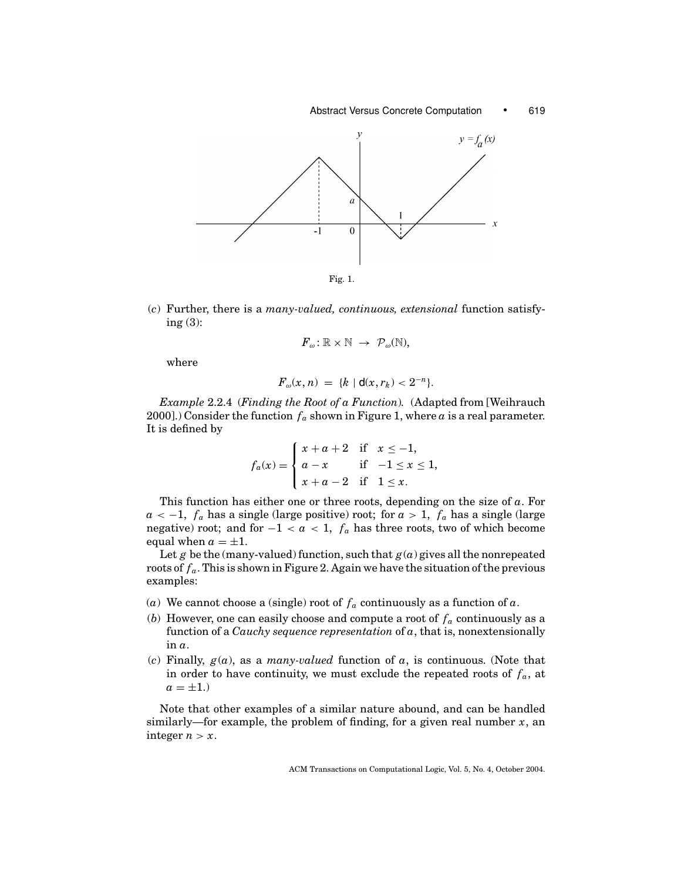Fig. 1.

(*c*) Further, there is a *many-valued, continuous, extensional* function satisfying (3):

$$F_\omega : \mathbb{R} \times \mathbb{N} \ \to \ \mathcal{P}_\omega(\mathbb{N}),$$

where

$$F_\omega(x, n) \ = \ \{k \mid \mathsf{d}(x, r_k) < 2^{-n}\}.$$

*Example* 2.2.4 (*Finding the Root of a Function*). (Adapted from [Weihrauch 2000].) Consider the function $f_a$ shown in Figure 1, where $a$ is a real parameter. It is defined by

$$f_a(x) = \begin{cases} x + a + 2 & \text{if} \quad x \leq -1, \\ a - x & \text{if} \quad -1 \leq x \leq 1, \\ x + a - 2 & \text{if} \quad 1 \leq x. \end{cases}$$

This function has either one or three roots, depending on the size of $a$. For $a < -1$, $f_a$ has a single (large positive) root; for $a > 1$, $f_a$ has a single (large negative) root; and for $-1 < a < 1$, $f_a$ has three roots, two of which become equal when $a = \pm 1$.

Let $g$ be the (many-valued) function, such that $g(a)$ gives all the nonrepeated roots of $f_a$. This is shown in Figure 2. Again we have the situation of the previous examples:

(*a*) We cannot choose a (single) root of $f_a$ continuously as a function of $a$.

(*b*) However, one can easily choose and compute a root of $f_a$ continuously as a function of a *Cauchy sequence representation* of $a$, that is, nonextensionally in $a$.

(*c*) Finally, $g(a)$, as a *many-valued* function of $a$, is continuous. (Note that in order to have continuity, we must exclude the repeated roots of $f_a$, at $a = \pm 1$.)

Note that other examples of a similar nature abound, and can be handled similarly—for example, the problem of finding, for a given real number $x$, an integer $n > x$.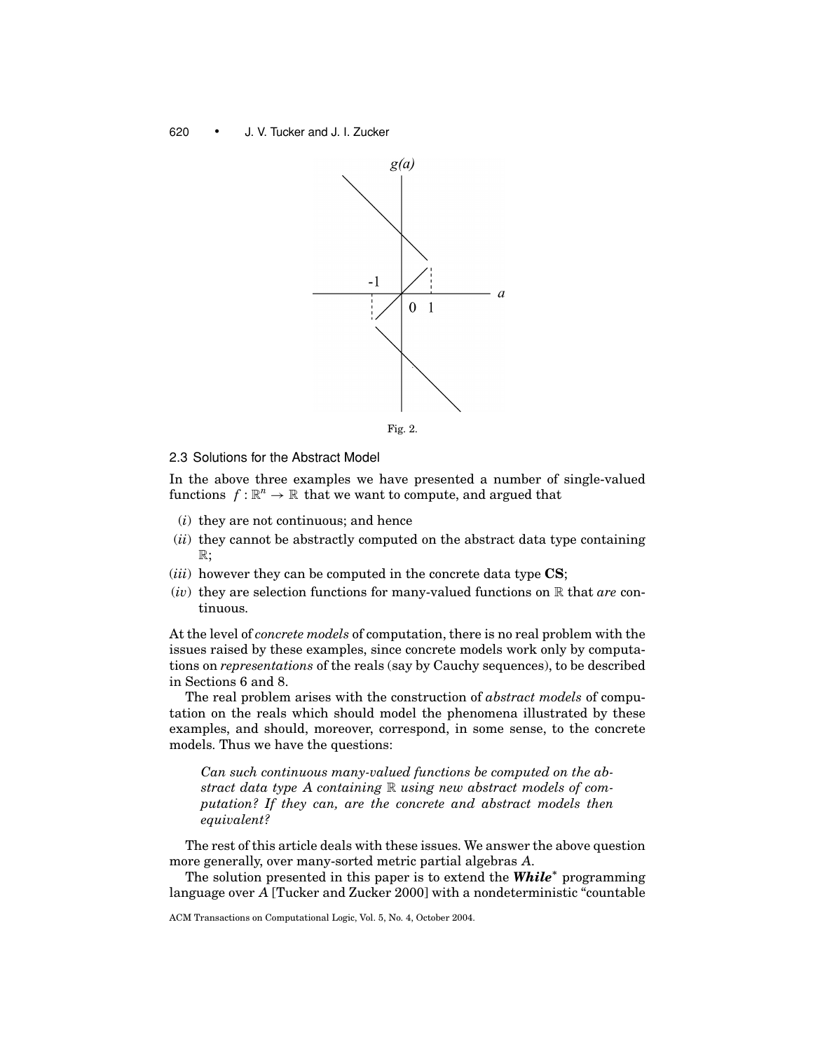Fig. 2.

### 2.3 Solutions for the Abstract Model

In the above three examples we have presented a number of single-valued functions $f : \mathbb{R}^n \to \mathbb{R}$ that we want to compute, and argued that

- $(i)$ they are not continuous; and hence
- $(ii)$ they cannot be abstractly computed on the abstract data type containing $\mathbb{R}$;
- $(iii)$ however they can be computed in the concrete data type **CS**;
- $(iv)$ they are selection functions for many-valued functions on $\mathbb{R}$ that *are* continuous.

At the level of *concrete models* of computation, there is no real problem with the issues raised by these examples, since concrete models work only by computations on *representations* of the reals (say by Cauchy sequences), to be described in Sections 6 and 8.

The real problem arises with the construction of *abstract models* of computation on the reals which should model the phenomena illustrated by these examples, and should, moreover, correspond, in some sense, to the concrete models. Thus we have the questions:

> *Can such continuous many-valued functions be computed on the abstract data type A containing $\mathbb{R}$ using new abstract models of computation? If they can, are the concrete and abstract models then equivalent?*

The rest of this article deals with these issues. We answer the above question more generally, over many-sorted metric partial algebras $A$.

The solution presented in this paper is to extend the ***While****$^*$ programming language over $A$ [Tucker and Zucker 2000] with a nondeterministic "countable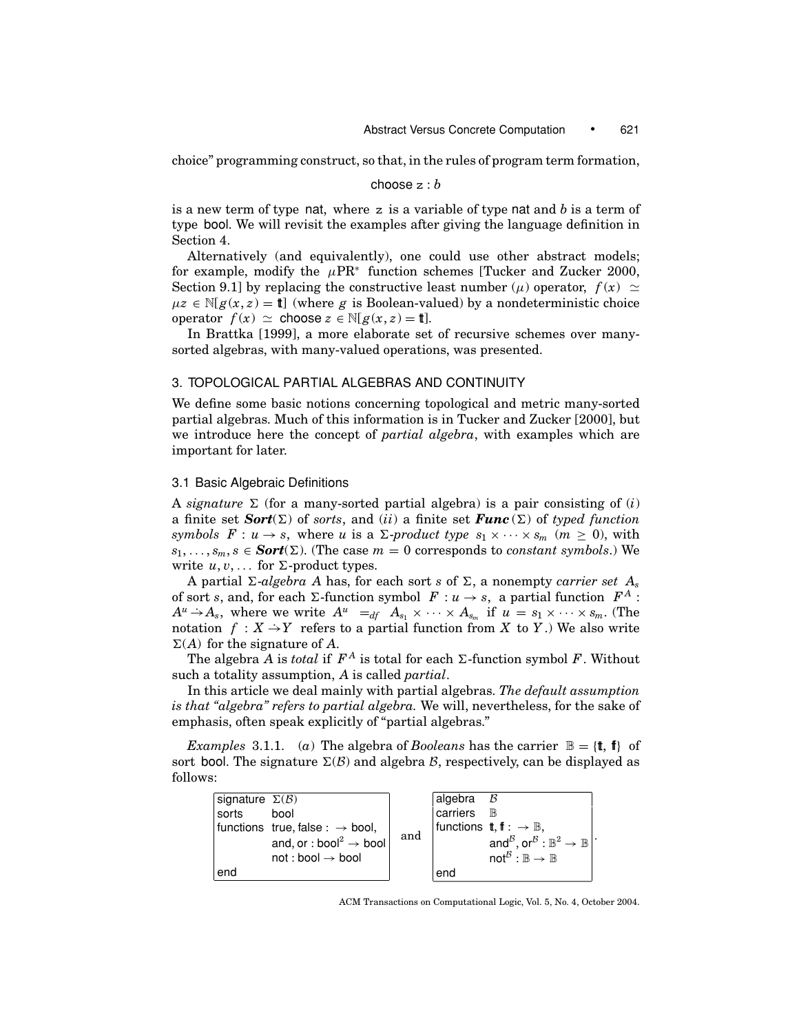choice" programming construct, so that, in the rules of program term formation,

$$\mathsf{choose}\ \mathrm{z} : b$$

is a new term of type nat, where z is a variable of type nat and $b$ is a term of type bool. We will revisit the examples after giving the language definition in Section 4.

Alternatively (and equivalently), one could use other abstract models; for example, modify the $\mu\mathrm{PR}^*$ function schemes [Tucker and Zucker 2000, Section 9.1] by replacing the constructive least number ($\mu$) operator, $f(x) \simeq \mu z \in \mathbb{N}[g(x,z) = \mathtt{t}]$ (where $g$ is Boolean-valued) by a nondeterministic choice operator $f(x) \simeq \mathsf{choose}\ z \in \mathbb{N}[g(x,z) = \mathtt{t}]$.

In Brattka [1999], a more elaborate set of recursive schemes over many-sorted algebras, with many-valued operations, was presented.

## 3. TOPOLOGICAL PARTIAL ALGEBRAS AND CONTINUITY

We define some basic notions concerning topological and metric many-sorted partial algebras. Much of this information is in Tucker and Zucker [2000], but we introduce here the concept of *partial algebra*, with examples which are important for later.

### 3.1 Basic Algebraic Definitions

A *signature* $\Sigma$ (for a many-sorted partial algebra) is a pair consisting of $(i)$ a finite set $\boldsymbol{Sort}(\Sigma)$ of *sorts*, and $(ii)$ a finite set $\boldsymbol{Func}(\Sigma)$ of *typed function symbols* $F : u \to s$, where $u$ is a $\Sigma$-*product type* $s_1 \times \cdots \times s_m$ $(m \geq 0)$, with $s_1, \ldots, s_m, s \in \boldsymbol{Sort}(\Sigma)$. (The case $m = 0$ corresponds to *constant symbols*.) We write $u, v, \ldots$ for $\Sigma$-product types.

A partial $\Sigma$-*algebra* $A$ has, for each sort $s$ of $\Sigma$, a nonempty *carrier set* $A_s$ of sort $s$, and, for each $\Sigma$-function symbol $F : u \to s$, a partial function $F^A : A^u \rightharpoonup A_s$, where we write $A^u =_{df} A_{s_1} \times \cdots \times A_{s_m}$ if $u = s_1 \times \cdots \times s_m$. (The notation $f : X \rightharpoonup Y$ refers to a partial function from $X$ to $Y$.) We also write $\Sigma(A)$ for the signature of $A$.

The algebra $A$ is *total* if $F^A$ is total for each $\Sigma$-function symbol $F$. Without such a totality assumption, $A$ is called *partial*.

In this article we deal mainly with partial algebras. *The default assumption is that "algebra" refers to partial algebra.* We will, nevertheless, for the sake of emphasis, often speak explicitly of "partial algebras."

*Examples* 3.1.1. $(a)$ The algebra of *Booleans* has the carrier $\mathbb{B} = \{\mathtt{t}, \mathtt{f}\}$ of sort bool. The signature $\Sigma(\mathcal{B})$ and algebra $\mathcal{B}$, respectively, can be displayed as follows:

| signature | $\Sigma(\mathcal{B})$ |
|---|---|
| sorts | bool |
| functions | true, false : $\to$ bool, |
| | and, or : $\mathrm{bool}^2 \to$ bool |
| | not : bool $\to$ bool |
| end | |

and

| algebra | $\mathcal{B}$ |
|---|---|
| carriers | $\mathbb{B}$ |
| functions | $\mathtt{t}, \mathtt{f} : \to \mathbb{B}$, |
| | $\mathsf{and}^{\mathcal{B}}, \mathsf{or}^{\mathcal{B}} : \mathbb{B}^2 \to \mathbb{B}$ |
| | $\mathsf{not}^{\mathcal{B}} : \mathbb{B} \to \mathbb{B}$ |
| end | |

.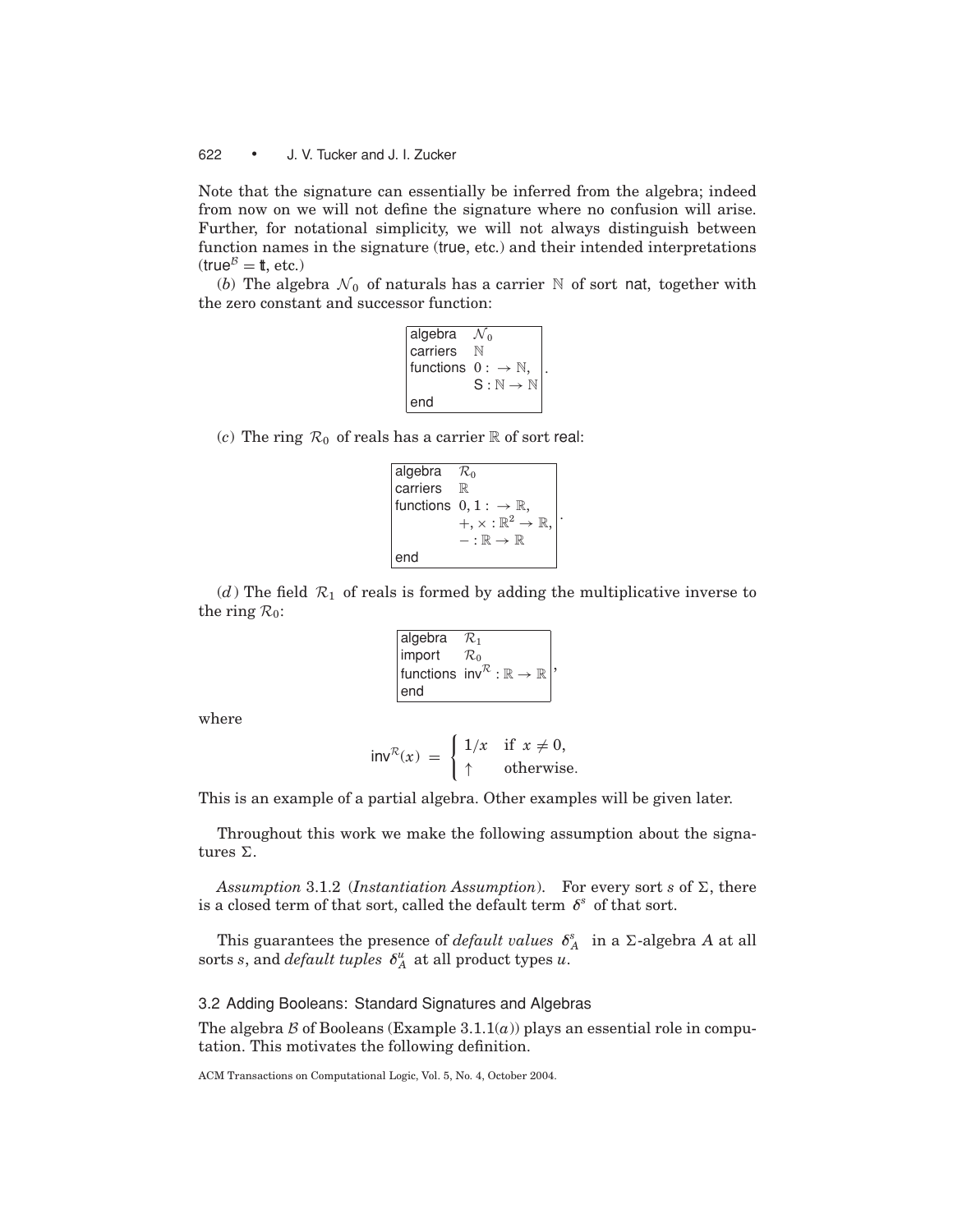Note that the signature can essentially be inferred from the algebra; indeed from now on we will not define the signature where no confusion will arise. Further, for notational simplicity, we will not always distinguish between function names in the signature (true, etc.) and their intended interpretations ($\mathsf{true}^{\mathcal{B}} = \mathtt{t}$, etc.)

(*b*) The algebra $\mathcal{N}_0$ of naturals has a carrier $\mathbb{N}$ of sort nat, together with the zero constant and successor function:

| | |
|---|---|
| algebra | $\mathcal{N}_0$ |
| carriers | $\mathbb{N}$ |
| functions | $0 : \to \mathbb{N}$, |
| | $\mathsf{S} : \mathbb{N} \to \mathbb{N}$ |
| end | |

(*c*) The ring $\mathcal{R}_0$ of reals has a carrier $\mathbb{R}$ of sort real:

| | |
|---|---|
| algebra | $\mathcal{R}_0$ |
| carriers | $\mathbb{R}$ |
| functions | $0, 1 : \to \mathbb{R}$, |
| | $+, \times : \mathbb{R}^2 \to \mathbb{R}$, |
| | $- : \mathbb{R} \to \mathbb{R}$ |
| end | |

(*d*) The field $\mathcal{R}_1$ of reals is formed by adding the multiplicative inverse to the ring $\mathcal{R}_0$:

| | |
|---|---|
| algebra | $\mathcal{R}_1$ |
| import | $\mathcal{R}_0$ |
| functions | $\mathsf{inv}^{\mathcal{R}} : \mathbb{R} \to \mathbb{R}$ |
| end | |

where

$$\mathsf{inv}^{\mathcal{R}}(x) = \begin{cases} 1/x & \text{if } x \neq 0, \\ \uparrow & \text{otherwise.} \end{cases}$$

This is an example of a partial algebra. Other examples will be given later.

Throughout this work we make the following assumption about the signatures $\Sigma$.

*Assumption* 3.1.2 (*Instantiation Assumption*). For every sort $s$ of $\Sigma$, there is a closed term of that sort, called the default term $\delta^s$ of that sort.

This guarantees the presence of *default values* $\delta^s_A$ in a $\Sigma$-algebra $A$ at all sorts $s$, and *default tuples* $\delta^u_A$ at all product types $u$.

## 3.2 Adding Booleans: Standard Signatures and Algebras

The algebra $\mathcal{B}$ of Booleans (Example 3.1.1(*a*)) plays an essential role in computation. This motivates the following definition.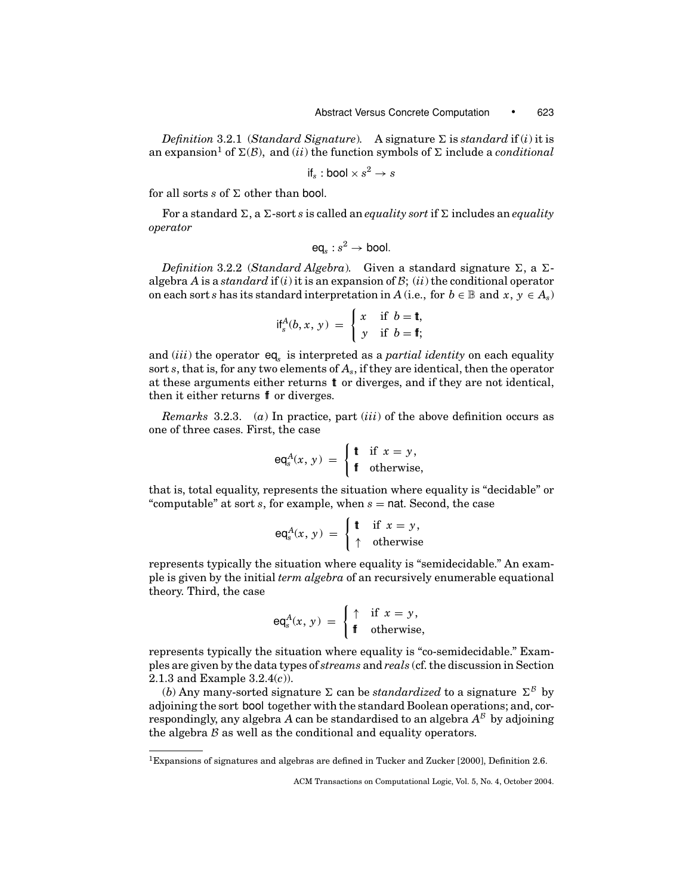*Definition* 3.2.1 (*Standard Signature*). A signature $\Sigma$ is *standard* if $(i)$ it is an expansion[1] of $\Sigma(\mathcal{B})$, and $(ii)$ the function symbols of $\Sigma$ include a *conditional*

$$\mathsf{if}_s : \mathsf{bool} \times s^2 \to s$$

for all sorts $s$ of $\Sigma$ other than $\mathsf{bool}$.

For a standard $\Sigma$, a $\Sigma$-sort $s$ is called an *equality sort* if $\Sigma$ includes an *equality operator*

$$\mathsf{eq}_s : s^2 \to \mathsf{bool}.$$

*Definition* 3.2.2 (*Standard Algebra*). Given a standard signature $\Sigma$, a $\Sigma$-algebra $A$ is a *standard* if $(i)$ it is an expansion of $\mathcal{B}$; $(ii)$ the conditional operator on each sort $s$ has its standard interpretation in $A$ (i.e., for $b \in \mathbb{B}$ and $x, y \in A_s$)

$$\mathsf{if}_s^A(b, x, y) = \begin{cases} x & \text{if } b = \mathtt{tt}, \\ y & \text{if } b = \mathtt{ff}; \end{cases}$$

and $(iii)$ the operator $\mathsf{eq}_s$ is interpreted as a *partial identity* on each equality sort $s$, that is, for any two elements of $A_s$, if they are identical, then the operator at these arguments either returns $\mathtt{tt}$ or diverges, and if they are not identical, then it either returns $\mathtt{ff}$ or diverges.

*Remarks* 3.2.3. $(a)$ In practice, part $(iii)$ of the above definition occurs as one of three cases. First, the case

$$\mathsf{eq}_s^A(x, y) = \begin{cases} \mathtt{tt} & \text{if } x = y, \\ \mathtt{ff} & \text{otherwise,} \end{cases}$$

that is, total equality, represents the situation where equality is "decidable" or "computable" at sort $s$, for example, when $s = \mathsf{nat}$. Second, the case

$$\mathsf{eq}_s^A(x, y) = \begin{cases} \mathtt{tt} & \text{if } x = y, \\ \uparrow & \text{otherwise} \end{cases}$$

represents typically the situation where equality is "semidecidable." An example is given by the initial *term algebra* of an recursively enumerable equational theory. Third, the case

$$\mathsf{eq}_s^A(x, y) = \begin{cases} \uparrow & \text{if } x = y, \\ \mathtt{ff} & \text{otherwise,} \end{cases}$$

represents typically the situation where equality is "co-semidecidable." Examples are given by the data types of *streams* and *reals* (cf. the discussion in Section 2.1.3 and Example 3.2.4$(c)$).

$(b)$ Any many-sorted signature $\Sigma$ can be *standardized* to a signature $\Sigma^{\mathcal{B}}$ by adjoining the sort $\mathsf{bool}$ together with the standard Boolean operations; and, correspondingly, any algebra $A$ can be standardised to an algebra $A^{\mathcal{B}}$ by adjoining the algebra $\mathcal{B}$ as well as the conditional and equality operators.

---

[1] Expansions of signatures and algebras are defined in Tucker and Zucker [2000], Definition 2.6.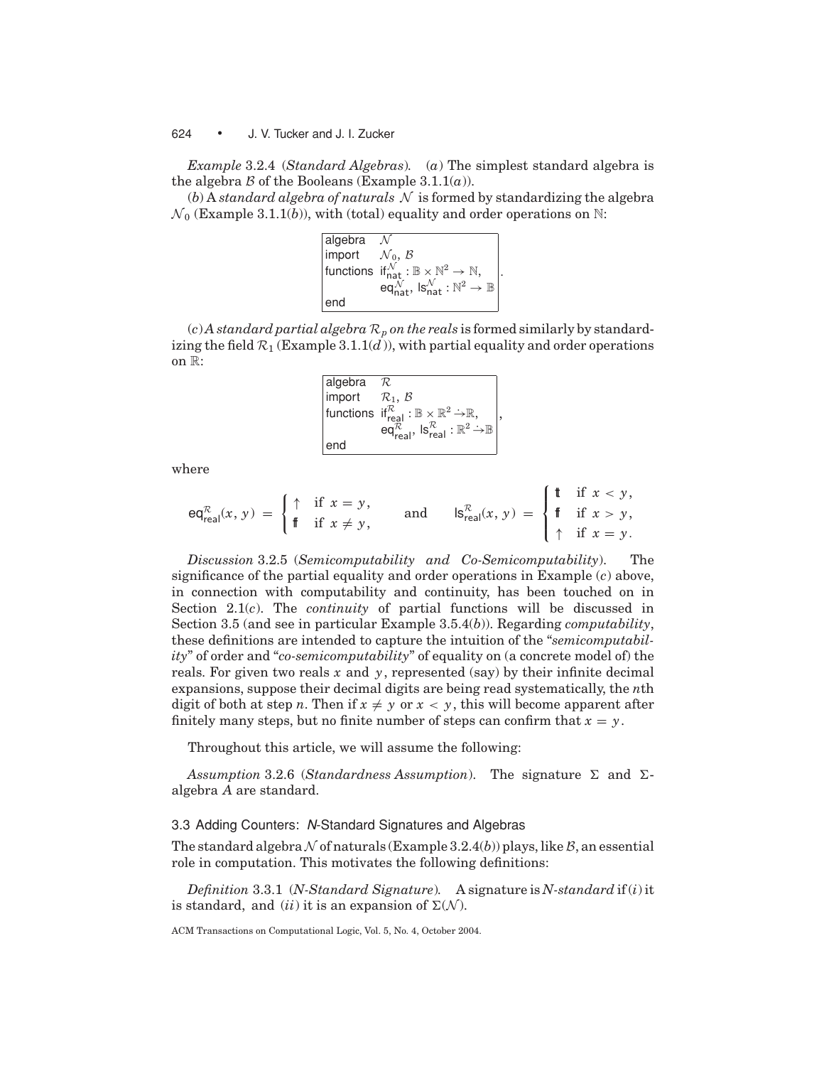*Example* 3.2.4 (*Standard Algebras*). (*a*) The simplest standard algebra is the algebra $\mathcal{B}$ of the Booleans (Example 3.1.1(*a*)).

(*b*) A *standard algebra of naturals* $\mathcal{N}$ is formed by standardizing the algebra $\mathcal{N}_0$ (Example 3.1.1(*b*)), with (total) equality and order operations on $\mathbb{N}$:

| algebra | $\mathcal{N}$ |
|---|---|
| import | $\mathcal{N}_0$, $\mathcal{B}$ |
| functions | $\mathsf{if}^{\mathcal{N}}_{\mathsf{nat}} : \mathbb{B} \times \mathbb{N}^2 \to \mathbb{N}$, |
| | $\mathsf{eq}^{\mathcal{N}}_{\mathsf{nat}}$, $\mathsf{ls}^{\mathcal{N}}_{\mathsf{nat}} : \mathbb{N}^2 \to \mathbb{B}$ |
| end | |

(*c*) *A standard partial algebra* $\mathcal{R}_p$ *on the reals* is formed similarly by standardizing the field $\mathcal{R}_1$ (Example 3.1.1(*d*)), with partial equality and order operations on $\mathbb{R}$:

| algebra | $\mathcal{R}$ |
|---|---|
| import | $\mathcal{R}_1$, $\mathcal{B}$ |
| functions | $\mathsf{if}^{\mathcal{R}}_{\mathsf{real}} : \mathbb{B} \times \mathbb{R}^2 \rightharpoonup \mathbb{R}$, |
| | $\mathsf{eq}^{\mathcal{R}}_{\mathsf{real}}$, $\mathsf{ls}^{\mathcal{R}}_{\mathsf{real}} : \mathbb{R}^2 \rightharpoonup \mathbb{B}$ |
| end | |

where

$$\mathsf{eq}^{\mathcal{R}}_{\mathsf{real}}(x, y) = \begin{cases} \uparrow & \text{if } x = y, \\ \mathsf{ff} & \text{if } x \neq y, \end{cases} \qquad \text{and} \qquad \mathsf{ls}^{\mathcal{R}}_{\mathsf{real}}(x, y) = \begin{cases} \mathsf{tt} & \text{if } x < y, \\ \mathsf{ff} & \text{if } x > y, \\ \uparrow & \text{if } x = y. \end{cases}$$

*Discussion* 3.2.5 (*Semicomputability and Co-Semicomputability*). The significance of the partial equality and order operations in Example (*c*) above, in connection with computability and continuity, has been touched on in Section 2.1(*c*). The *continuity* of partial functions will be discussed in Section 3.5 (and see in particular Example 3.5.4(*b*)). Regarding *computability*, these definitions are intended to capture the intuition of the "*semicomputability*" of order and "*co-semicomputability*" of equality on (a concrete model of) the reals. For given two reals $x$ and $y$, represented (say) by their infinite decimal expansions, suppose their decimal digits are being read systematically, the $n$th digit of both at step $n$. Then if $x \neq y$ or $x < y$, this will become apparent after finitely many steps, but no finite number of steps can confirm that $x = y$.

Throughout this article, we will assume the following:

*Assumption* 3.2.6 (*Standardness Assumption*). The signature $\Sigma$ and $\Sigma$-algebra $A$ are standard.

### 3.3 Adding Counters: *N*-Standard Signatures and Algebras

The standard algebra $\mathcal{N}$ of naturals (Example 3.2.4(*b*)) plays, like $\mathcal{B}$, an essential role in computation. This motivates the following definitions:

*Definition* 3.3.1 (*N-Standard Signature*). A signature is *N-standard* if (*i*) it is standard, and (*ii*) it is an expansion of $\Sigma(\mathcal{N})$.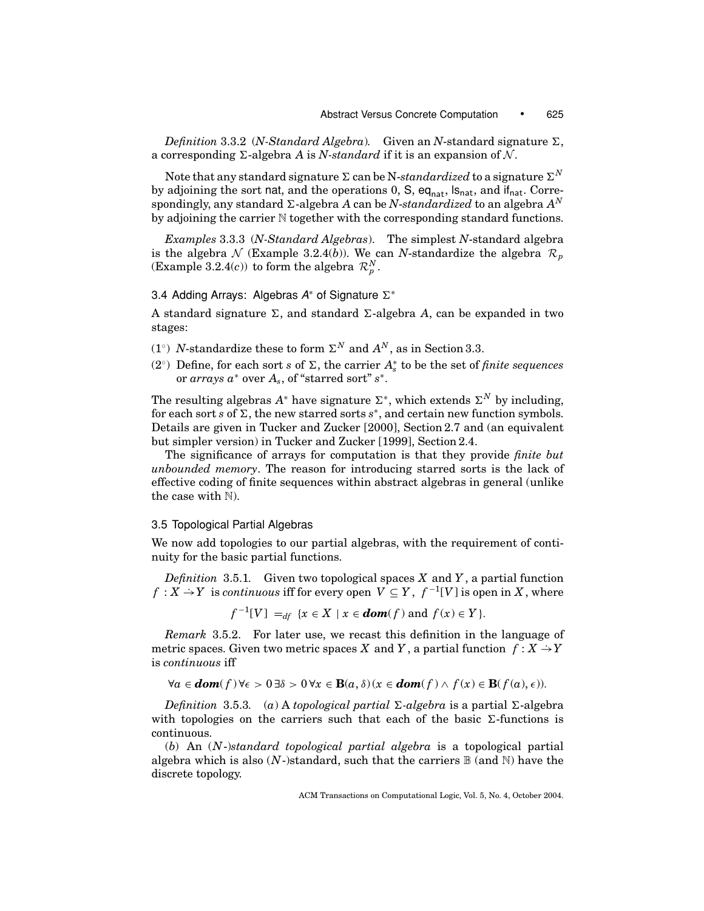*Definition* 3.3.2 (*N-Standard Algebra*). Given an *N*-standard signature $\Sigma$, a corresponding $\Sigma$-algebra $A$ is *N-standard* if it is an expansion of $\mathcal{N}$.

Note that any standard signature $\Sigma$ can be N-*standardized* to a signature $\Sigma^N$ by adjoining the sort nat, and the operations 0, S, $\mathsf{eq}_{\mathsf{nat}}$, $\mathsf{ls}_{\mathsf{nat}}$, and $\mathsf{if}_{\mathsf{nat}}$. Correspondingly, any standard $\Sigma$-algebra $A$ can be *N-standardized* to an algebra $A^N$ by adjoining the carrier $\mathbb{N}$ together with the corresponding standard functions.

*Examples* 3.3.3 (*N-Standard Algebras*). The simplest *N*-standard algebra is the algebra $\mathcal{N}$ (Example 3.2.4(*b*)). We can *N*-standardize the algebra $\mathcal{R}_p$ (Example 3.2.4(*c*)) to form the algebra $\mathcal{R}_p^N$.

### 3.4 Adding Arrays: Algebras $A^*$ of Signature $\Sigma^*$

A standard signature $\Sigma$, and standard $\Sigma$-algebra $A$, can be expanded in two stages:

(1°) *N*-standardize these to form $\Sigma^N$ and $A^N$, as in Section 3.3.

(2°) Define, for each sort $s$ of $\Sigma$, the carrier $A_s^*$ to be the set of *finite sequences* or *arrays* $a^*$ over $A_s$, of "starred sort" $s^*$.

The resulting algebras $A^*$ have signature $\Sigma^*$, which extends $\Sigma^N$ by including, for each sort $s$ of $\Sigma$, the new starred sorts $s^*$, and certain new function symbols. Details are given in Tucker and Zucker [2000], Section 2.7 and (an equivalent but simpler version) in Tucker and Zucker [1999], Section 2.4.

The significance of arrays for computation is that they provide *finite but unbounded memory*. The reason for introducing starred sorts is the lack of effective coding of finite sequences within abstract algebras in general (unlike the case with $\mathbb{N}$).

### 3.5 Topological Partial Algebras

We now add topologies to our partial algebras, with the requirement of continuity for the basic partial functions.

*Definition* 3.5.1. Given two topological spaces $X$ and $Y$, a partial function $f : X \rightharpoonup Y$ is *continuous* iff for every open $V \subseteq Y$, $f^{-1}[V]$ is open in $X$, where

$$f^{-1}[V] \;=_{df}\; \{x \in X \mid x \in \boldsymbol{dom}(f) \text{ and } f(x) \in Y\}.$$

*Remark* 3.5.2. For later use, we recast this definition in the language of metric spaces. Given two metric spaces $X$ and $Y$, a partial function $f : X \rightharpoonup Y$ is *continuous* iff

$$\forall a \in \boldsymbol{dom}(f)\, \forall \epsilon > 0\, \exists \delta > 0\, \forall x \in \mathbf{B}(a, \delta)(x \in \boldsymbol{dom}(f) \wedge f(x) \in \mathbf{B}(f(a), \epsilon)).$$

*Definition* 3.5.3. (*a*) A *topological partial* $\Sigma$-*algebra* is a partial $\Sigma$-algebra with topologies on the carriers such that each of the basic $\Sigma$-functions is continuous.

(*b*) An (*N*-)*standard topological partial algebra* is a topological partial algebra which is also (*N*-)standard, such that the carriers $\mathbb{B}$ (and $\mathbb{N}$) have the discrete topology.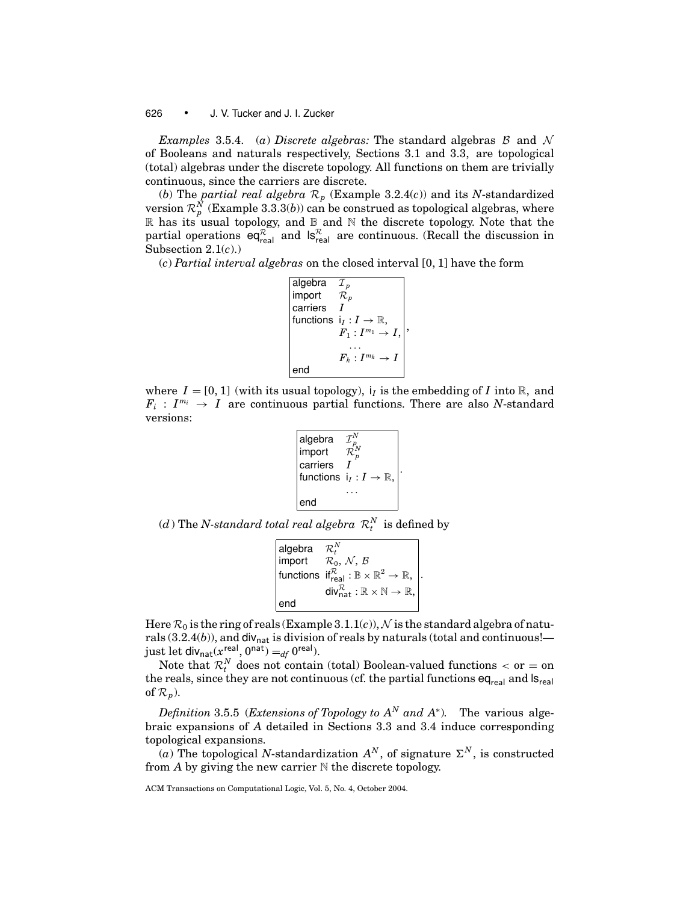*Examples* 3.5.4. (*a*) *Discrete algebras:* The standard algebras $\mathcal{B}$ and $\mathcal{N}$ of Booleans and naturals respectively, Sections 3.1 and 3.3, are topological (total) algebras under the discrete topology. All functions on them are trivially continuous, since the carriers are discrete.

(*b*) The *partial real algebra* $\mathcal{R}_p$ (Example 3.2.4(*c*)) and its *N*-standardized version $\mathcal{R}_p^N$ (Example 3.3.3(*b*)) can be construed as topological algebras, where $\mathbb{R}$ has its usual topology, and $\mathbb{B}$ and $\mathbb{N}$ the discrete topology. Note that the partial operations $\mathsf{eq}^{\mathcal{R}}_{\mathsf{real}}$ and $\mathsf{ls}^{\mathcal{R}}_{\mathsf{real}}$ are continuous. (Recall the discussion in Subsection 2.1(*c*).)

(*c*) *Partial interval algebras* on the closed interval $[0, 1]$ have the form

$$
\begin{array}{|ll|}
\hline
\mathsf{algebra} & \mathcal{I}_p \\
\mathsf{import} & \mathcal{R}_p \\
\mathsf{carriers} & I \\
\mathsf{functions} & \mathsf{i}_I : I \to \mathbb{R}, \\
 & F_1 : I^{m_1} \to I, \\
 & \dots \\
 & F_k : I^{m_k} \to I \\
\mathsf{end} & \\
\hline
\end{array},
$$

where $I = [0, 1]$ (with its usual topology), $\mathsf{i}_I$ is the embedding of $I$ into $\mathbb{R}$, and $F_i : I^{m_i} \to I$ are continuous partial functions. There are also *N*-standard versions:

$$
\begin{array}{|ll|}
\hline
\mathsf{algebra} & \mathcal{I}_p^N \\
\mathsf{import} & \mathcal{R}_p^N \\
\mathsf{carriers} & I \\
\mathsf{functions} & \mathsf{i}_I : I \to \mathbb{R}, \\
 & \dots \\
\mathsf{end} & \\
\hline
\end{array}.
$$

(*d*) The *N-standard total real algebra* $\mathcal{R}_t^N$ is defined by

$$
\begin{array}{|ll|}
\hline
\mathsf{algebra} & \mathcal{R}_t^N \\
\mathsf{import} & \mathcal{R}_0,\ \mathcal{N},\ \mathcal{B} \\
\mathsf{functions} & \mathsf{if}^{\mathcal{R}}_{\mathsf{real}} : \mathbb{B} \times \mathbb{R}^2 \to \mathbb{R}, \\
 & \mathsf{div}^{\mathcal{R}}_{\mathsf{nat}} : \mathbb{R} \times \mathbb{N} \to \mathbb{R}, \\
\mathsf{end} & \\
\hline
\end{array}.
$$

Here $\mathcal{R}_0$ is the ring of reals (Example 3.1.1(*c*)), $\mathcal{N}$ is the standard algebra of naturals (3.2.4(*b*)), and $\mathsf{div}_{\mathsf{nat}}$ is division of reals by naturals (total and continuous!—just let $\mathsf{div}_{\mathsf{nat}}(x^{\mathsf{real}}, 0^{\mathsf{nat}}) =_{df} 0^{\mathsf{real}}$).

Note that $\mathcal{R}_t^N$ does not contain (total) Boolean-valued functions $<$ or $=$ on the reals, since they are not continuous (cf. the partial functions $\mathsf{eq}_{\mathsf{real}}$ and $\mathsf{ls}_{\mathsf{real}}$ of $\mathcal{R}_p$).

*Definition* 3.5.5 (*Extensions of Topology to $A^N$ and $A^*$*). The various algebraic expansions of $A$ detailed in Sections 3.3 and 3.4 induce corresponding topological expansions.

(*a*) The topological *N*-standardization $A^N$, of signature $\Sigma^N$, is constructed from $A$ by giving the new carrier $\mathbb{N}$ the discrete topology.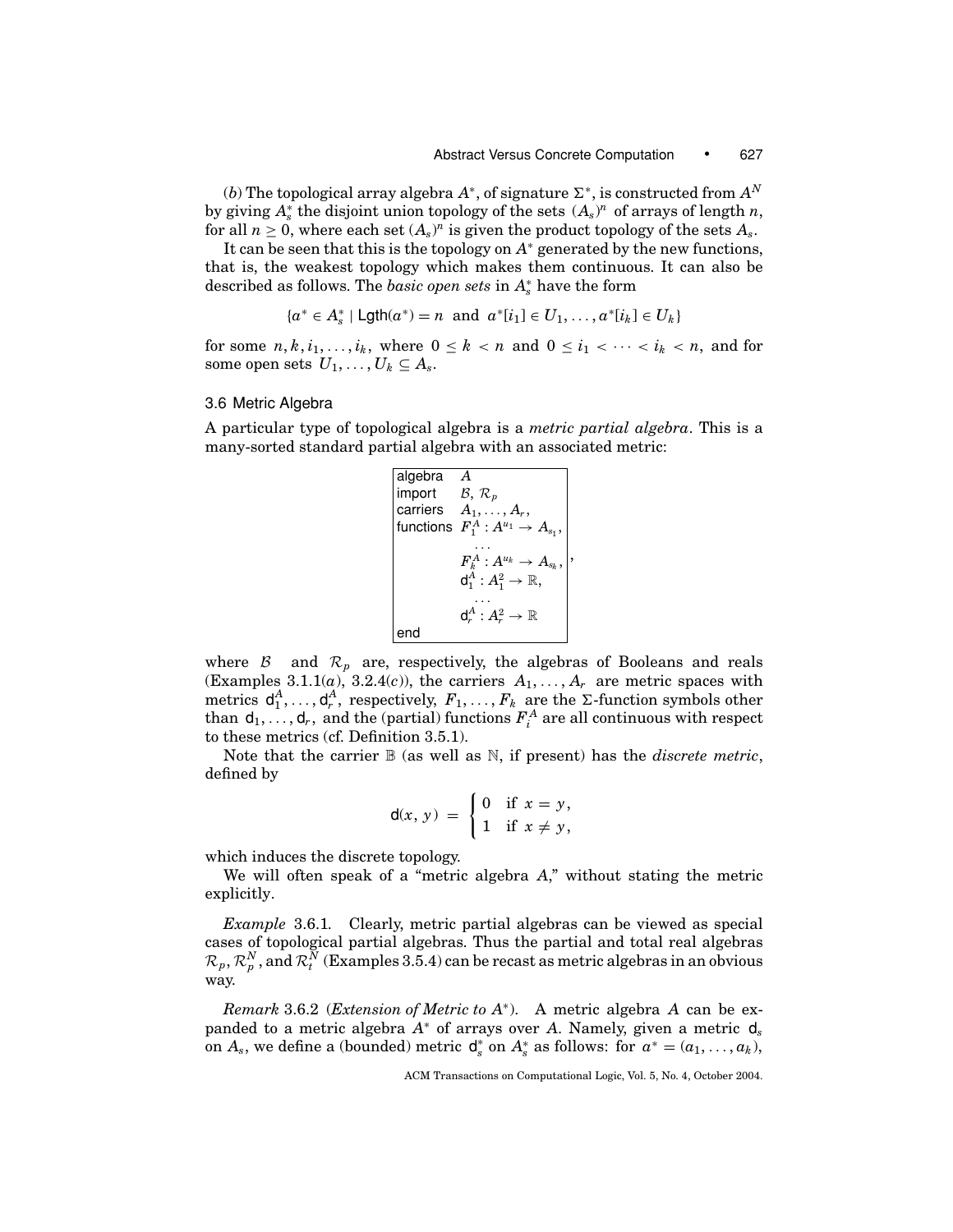(*b*) The topological array algebra $A^*$, of signature $\Sigma^*$, is constructed from $A^N$ by giving $A_s^*$ the disjoint union topology of the sets $(A_s)^n$ of arrays of length $n$, for all $n \geq 0$, where each set $(A_s)^n$ is given the product topology of the sets $A_s$.

It can be seen that this is the topology on $A^*$ generated by the new functions, that is, the weakest topology which makes them continuous. It can also be described as follows. The *basic open sets* in $A_s^*$ have the form

$$\{a^* \in A_s^* \mid \mathsf{Lgth}(a^*) = n \text{ and } a^*[i_1] \in U_1, \ldots, a^*[i_k] \in U_k\}$$

for some $n, k, i_1, \ldots, i_k$, where $0 \leq k < n$ and $0 \leq i_1 < \cdots < i_k < n$, and for some open sets $U_1, \ldots, U_k \subseteq A_s$.

### 3.6 Metric Algebra

A particular type of topological algebra is a *metric partial algebra*. This is a many-sorted standard partial algebra with an associated metric:

| | |
|---|---|
| algebra | $A$ |
| import | $\mathcal{B}$, $\mathcal{R}_p$ |
| carriers | $A_1, \ldots, A_r$, |
| functions | $F_1^A : A^{u_1} \to A_{s_1}$, |
| | $\ldots$ |
| | $F_k^A : A^{u_k} \to A_{s_k}$, |
| | $\mathsf{d}_1^A : A_1^2 \to \mathbb{R}$, |
| | $\ldots$ |
| | $\mathsf{d}_r^A : A_r^2 \to \mathbb{R}$ |
| end | |

where $\mathcal{B}$ and $\mathcal{R}_p$ are, respectively, the algebras of Booleans and reals (Examples 3.1.1(*a*), 3.2.4(*c*)), the carriers $A_1, \ldots, A_r$ are metric spaces with metrics $\mathsf{d}_1^A, \ldots, \mathsf{d}_r^A$, respectively, $F_1, \ldots, F_k$ are the $\Sigma$-function symbols other than $\mathsf{d}_1, \ldots, \mathsf{d}_r$, and the (partial) functions $F_i^A$ are all continuous with respect to these metrics (cf. Definition 3.5.1).

Note that the carrier $\mathbb{B}$ (as well as $\mathbb{N}$, if present) has the *discrete metric*, defined by

$$\mathsf{d}(x, y) = \begin{cases} 0 & \text{if } x = y, \\ 1 & \text{if } x \neq y, \end{cases}$$

which induces the discrete topology.

We will often speak of a "metric algebra $A$," without stating the metric explicitly.

*Example* 3.6.1. Clearly, metric partial algebras can be viewed as special cases of topological partial algebras. Thus the partial and total real algebras $\mathcal{R}_p, \mathcal{R}_p^N$, and $\mathcal{R}_t^N$ (Examples 3.5.4) can be recast as metric algebras in an obvious way.

*Remark* 3.6.2 (*Extension of Metric to $A^*$*). A metric algebra $A$ can be expanded to a metric algebra $A^*$ of arrays over $A$. Namely, given a metric $\mathsf{d}_s$ on $A_s$, we define a (bounded) metric $\mathsf{d}_s^*$ on $A_s^*$ as follows: for $a^* = (a_1, \ldots, a_k)$,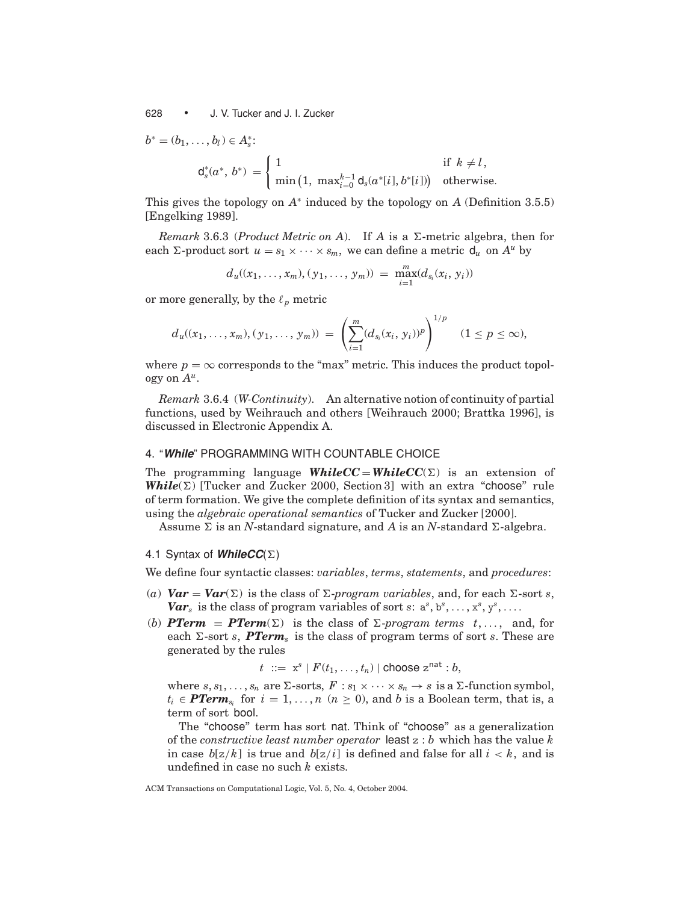$b^* = (b_1, \ldots, b_l) \in A_s^*$:

$$\mathsf{d}_s^*(a^*, b^*) = \begin{cases} 1 & \text{if } k \neq l, \\ \min\left(1, \max_{i=0}^{k-1} \mathsf{d}_s(a^*[i], b^*[i])\right) & \text{otherwise.} \end{cases}$$

This gives the topology on $A^*$ induced by the topology on $A$ (Definition 3.5.5) [Engelking 1989].

*Remark* 3.6.3 (*Product Metric on A*). If $A$ is a $\Sigma$-metric algebra, then for each $\Sigma$-product sort $u = s_1 \times \cdots \times s_m$, we can define a metric $\mathsf{d}_u$ on $A^u$ by

$$d_u((x_1, \ldots, x_m), (y_1, \ldots, y_m)) = \max_{i=1}^{m}(d_{s_i}(x_i, y_i))$$

or more generally, by the $\ell_p$ metric

$$d_u((x_1, \ldots, x_m), (y_1, \ldots, y_m)) = \left(\sum_{i=1}^{m}(d_{s_i}(x_i, y_i))^p\right)^{1/p} \quad (1 \leq p \leq \infty),$$

where $p = \infty$ corresponds to the "max" metric. This induces the product topology on $A^u$.

*Remark* 3.6.4 (*W-Continuity*). An alternative notion of continuity of partial functions, used by Weihrauch and others [Weihrauch 2000; Brattka 1996], is discussed in Electronic Appendix A.

## 4. "*While*" PROGRAMMING WITH COUNTABLE CHOICE

The programming language ***WhileCC*** $=$ ***WhileCC***$(\Sigma)$ is an extension of ***While***$(\Sigma)$ [Tucker and Zucker 2000, Section 3] with an extra "choose" rule of term formation. We give the complete definition of its syntax and semantics, using the *algebraic operational semantics* of Tucker and Zucker [2000].

Assume $\Sigma$ is an $N$-standard signature, and $A$ is an $N$-standard $\Sigma$-algebra.

### 4.1 Syntax of *WhileCC*$(\Sigma)$

We define four syntactic classes: *variables*, *terms*, *statements*, and *procedures*:

(*a*) ***Var*** $=$ ***Var***$(\Sigma)$ is the class of $\Sigma$-*program variables*, and, for each $\Sigma$-sort $s$, ***Var***$_s$ is the class of program variables of sort $s$: $\mathsf{a}^s, \mathsf{b}^s, \ldots, \mathsf{x}^s, \mathsf{y}^s, \ldots$.

(*b*) ***PTerm*** $=$ ***PTerm***$(\Sigma)$ is the class of $\Sigma$-*program terms* $t, \ldots$, and, for each $\Sigma$-sort $s$, ***PTerm***$_s$ is the class of program terms of sort $s$. These are generated by the rules

$$t \ ::= \ \mathsf{x}^s \mid F(t_1, \ldots, t_n) \mid \mathsf{choose}\ \mathsf{z}^{\mathsf{nat}} : b,$$

where $s, s_1, \ldots, s_n$ are $\Sigma$-sorts, $F : s_1 \times \cdots \times s_n \to s$ is a $\Sigma$-function symbol, $t_i \in$ ***PTerm***$_{s_i}$ for $i = 1, \ldots, n$ $(n \geq 0)$, and $b$ is a Boolean term, that is, a term of sort bool.

The "choose" term has sort nat. Think of "choose" as a generalization of the *constructive least number operator* $\mathsf{least}\ \mathsf{z} : b$ which has the value $k$ in case $b[\mathsf{z}/k]$ is true and $b[\mathsf{z}/i]$ is defined and false for all $i < k$, and is undefined in case no such $k$ exists.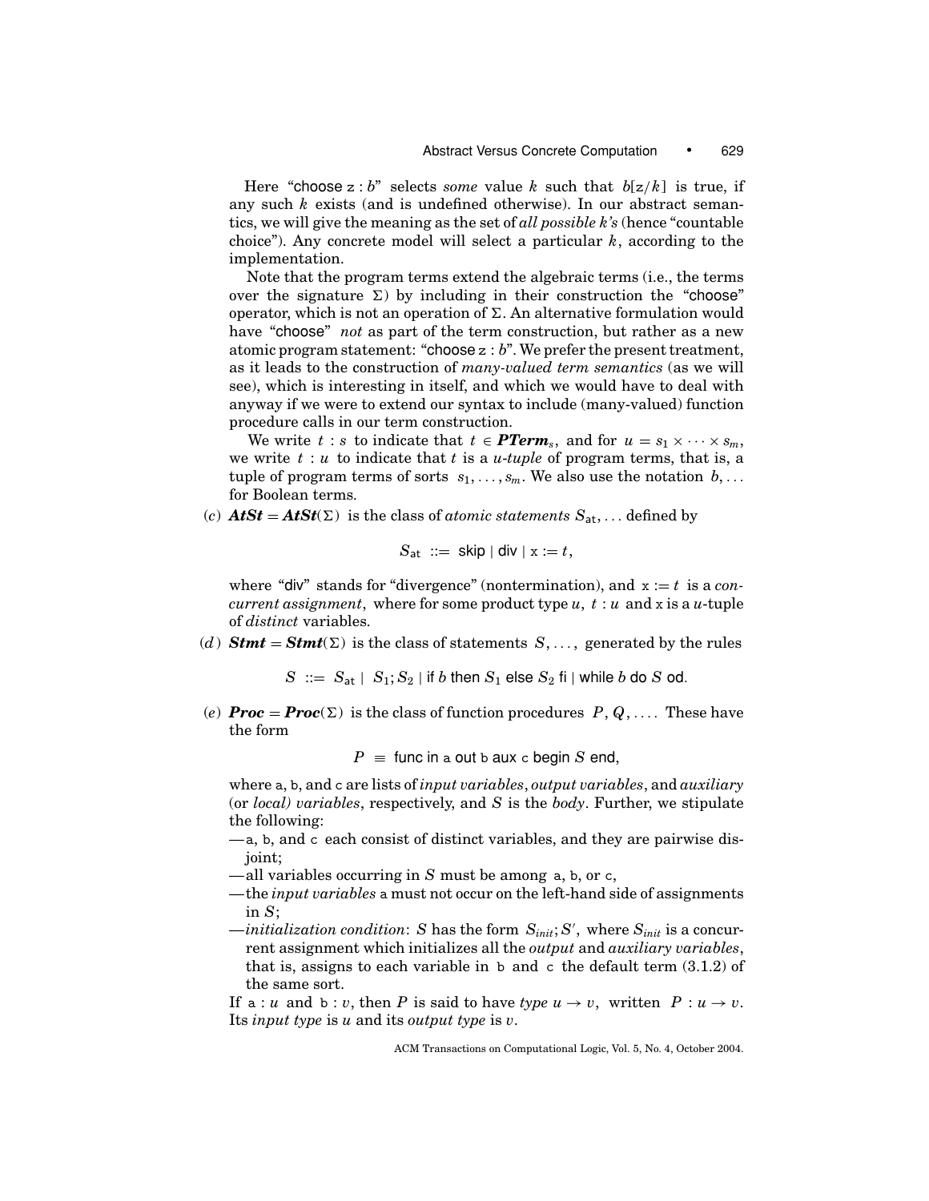Here "choose $\mathtt{z} : b$" selects *some* value $k$ such that $b[\mathtt{z}/k]$ is true, if any such $k$ exists (and is undefined otherwise). In our abstract semantics, we will give the meaning as the set of *all possible k's* (hence "countable choice"). Any concrete model will select a particular $k$, according to the implementation.

Note that the program terms extend the algebraic terms (i.e., the terms over the signature $\Sigma$) by including in their construction the "choose" operator, which is not an operation of $\Sigma$. An alternative formulation would have "choose" *not* as part of the term construction, but rather as a new atomic program statement: "choose $\mathtt{z} : b$". We prefer the present treatment, as it leads to the construction of *many-valued term semantics* (as we will see), which is interesting in itself, and which we would have to deal with anyway if we were to extend our syntax to include (many-valued) function procedure calls in our term construction.

We write $t : s$ to indicate that $t \in \boldsymbol{PTerm}_s$, and for $u = s_1 \times \cdots \times s_m$, we write $t : u$ to indicate that $t$ is a *u-tuple* of program terms, that is, a tuple of program terms of sorts $s_1, \ldots, s_m$. We also use the notation $b, \ldots$ for Boolean terms.

(*c*) $\boldsymbol{AtSt} = \boldsymbol{AtSt}(\Sigma)$ is the class of *atomic statements* $S_{\mathsf{at}}, \ldots$ defined by

$$S_{\mathsf{at}} \ ::= \ \mathsf{skip} \mid \mathsf{div} \mid \mathtt{x} := t,$$

where "div" stands for "divergence" (nontermination), and $\mathtt{x} := t$ is a *concurrent assignment*, where for some product type $u$, $t : u$ and $\mathtt{x}$ is a $u$-tuple of *distinct* variables.

(*d*) $\boldsymbol{Stmt} = \boldsymbol{Stmt}(\Sigma)$ is the class of statements $S, \ldots,$ generated by the rules

$$S \ ::= \ S_{\mathsf{at}} \mid \ S_1; S_2 \mid \mathsf{if}\ b\ \mathsf{then}\ S_1\ \mathsf{else}\ S_2\ \mathsf{fi} \mid \mathsf{while}\ b\ \mathsf{do}\ S\ \mathsf{od}.$$

(*e*) $\boldsymbol{Proc} = \boldsymbol{Proc}(\Sigma)$ is the class of function procedures $P, Q, \ldots$. These have the form

$$P \ \equiv \ \mathsf{func\ in}\ \mathtt{a}\ \mathsf{out}\ \mathtt{b}\ \mathsf{aux}\ \mathtt{c}\ \mathsf{begin}\ S\ \mathsf{end},$$

where a, b, and c are lists of *input variables*, *output variables*, and *auxiliary* (or *local) variables*, respectively, and $S$ is the *body*. Further, we stipulate the following:

- a, b, and c each consist of distinct variables, and they are pairwise disjoint;
- all variables occurring in $S$ must be among a, b, or c,
- the *input variables* a must not occur on the left-hand side of assignments in $S$;
- *initialization condition*: $S$ has the form $S_{init}; S'$, where $S_{init}$ is a concurrent assignment which initializes all the *output* and *auxiliary variables*, that is, assigns to each variable in b and c the default term (3.1.2) of the same sort.

If $\mathtt{a} : u$ and $\mathtt{b} : v$, then $P$ is said to have *type* $u \to v$, written $P : u \to v$. Its *input type* is $u$ and its *output type* is $v$.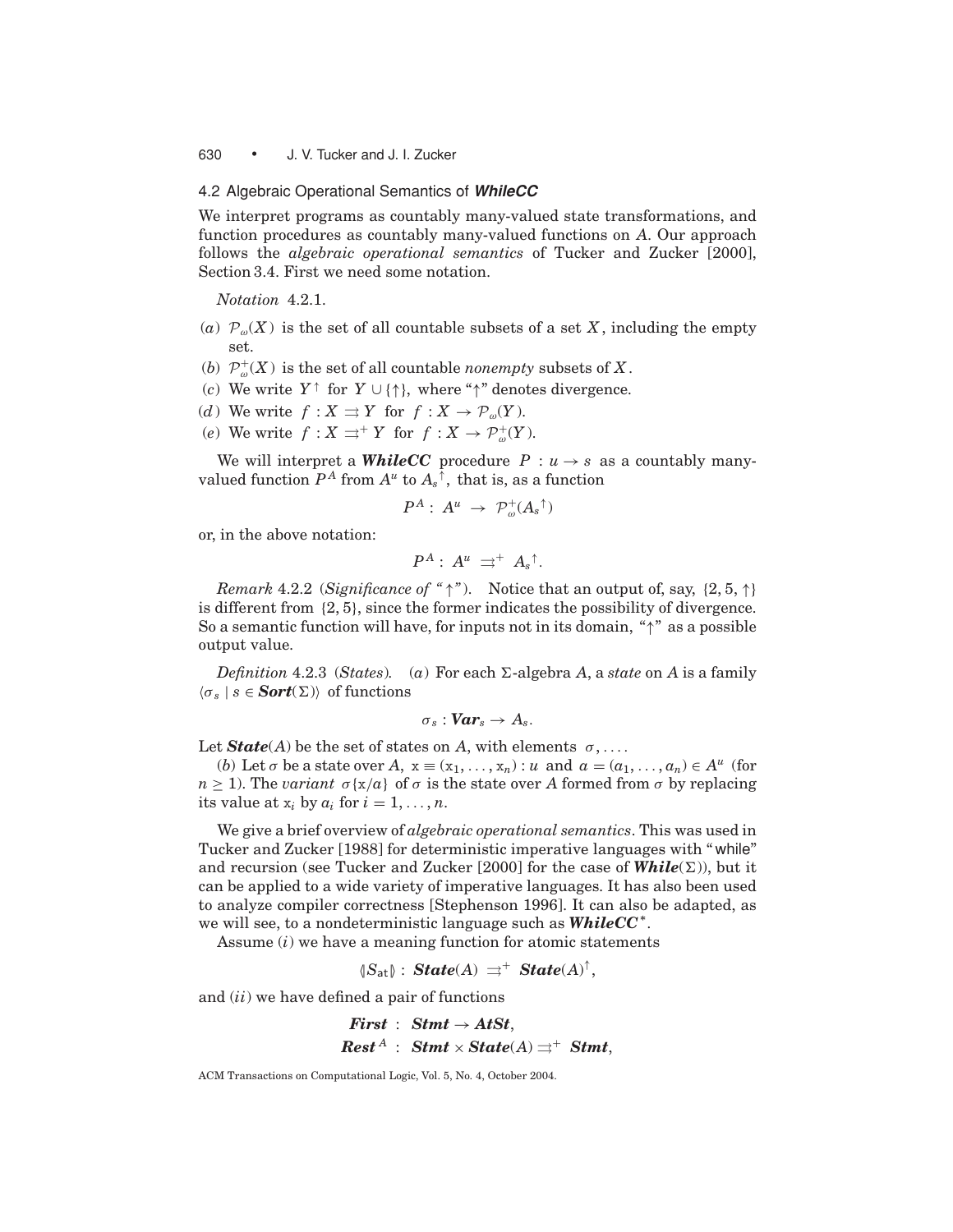## 4.2 Algebraic Operational Semantics of *WhileCC*

We interpret programs as countably many-valued state transformations, and function procedures as countably many-valued functions on $A$. Our approach follows the *algebraic operational semantics* of Tucker and Zucker [2000], Section 3.4. First we need some notation.

*Notation* 4.2.1.

(*a*) $\mathcal{P}_\omega(X)$ is the set of all countable subsets of a set $X$, including the empty set.

(*b*) $\mathcal{P}_\omega^+(X)$ is the set of all countable *nonempty* subsets of $X$.

(*c*) We write $Y^\uparrow$ for $Y \cup \{\uparrow\}$, where "$\uparrow$" denotes divergence.

(*d*) We write $f : X \rightrightarrows Y$ for $f : X \to \mathcal{P}_\omega(Y)$.

(*e*) We write $f : X \rightrightarrows^+ Y$ for $f : X \to \mathcal{P}_\omega^+(Y)$.

We will interpret a ***WhileCC*** procedure $P : u \to s$ as a countably many-valued function $P^A$ from $A^u$ to $A_s{}^\uparrow$, that is, as a function

$$P^A : \ A^u \ \to \ \mathcal{P}_\omega^+(A_s{}^\uparrow)$$

or, in the above notation:

$$P^A : \ A^u \ \rightrightarrows^+ \ A_s{}^\uparrow.$$

*Remark* 4.2.2 (*Significance of "$\uparrow$"*). Notice that an output of, say, $\{2, 5, \uparrow\}$ is different from $\{2, 5\}$, since the former indicates the possibility of divergence. So a semantic function will have, for inputs not in its domain, "$\uparrow$" as a possible output value.

*Definition* 4.2.3 (*States*). (*a*) For each $\Sigma$-algebra $A$, a *state* on $A$ is a family $\langle \sigma_s \mid s \in \textbf{\textit{Sort}}(\Sigma) \rangle$ of functions

$$\sigma_s : \textbf{\textit{Var}}_s \to A_s.$$

Let $\textbf{\textit{State}}(A)$ be the set of states on $A$, with elements $\sigma, \ldots$.

(*b*) Let $\sigma$ be a state over $A$, $\mathtt{x} \equiv (\mathtt{x}_1, \ldots, \mathtt{x}_n) : u$ and $a = (a_1, \ldots, a_n) \in A^u$ (for $n \geq 1$). The *variant* $\sigma\{\mathtt{x}/a\}$ of $\sigma$ is the state over $A$ formed from $\sigma$ by replacing its value at $\mathtt{x}_i$ by $a_i$ for $i = 1, \ldots, n$.

We give a brief overview of *algebraic operational semantics*. This was used in Tucker and Zucker [1988] for deterministic imperative languages with "while" and recursion (see Tucker and Zucker [2000] for the case of $\textbf{\textit{While}}(\Sigma)$), but it can be applied to a wide variety of imperative languages. It has also been used to analyze compiler correctness [Stephenson 1996]. It can also be adapted, as we will see, to a nondeterministic language such as ***WhileCC****.

Assume (*i*) we have a meaning function for atomic statements

$$\langle\!|S_{\mathsf{at}}|\!\rangle : \ \textbf{\textit{State}}(A) \ \rightrightarrows^+ \ \textbf{\textit{State}}(A)^\uparrow,$$

and (*ii*) we have defined a pair of functions

$$\begin{aligned} \textbf{\textit{First}} \ &: \ \textbf{\textit{Stmt}} \to \textbf{\textit{AtSt}}, \\ \textbf{\textit{Rest}}^A \ &: \ \textbf{\textit{Stmt}} \times \textbf{\textit{State}}(A) \rightrightarrows^+ \ \textbf{\textit{Stmt}}, \end{aligned}$$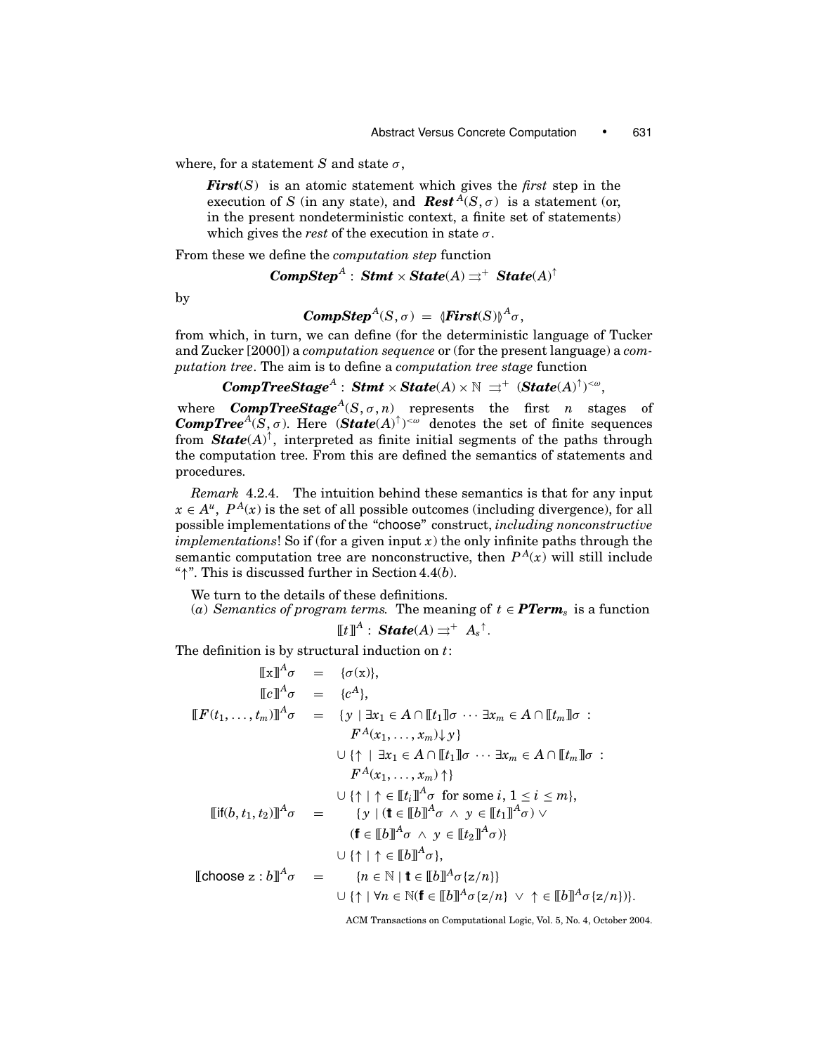where, for a statement $S$ and state $\sigma$,

> $\boldsymbol{First}(S)$ is an atomic statement which gives the *first* step in the execution of $S$ (in any state), and $\boldsymbol{Rest}^A(S,\sigma)$ is a statement (or, in the present nondeterministic context, a finite set of statements) which gives the *rest* of the execution in state $\sigma$.

From these we define the *computation step* function

$$\boldsymbol{CompStep}^A : \boldsymbol{Stmt} \times \boldsymbol{State}(A) \rightrightarrows^+ \boldsymbol{State}(A)^{\uparrow}$$

by

$$\boldsymbol{CompStep}^A(S,\sigma) = \langle\!\langle \boldsymbol{First}(S) \rangle\!\rangle^A \sigma,$$

from which, in turn, we can define (for the deterministic language of Tucker and Zucker [2000]) a *computation sequence* or (for the present language) a *computation tree*. The aim is to define a *computation tree stage* function

$$\boldsymbol{CompTreeStage}^A : \boldsymbol{Stmt} \times \boldsymbol{State}(A) \times \mathbb{N} \rightrightarrows^+ (\boldsymbol{State}(A)^{\uparrow})^{<\omega},$$

where $\boldsymbol{CompTreeStage}^A(S,\sigma,n)$ represents the first $n$ stages of $\boldsymbol{CompTree}^A(S,\sigma)$. Here $(\boldsymbol{State}(A)^{\uparrow})^{<\omega}$ denotes the set of finite sequences from $\boldsymbol{State}(A)^{\uparrow}$, interpreted as finite initial segments of the paths through the computation tree. From this are defined the semantics of statements and procedures.

*Remark* 4.2.4. The intuition behind these semantics is that for any input $x \in A^u$, $P^A(x)$ is the set of all possible outcomes (including divergence), for all possible implementations of the "choose" construct, *including nonconstructive implementations*! So if (for a given input $x$) the only infinite paths through the semantic computation tree are nonconstructive, then $P^A(x)$ will still include "$\uparrow$". This is discussed further in Section 4.4($b$).

We turn to the details of these definitions.

($a$) *Semantics of program terms.* The meaning of $t \in \boldsymbol{PTerm}_s$ is a function

$$[\![t]\!]^A : \boldsymbol{State}(A) \rightrightarrows^+ A_s^{\uparrow}.$$

The definition is by structural induction on $t$:

$$
\begin{aligned}
[\![\mathrm{x}]\!]^A\sigma &= \{\sigma(\mathrm{x})\},\\
[\![c]\!]^A\sigma &= \{c^A\},\\
[\![F(t_1,\ldots,t_m)]\!]^A\sigma &= \{y \mid \exists x_1 \in A \cap [\![t_1]\!]\sigma \cdots \exists x_m \in A \cap [\![t_m]\!]\sigma : \\
&\qquad F^A(x_1,\ldots,x_m)\downarrow y\}\\
&\quad \cup \{\uparrow \mid \exists x_1 \in A \cap [\![t_1]\!]\sigma \cdots \exists x_m \in A \cap [\![t_m]\!]\sigma : \\
&\qquad F^A(x_1,\ldots,x_m)\uparrow\}\\
&\quad \cup \{\uparrow \mid \uparrow \in [\![t_i]\!]^A\sigma \text{ for some } i,\ 1 \le i \le m\},\\
[\![\mathsf{if}(b,t_1,t_2)]\!]^A\sigma &= \{y \mid (\mathbf{t\!t} \in [\![b]\!]^A\sigma \ \wedge\ y \in [\![t_1]\!]^A\sigma) \ \vee \\
&\qquad (\mathbf{f\!f} \in [\![b]\!]^A\sigma \ \wedge\ y \in [\![t_2]\!]^A\sigma)\}\\
&\quad \cup \{\uparrow \mid \uparrow \in [\![b]\!]^A\sigma\},\\
[\![\mathsf{choose}\ \mathrm{z} : b]\!]^A\sigma &= \{n \in \mathbb{N} \mid \mathbf{t\!t} \in [\![b]\!]^A\sigma\{\mathrm{z}/n\}\}\\
&\quad \cup \{\uparrow \mid \forall n \in \mathbb{N}(\mathbf{f\!f} \in [\![b]\!]^A\sigma\{\mathrm{z}/n\} \ \vee\ \uparrow \in [\![b]\!]^A\sigma\{\mathrm{z}/n\})\}.
\end{aligned}
$$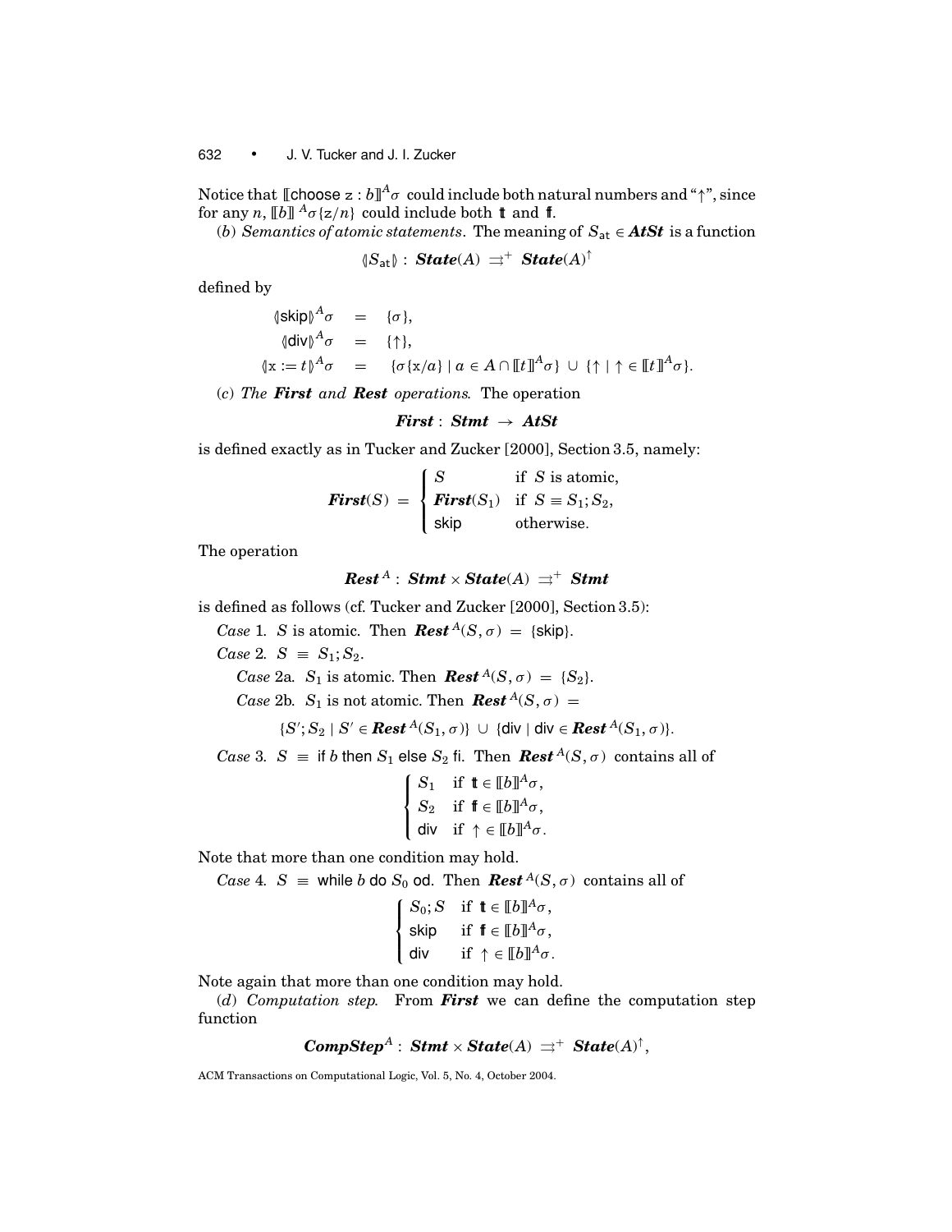Notice that $[\![\mathsf{choose}\ \mathtt{z} : b]\!]^A\sigma$ could include both natural numbers and "$\uparrow$", since for any $n$, $[\![b]\!]^A\sigma\{\mathtt{z}/n\}$ could include both $\mathtt{tt}$ and $\mathtt{ff}$.

(*b*) *Semantics of atomic statements*. The meaning of $S_{\mathsf{at}} \in \boldsymbol{AtSt}$ is a function

$$\langle\!|S_{\mathsf{at}}|\!\rangle : \boldsymbol{State}(A) \rightrightarrows^{+} \boldsymbol{State}(A)^{\uparrow}$$

defined by

$$\begin{aligned}
\langle\!|\mathsf{skip}|\!\rangle^A\sigma &= \{\sigma\},\\
\langle\!|\mathsf{div}|\!\rangle^A\sigma &= \{\uparrow\},\\
\langle\!|\mathtt{x} := t|\!\rangle^A\sigma &= \{\sigma\{\mathtt{x}/a\} \mid a \in A \cap [\![t]\!]^A\sigma\} \cup \{\uparrow \mid \uparrow \in [\![t]\!]^A\sigma\}.
\end{aligned}$$

(*c*) *The* ***First*** *and* ***Rest*** *operations*. The operation

$$\boldsymbol{First} : \boldsymbol{Stmt} \rightarrow \boldsymbol{AtSt}$$

is defined exactly as in Tucker and Zucker [2000], Section 3.5, namely:

$$\boldsymbol{First}(S) = \begin{cases} S & \text{if } S \text{ is atomic,}\\ \boldsymbol{First}(S_1) & \text{if } S \equiv S_1; S_2,\\ \mathsf{skip} & \text{otherwise.} \end{cases}$$

The operation

$$\boldsymbol{Rest}^A : \boldsymbol{Stmt} \times \boldsymbol{State}(A) \rightrightarrows^{+} \boldsymbol{Stmt}$$

is defined as follows (cf. Tucker and Zucker [2000], Section 3.5):

*Case* 1. $S$ is atomic. Then $\boldsymbol{Rest}^A(S, \sigma) = \{\mathsf{skip}\}$.

*Case* 2. $S \equiv S_1; S_2$.

*Case* 2a. $S_1$ is atomic. Then $\boldsymbol{Rest}^A(S, \sigma) = \{S_2\}$.

*Case* 2b. $S_1$ is not atomic. Then $\boldsymbol{Rest}^A(S, \sigma) =$

$$\{S'; S_2 \mid S' \in \boldsymbol{Rest}^A(S_1, \sigma)\} \cup \{\mathsf{div} \mid \mathsf{div} \in \boldsymbol{Rest}^A(S_1, \sigma)\}.$$

*Case* 3. $S \equiv$ if $b$ then $S_1$ else $S_2$ fi. Then $\boldsymbol{Rest}^A(S, \sigma)$ contains all of

$$\begin{cases} S_1 & \text{if } \mathtt{tt} \in [\![b]\!]^A\sigma,\\ S_2 & \text{if } \mathtt{ff} \in [\![b]\!]^A\sigma,\\ \mathsf{div} & \text{if } \uparrow \in [\![b]\!]^A\sigma. \end{cases}$$

Note that more than one condition may hold.

*Case* 4. $S \equiv$ while $b$ do $S_0$ od. Then $\boldsymbol{Rest}^A(S, \sigma)$ contains all of

$$\begin{cases} S_0; S & \text{if } \mathtt{tt} \in [\![b]\!]^A\sigma,\\ \mathsf{skip} & \text{if } \mathtt{ff} \in [\![b]\!]^A\sigma,\\ \mathsf{div} & \text{if } \uparrow \in [\![b]\!]^A\sigma. \end{cases}$$

Note again that more than one condition may hold.

(*d*) *Computation step*. From ***First*** we can define the computation step function

$$\boldsymbol{CompStep}^A : \boldsymbol{Stmt} \times \boldsymbol{State}(A) \rightrightarrows^{+} \boldsymbol{State}(A)^{\uparrow},$$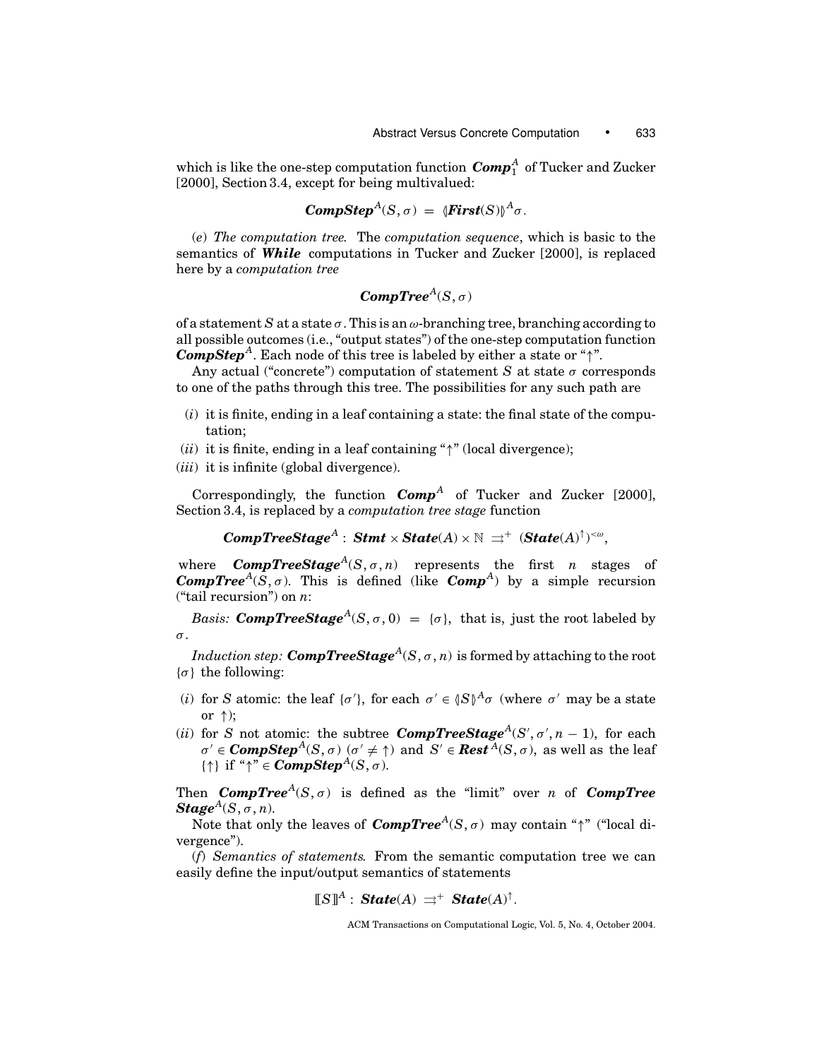which is like the one-step computation function $\boldsymbol{Comp}_1^A$ of Tucker and Zucker [2000], Section 3.4, except for being multivalued:

$$\boldsymbol{CompStep}^A(S, \sigma) \;=\; \langle\!\langle \boldsymbol{First}(S) \rangle\!\rangle^A \sigma.$$

(*e*) *The computation tree.* The *computation sequence*, which is basic to the semantics of ***While*** computations in Tucker and Zucker [2000], is replaced here by a *computation tree*

$$\boldsymbol{CompTree}^A(S, \sigma)$$

of a statement $S$ at a state $\sigma$. This is an $\omega$-branching tree, branching according to all possible outcomes (i.e., "output states") of the one-step computation function $\boldsymbol{CompStep}^A$. Each node of this tree is labeled by either a state or "$\uparrow$".

Any actual ("concrete") computation of statement $S$ at state $\sigma$ corresponds to one of the paths through this tree. The possibilities for any such path are

(*i*) it is finite, ending in a leaf containing a state: the final state of the computation;

(*ii*) it is finite, ending in a leaf containing "$\uparrow$" (local divergence);

(*iii*) it is infinite (global divergence).

Correspondingly, the function $\boldsymbol{Comp}^A$ of Tucker and Zucker [2000], Section 3.4, is replaced by a *computation tree stage* function

$$\boldsymbol{CompTreeStage}^A : \boldsymbol{Stmt} \times \boldsymbol{State}(A) \times \mathbb{N} \;\rightrightarrows^+\; (\boldsymbol{State}(A)^{\uparrow})^{<\omega},$$

where $\boldsymbol{CompTreeStage}^A(S, \sigma, n)$ represents the first $n$ stages of $\boldsymbol{CompTree}^A(S, \sigma)$. This is defined (like $\boldsymbol{Comp}^A$) by a simple recursion ("tail recursion") on $n$:

*Basis:* $\boldsymbol{CompTreeStage}^A(S, \sigma, 0) \;=\; \{\sigma\}$, that is, just the root labeled by $\sigma$.

*Induction step:* $\boldsymbol{CompTreeStage}^A(S, \sigma, n)$ is formed by attaching to the root $\{\sigma\}$ the following:

(*i*) for $S$ atomic: the leaf $\{\sigma'\}$, for each $\sigma' \in \langle\!\langle S \rangle\!\rangle^A \sigma$ (where $\sigma'$ may be a state or $\uparrow$);

(*ii*) for $S$ not atomic: the subtree $\boldsymbol{CompTreeStage}^A(S', \sigma', n-1)$, for each $\sigma' \in \boldsymbol{CompStep}^A(S, \sigma)$ ($\sigma' \neq \uparrow$) and $S' \in \boldsymbol{Rest}^A(S, \sigma)$, as well as the leaf $\{\uparrow\}$ if "$\uparrow$" $\in \boldsymbol{CompStep}^A(S, \sigma)$.

Then $\boldsymbol{CompTree}^A(S, \sigma)$ is defined as the "limit" over $n$ of $\boldsymbol{CompTreeStage}^A(S, \sigma, n)$.

Note that only the leaves of $\boldsymbol{CompTree}^A(S, \sigma)$ may contain "$\uparrow$" ("local divergence").

(*f*) *Semantics of statements.* From the semantic computation tree we can easily define the input/output semantics of statements

$$[\![ S ]\!]^A : \boldsymbol{State}(A) \;\rightrightarrows^+\; \boldsymbol{State}(A)^{\uparrow}.$$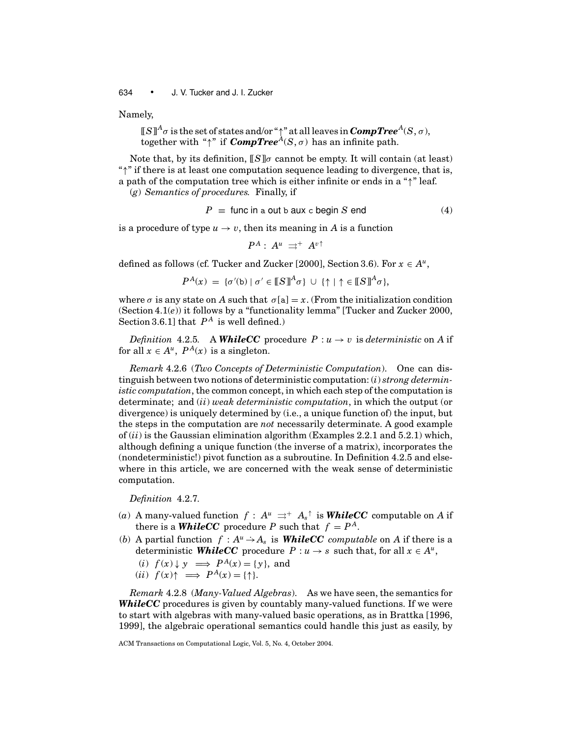Namely,

> $[\![S]\!]^A\sigma$ is the set of states and/or "$\uparrow$" at all leaves in $\textbf{\textit{CompTree}}^A(S,\sigma)$, together with "$\uparrow$" if $\textbf{\textit{CompTree}}^A(S,\sigma)$ has an infinite path.

Note that, by its definition, $[\![S]\!]\sigma$ cannot be empty. It will contain (at least) "$\uparrow$" if there is at least one computation sequence leading to divergence, that is, a path of the computation tree which is either infinite or ends in a "$\uparrow$" leaf.

(*g*) *Semantics of procedures.* Finally, if

$$P \;\equiv\; \textsf{func in a out b aux c begin } S \textsf{ end} \tag{4}$$

is a procedure of type $u \to v$, then its meaning in $A$ is a function

$$P^A :\; A^u \;\rightrightarrows^+\; A^{v\uparrow}$$

defined as follows (cf. Tucker and Zucker [2000], Section 3.6). For $x \in A^u$,

$$P^A(x) \;=\; \{\sigma'(\mathsf{b}) \mid \sigma' \in [\![S]\!]^A\sigma\} \;\cup\; \{\uparrow \mid \uparrow \in [\![S]\!]^A\sigma\},$$

where $\sigma$ is any state on $A$ such that $\sigma[\mathsf{a}] = x$. (From the initialization condition (Section 4.1(*e*)) it follows by a "functionality lemma" [Tucker and Zucker 2000, Section 3.6.1] that $P^A$ is well defined.)

*Definition* 4.2.5. A ***WhileCC*** procedure $P : u \to v$ is *deterministic* on $A$ if for all $x \in A^u$, $P^A(x)$ is a singleton.

*Remark* 4.2.6 (*Two Concepts of Deterministic Computation*). One can distinguish between two notions of deterministic computation: (*i*) *strong deterministic computation*, the common concept, in which each step of the computation is determinate; and (*ii*) *weak deterministic computation*, in which the output (or divergence) is uniquely determined by (i.e., a unique function of) the input, but the steps in the computation are *not* necessarily determinate. A good example of (*ii*) is the Gaussian elimination algorithm (Examples 2.2.1 and 5.2.1) which, although defining a unique function (the inverse of a matrix), incorporates the (nondeterministic!) pivot function as a subroutine. In Definition 4.2.5 and elsewhere in this article, we are concerned with the weak sense of deterministic computation.

*Definition* 4.2.7.

(*a*) A many-valued function $f :\; A^u \;\rightrightarrows^+\; A_s{}^\uparrow$ is ***WhileCC*** computable on $A$ if there is a ***WhileCC*** procedure $P$ such that $f = P^A$.

(*b*) A partial function $f : A^u \rightharpoonup A_s$ is ***WhileCC*** *computable* on $A$ if there is a deterministic ***WhileCC*** procedure $P : u \to s$ such that, for all $x \in A^u$,

(*i*) $f(x)\downarrow y \implies P^A(x) = \{y\}$, and

(*ii*) $f(x)\uparrow \implies P^A(x) = \{\uparrow\}$.

*Remark* 4.2.8 (*Many-Valued Algebras*). As we have seen, the semantics for ***WhileCC*** procedures is given by countably many-valued functions. If we were to start with algebras with many-valued basic operations, as in Brattka [1996, 1999], the algebraic operational semantics could handle this just as easily, by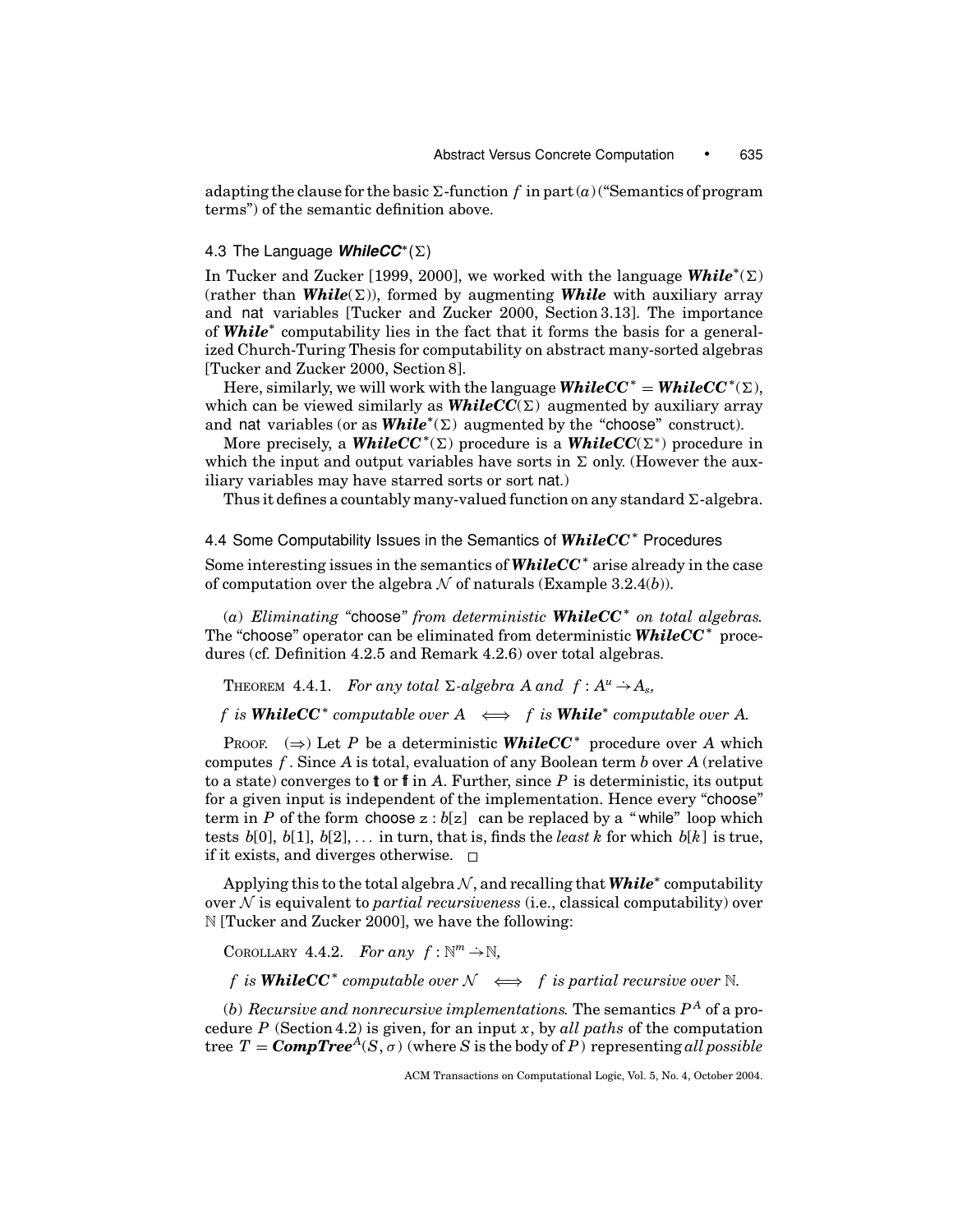adapting the clause for the basic $\Sigma$-function $f$ in part $(a)$ ("Semantics of program terms") of the semantic definition above.

### 4.3 The Language *WhileCC*$^*(\Sigma)$

In Tucker and Zucker [1999, 2000], we worked with the language ***While***$^*(\Sigma)$ (rather than ***While***$(\Sigma)$), formed by augmenting ***While*** with auxiliary array and nat variables [Tucker and Zucker 2000, Section 3.13]. The importance of ***While***$^*$ computability lies in the fact that it forms the basis for a generalized Church-Turing Thesis for computability on abstract many-sorted algebras [Tucker and Zucker 2000, Section 8].

Here, similarly, we will work with the language ***WhileCC***$^*$ = ***WhileCC***$^*(\Sigma)$, which can be viewed similarly as ***WhileCC***$(\Sigma)$ augmented by auxiliary array and nat variables (or as ***While***$^*(\Sigma)$ augmented by the "choose" construct).

More precisely, a ***WhileCC***$^*(\Sigma)$ procedure is a ***WhileCC***$(\Sigma^*)$ procedure in which the input and output variables have sorts in $\Sigma$ only. (However the auxiliary variables may have starred sorts or sort nat.)

Thus it defines a countably many-valued function on any standard $\Sigma$-algebra.

### 4.4 Some Computability Issues in the Semantics of *WhileCC*$^*$ Procedures

Some interesting issues in the semantics of ***WhileCC***$^*$ arise already in the case of computation over the algebra $\mathcal{N}$ of naturals (Example 3.2.4$(b)$).

$(a)$ *Eliminating "*choose*" from deterministic* ***WhileCC***$^*$ *on total algebras.* The "choose" operator can be eliminated from deterministic ***WhileCC***$^*$ procedures (cf. Definition 4.2.5 and Remark 4.2.6) over total algebras.

THEOREM 4.4.1. *For any total $\Sigma$-algebra $A$ and $f : A^u \rightharpoonup A_s$,*

$f$ *is* ***WhileCC***$^*$ *computable over $A$* $\iff$ $f$ *is* ***While***$^*$ *computable over $A$.*

PROOF. $(\Rightarrow)$ Let $P$ be a deterministic ***WhileCC***$^*$ procedure over $A$ which computes $f$. Since $A$ is total, evaluation of any Boolean term $b$ over $A$ (relative to a state) converges to $\mathsf{tt}$ or $\mathsf{ff}$ in $A$. Further, since $P$ is deterministic, its output for a given input is independent of the implementation. Hence every "choose" term in $P$ of the form choose $\mathsf{z} : b[\mathsf{z}]$ can be replaced by a "while" loop which tests $b[0]$, $b[1]$, $b[2]$, ... in turn, that is, finds the *least* $k$ for which $b[k]$ is true, if it exists, and diverges otherwise. □

Applying this to the total algebra $\mathcal{N}$, and recalling that ***While***$^*$ computability over $\mathcal{N}$ is equivalent to *partial recursiveness* (i.e., classical computability) over $\mathbb{N}$ [Tucker and Zucker 2000], we have the following:

COROLLARY 4.4.2. *For any $f : \mathbb{N}^m \rightharpoonup \mathbb{N}$,*

$f$ *is* ***WhileCC***$^*$ *computable over $\mathcal{N}$* $\iff$ $f$ *is partial recursive over $\mathbb{N}$.*

$(b)$ *Recursive and nonrecursive implementations.* The semantics $P^A$ of a procedure $P$ (Section 4.2) is given, for an input $x$, by *all paths* of the computation tree $T = \textit{\textbf{CompTree}}^A(S, \sigma)$ (where $S$ is the body of $P$) representing *all possible*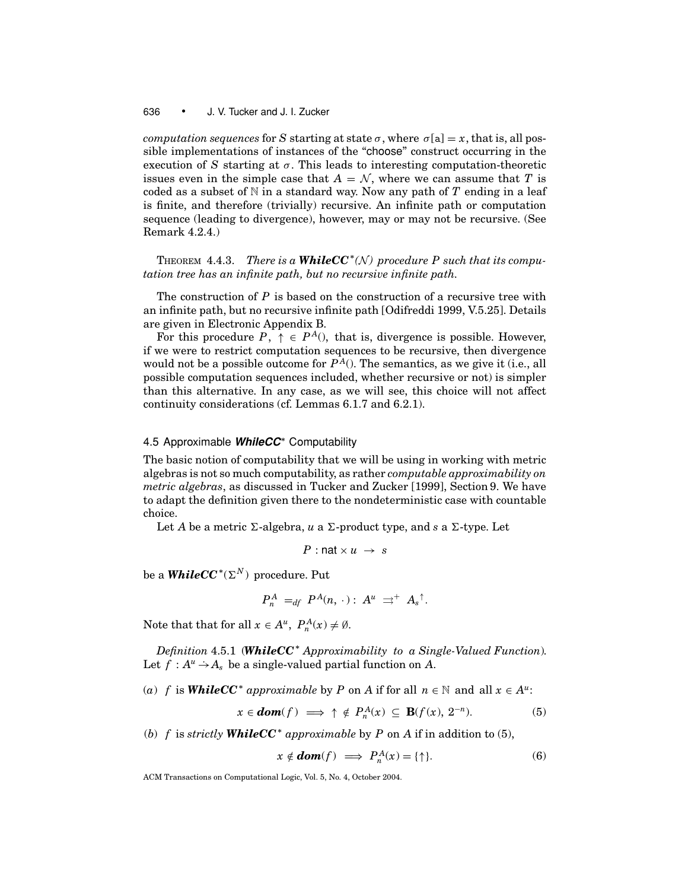*computation sequences* for $S$ starting at state $\sigma$, where $\sigma[\mathsf{a}] = x$, that is, all possible implementations of instances of the "choose" construct occurring in the execution of $S$ starting at $\sigma$. This leads to interesting computation-theoretic issues even in the simple case that $A = \mathcal{N}$, where we can assume that $T$ is coded as a subset of $\mathbb{N}$ in a standard way. Now any path of $T$ ending in a leaf is finite, and therefore (trivially) recursive. An infinite path or computation sequence (leading to divergence), however, may or may not be recursive. (See Remark 4.2.4.)

THEOREM 4.4.3. *There is a **WhileCC***$^*$*$(\mathcal{N})$ procedure $P$ such that its computation tree has an infinite path, but no recursive infinite path.*

The construction of $P$ is based on the construction of a recursive tree with an infinite path, but no recursive infinite path [Odifreddi 1999, V.5.25]. Details are given in Electronic Appendix B.

For this procedure $P$, $\uparrow\, \in P^A()$, that is, divergence is possible. However, if we were to restrict computation sequences to be recursive, then divergence would not be a possible outcome for $P^A()$. The semantics, as we give it (i.e., all possible computation sequences included, whether recursive or not) is simpler than this alternative. In any case, as we will see, this choice will not affect continuity considerations (cf. Lemmas 6.1.7 and 6.2.1).

### 4.5 Approximable ***WhileCC***$^*$ Computability

The basic notion of computability that we will be using in working with metric algebras is not so much computability, as rather *computable approximability on metric algebras*, as discussed in Tucker and Zucker [1999], Section 9. We have to adapt the definition given there to the nondeterministic case with countable choice.

Let $A$ be a metric $\Sigma$-algebra, $u$ a $\Sigma$-product type, and $s$ a $\Sigma$-type. Let

$$P : \mathsf{nat} \times u \;\to\; s$$

be a ***WhileCC***$^*(\Sigma^N)$ procedure. Put

$$P_n^A \;=_{df}\; P^A(n,\, \cdot\,) :\; A^u \;\rightrightarrows^+\; A_s{}^\uparrow.$$

Note that that for all $x \in A^u$, $P_n^A(x) \neq \emptyset$.

*Definition* 4.5.1 (***WhileCC***$^*$ *Approximability to a Single-Valued Function*). Let $f : A^u \rightharpoonup A_s$ be a single-valued partial function on $A$.

(*a*) $f$ is ***WhileCC***$^*$ *approximable* by $P$ on $A$ if for all $n \in \mathbb{N}$ and all $x \in A^u$:

$$x \in \boldsymbol{dom}(f) \implies \uparrow\, \notin P_n^A(x) \;\subseteq\; \mathbf{B}(f(x),\, 2^{-n}). \tag{5}$$

(*b*) $f$ is *strictly* ***WhileCC***$^*$ *approximable* by $P$ on $A$ if in addition to (5),

$$x \notin \boldsymbol{dom}(f) \implies P_n^A(x) = \{\uparrow\}. \tag{6}$$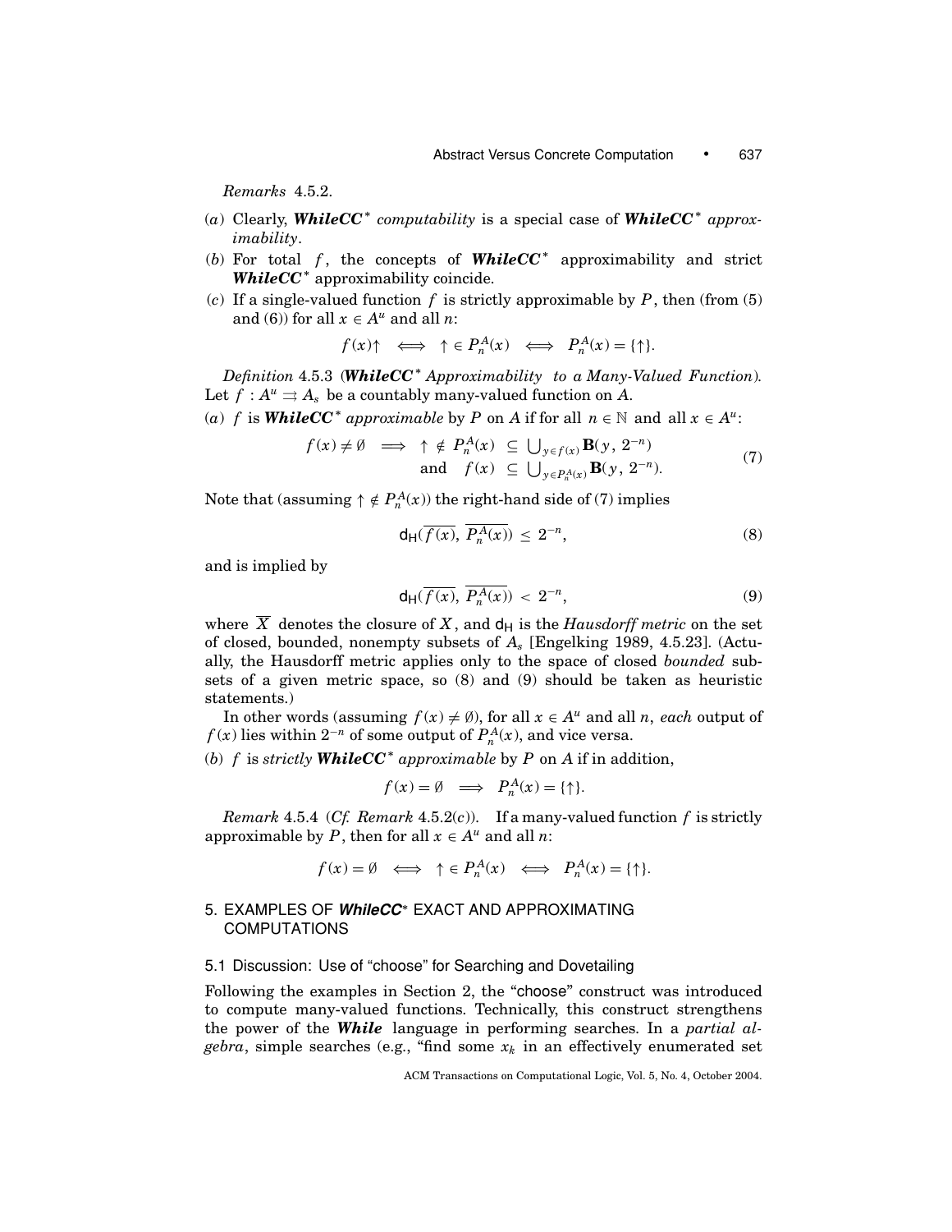*Remarks* 4.5.2.

(*a*) Clearly, ***WhileCC****\** *computability* is a special case of ***WhileCC****\** *approximability*.

(*b*) For total $f$, the concepts of ***WhileCC****\** approximability and strict ***WhileCC****\** approximability coincide.

(*c*) If a single-valued function $f$ is strictly approximable by $P$, then (from (5) and (6)) for all $x \in A^u$ and all $n$:

$$f(x)\uparrow \iff \uparrow \in P_n^A(x) \iff P_n^A(x) = \{\uparrow\}.$$

*Definition* 4.5.3 (***WhileCC****\** *Approximability to a Many-Valued Function*). Let $f : A^u \rightrightarrows A_s$ be a countably many-valued function on $A$.

(*a*) $f$ is ***WhileCC****\** *approximable* by $P$ on $A$ if for all $n \in \mathbb{N}$ and all $x \in A^u$:

$$\begin{aligned} f(x) \neq \emptyset \implies \uparrow \notin P_n^A(x) &\subseteq \textstyle\bigcup_{y \in f(x)} \mathbf{B}(y,\, 2^{-n}) \\ \text{and} \quad f(x) &\subseteq \textstyle\bigcup_{y \in P_n^A(x)} \mathbf{B}(y,\, 2^{-n}). \end{aligned} \tag{7}$$

Note that (assuming $\uparrow \notin P_n^A(x)$) the right-hand side of (7) implies

$$\mathsf{d_H}(\overline{f(x)},\, \overline{P_n^A(x)}) \leq 2^{-n}, \tag{8}$$

and is implied by

$$\mathsf{d_H}(\overline{f(x)},\, \overline{P_n^A(x)}) < 2^{-n}, \tag{9}$$

where $\overline{X}$ denotes the closure of $X$, and $\mathsf{d_H}$ is the *Hausdorff metric* on the set of closed, bounded, nonempty subsets of $A_s$ [Engelking 1989, 4.5.23]. (Actually, the Hausdorff metric applies only to the space of closed *bounded* subsets of a given metric space, so (8) and (9) should be taken as heuristic statements.)

In other words (assuming $f(x) \neq \emptyset$), for all $x \in A^u$ and all $n$, *each* output of $f(x)$ lies within $2^{-n}$ of some output of $P_n^A(x)$, and vice versa.

(*b*) $f$ is *strictly* ***WhileCC****\** *approximable* by $P$ on $A$ if in addition,

$$f(x) = \emptyset \implies P_n^A(x) = \{\uparrow\}.$$

*Remark* 4.5.4 (*Cf. Remark* 4.5.2(*c*)). If a many-valued function $f$ is strictly approximable by $P$, then for all $x \in A^u$ and all $n$:

$$f(x) = \emptyset \iff \uparrow \in P_n^A(x) \iff P_n^A(x) = \{\uparrow\}.$$

## 5. EXAMPLES OF *WhileCC\** EXACT AND APPROXIMATING COMPUTATIONS

### 5.1 Discussion: Use of "choose" for Searching and Dovetailing

Following the examples in Section 2, the "choose" construct was introduced to compute many-valued functions. Technically, this construct strengthens the power of the ***While*** language in performing searches. In a *partial algebra*, simple searches (e.g., "find some $x_k$ in an effectively enumerated set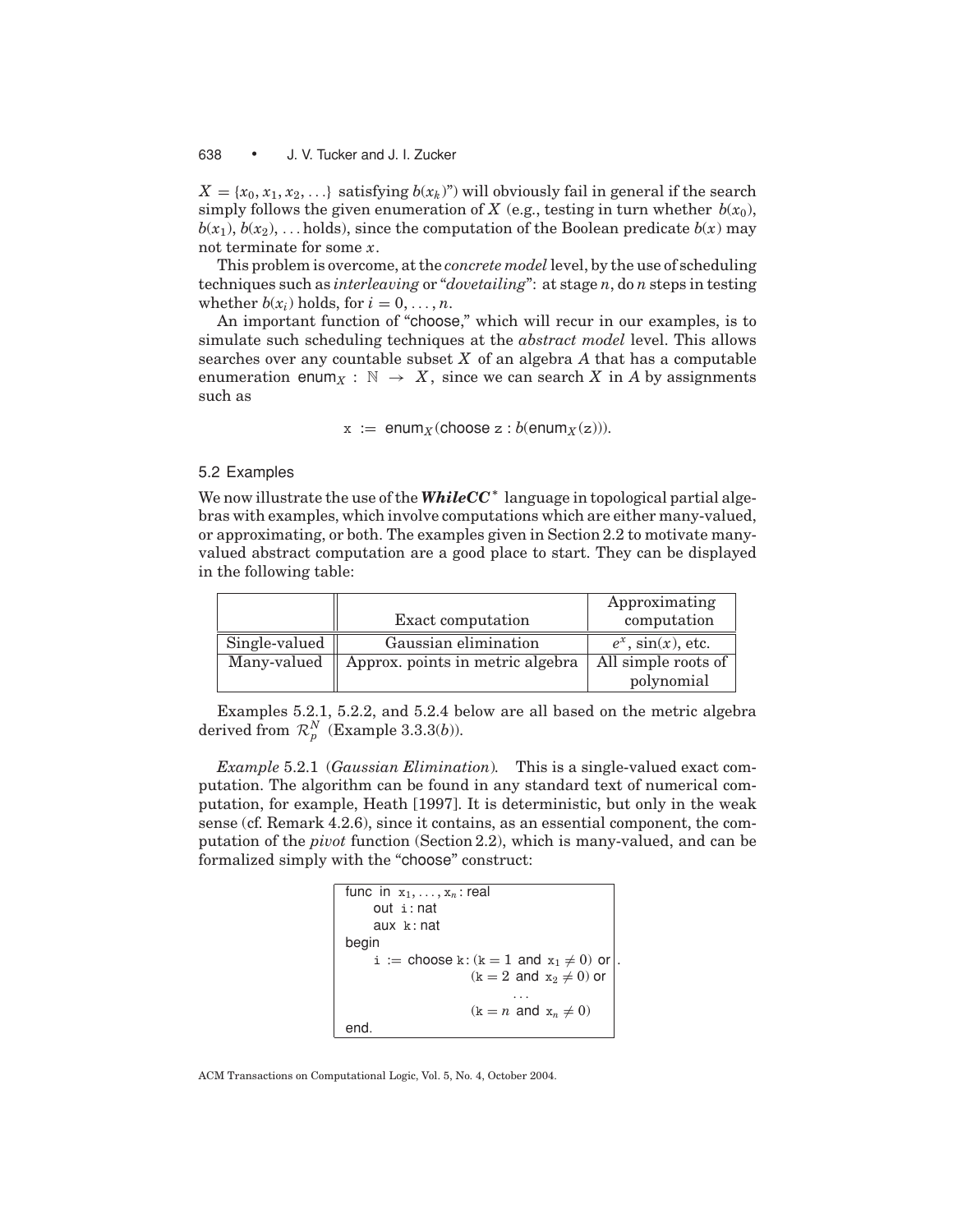$X = \{x_0, x_1, x_2, \ldots\}$ satisfying $b(x_k)$") will obviously fail in general if the search simply follows the given enumeration of $X$ (e.g., testing in turn whether $b(x_0)$, $b(x_1)$, $b(x_2)$, ... holds), since the computation of the Boolean predicate $b(x)$ may not terminate for some $x$.

This problem is overcome, at the *concrete model* level, by the use of scheduling techniques such as *interleaving* or "*dovetailing*": at stage $n$, do $n$ steps in testing whether $b(x_i)$ holds, for $i = 0, \ldots, n$.

An important function of "choose," which will recur in our examples, is to simulate such scheduling techniques at the *abstract model* level. This allows searches over any countable subset $X$ of an algebra $A$ that has a computable enumeration $\mathsf{enum}_X : \mathbb{N} \to X$, since we can search $X$ in $A$ by assignments such as

$$\mathtt{x} := \mathsf{enum}_X(\mathsf{choose}\ \mathtt{z} : b(\mathsf{enum}_X(\mathtt{z}))).$$

### 5.2 Examples

We now illustrate the use of the ***WhileCC**** language in topological partial algebras with examples, which involve computations which are either many-valued, or approximating, or both. The examples given in Section 2.2 to motivate many-valued abstract computation are a good place to start. They can be displayed in the following table:

| | Exact computation | Approximating computation |
|---|---|---|
| Single-valued | Gaussian elimination | $e^x$, $\sin(x)$, etc. |
| Many-valued | Approx. points in metric algebra | All simple roots of polynomial |

Examples 5.2.1, 5.2.2, and 5.2.4 below are all based on the metric algebra derived from $\mathcal{R}_p^N$ (Example 3.3.3(*b*)).

*Example* 5.2.1 (*Gaussian Elimination*). This is a single-valued exact computation. The algorithm can be found in any standard text of numerical computation, for example, Heath [1997]. It is deterministic, but only in the weak sense (cf. Remark 4.2.6), since it contains, as an essential component, the computation of the *pivot* function (Section 2.2), which is many-valued, and can be formalized simply with the "choose" construct:

```
func in x_1, ..., x_n : real
     out i : nat
     aux k : nat
begin
     i := choose k : (k = 1 and x_1 ≠ 0) or
                     (k = 2 and x_2 ≠ 0) or
                              ...
                     (k = n and x_n ≠ 0)
end.
```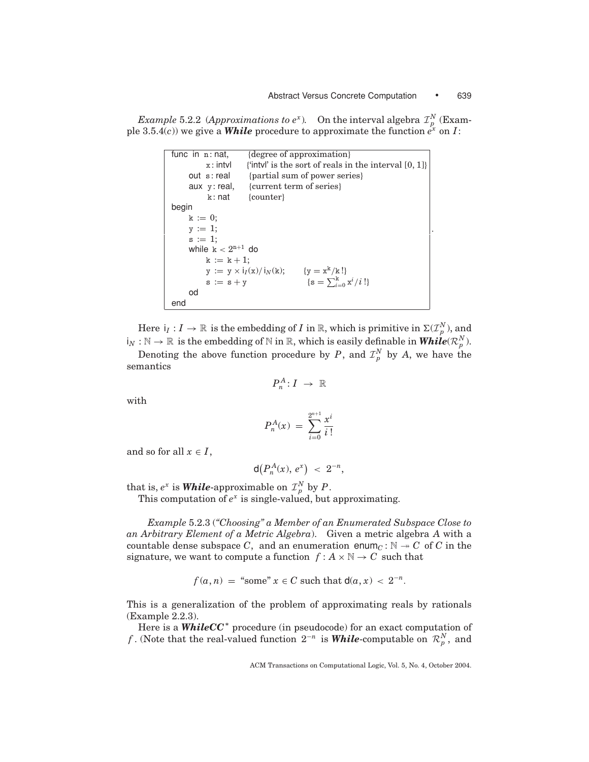*Example* 5.2.2 (*Approximations to $e^x$*). On the interval algebra $\mathcal{I}_p^N$ (Example 3.5.4(*c*)) we give a ***While*** procedure to approximate the function $e^x$ on $I$:

```
func in  n: nat,        {degree of approximation}
         x: intvl       {'intvl' is the sort of reals in the interval [0, 1]}
     out s: real        {partial sum of power series}
     aux y: real,       {current term of series}
         k: nat         {counter}
begin
     k := 0;
     y := 1;
     s := 1;
     while k < 2^(n+1) do
          k := k + 1;
          y := y × i_I(x)/i_N(k);        {y = x^k/k!}
          s := s + y                     {s = Σ_{i=0}^{k} x^i/i!}
     od
end
```

Here $\mathsf{i}_I : I \to \mathbb{R}$ is the embedding of $I$ in $\mathbb{R}$, which is primitive in $\Sigma(\mathcal{I}_p^N)$, and $\mathsf{i}_N : \mathbb{N} \to \mathbb{R}$ is the embedding of $\mathbb{N}$ in $\mathbb{R}$, which is easily definable in ***While***$(\mathcal{R}_p^N)$.

Denoting the above function procedure by $P$, and $\mathcal{I}_p^N$ by $A$, we have the semantics

$$P_n^A : I \;\to\; \mathbb{R}$$

with

$$P_n^A(x) \;=\; \sum_{i=0}^{2^{n+1}} \frac{x^i}{i\,!}$$

and so for all $x \in I$,

$$\mathsf{d}\big(P_n^A(x),\, e^x\big) \;<\; 2^{-n},$$

that is, $e^x$ is ***While***-approximable on $\mathcal{I}_p^N$ by $P$.

This computation of $e^x$ is single-valued, but approximating.

*Example* 5.2.3 (*"Choosing" a Member of an Enumerated Subspace Close to an Arbitrary Element of a Metric Algebra*). Given a metric algebra $A$ with a countable dense subspace $C$, and an enumeration $\mathsf{enum}_C : \mathbb{N} \twoheadrightarrow C$ of $C$ in the signature, we want to compute a function $f : A \times \mathbb{N} \to C$ such that

$$f(a, n) \;=\; \text{"some"}\ x \in C \text{ such that } \mathsf{d}(a, x) \;<\; 2^{-n}.$$

This is a generalization of the problem of approximating reals by rationals (Example 2.2.3).

Here is a ***WhileCC****** procedure (in pseudocode) for an exact computation of $f$. (Note that the real-valued function $2^{-n}$ is ***While***-computable on $\mathcal{R}_p^N$, and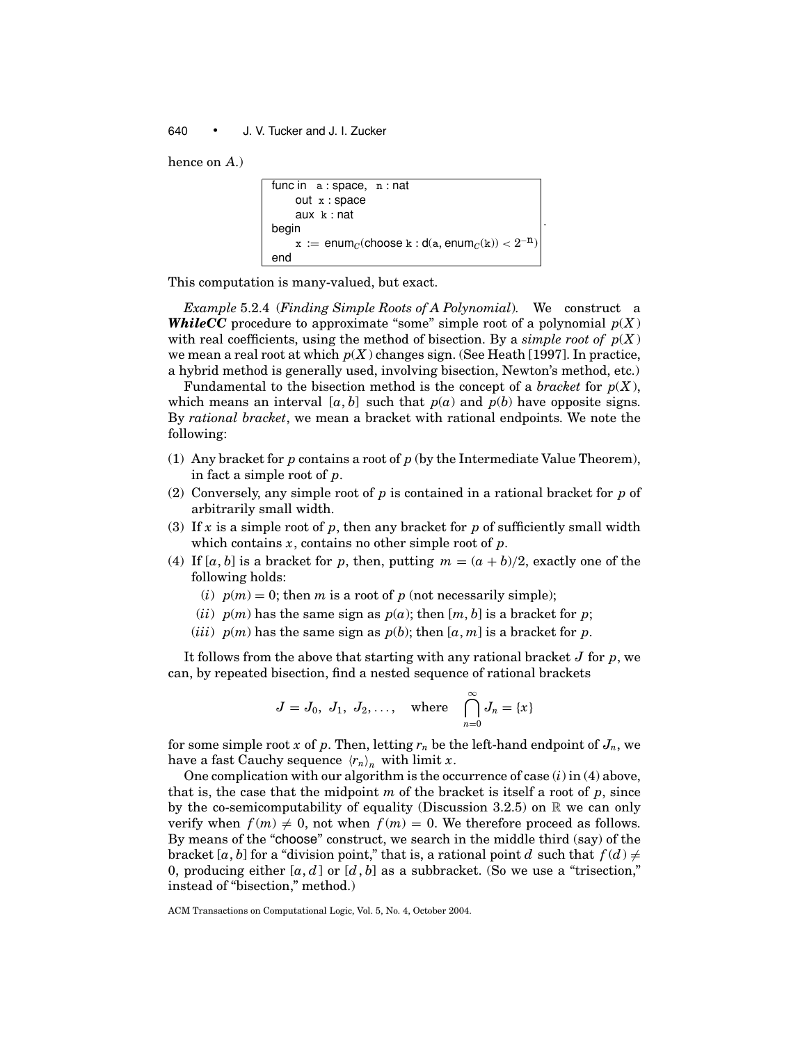hence on $A$.)

```
func in  a : space,  n : nat
     out  x : space
     aux  k : nat
begin
     x := enum_C(choose k : d(a, enum_C(k)) < 2^-n)
end
```

.

This computation is many-valued, but exact.

*Example* 5.2.4 (*Finding Simple Roots of A Polynomial*). We construct a ***WhileCC*** procedure to approximate "some" simple root of a polynomial $p(X)$ with real coefficients, using the method of bisection. By a *simple root of* $p(X)$ we mean a real root at which $p(X)$ changes sign. (See Heath [1997]. In practice, a hybrid method is generally used, involving bisection, Newton's method, etc.)

Fundamental to the bisection method is the concept of a *bracket* for $p(X)$, which means an interval $[a, b]$ such that $p(a)$ and $p(b)$ have opposite signs. By *rational bracket*, we mean a bracket with rational endpoints. We note the following:

(1) Any bracket for $p$ contains a root of $p$ (by the Intermediate Value Theorem), in fact a simple root of $p$.

(2) Conversely, any simple root of $p$ is contained in a rational bracket for $p$ of arbitrarily small width.

(3) If $x$ is a simple root of $p$, then any bracket for $p$ of sufficiently small width which contains $x$, contains no other simple root of $p$.

(4) If $[a, b]$ is a bracket for $p$, then, putting $m = (a + b)/2$, exactly one of the following holds:

   ($i$) $p(m) = 0$; then $m$ is a root of $p$ (not necessarily simple);

   ($ii$) $p(m)$ has the same sign as $p(a)$; then $[m, b]$ is a bracket for $p$;

   ($iii$) $p(m)$ has the same sign as $p(b)$; then $[a, m]$ is a bracket for $p$.

It follows from the above that starting with any rational bracket $J$ for $p$, we can, by repeated bisection, find a nested sequence of rational brackets

$$J = J_0,\ J_1,\ J_2, \ldots, \quad \text{where} \quad \bigcap_{n=0}^{\infty} J_n = \{x\}$$

for some simple root $x$ of $p$. Then, letting $r_n$ be the left-hand endpoint of $J_n$, we have a fast Cauchy sequence $\langle r_n \rangle_n$ with limit $x$.

One complication with our algorithm is the occurrence of case ($i$) in (4) above, that is, the case that the midpoint $m$ of the bracket is itself a root of $p$, since by the co-semicomputability of equality (Discussion 3.2.5) on $\mathbb{R}$ we can only verify when $f(m) \neq 0$, not when $f(m) = 0$. We therefore proceed as follows. By means of the "choose" construct, we search in the middle third (say) of the bracket $[a, b]$ for a "division point," that is, a rational point $d$ such that $f(d) \neq 0$, producing either $[a, d]$ or $[d, b]$ as a subbracket. (So we use a "trisection," instead of "bisection," method.)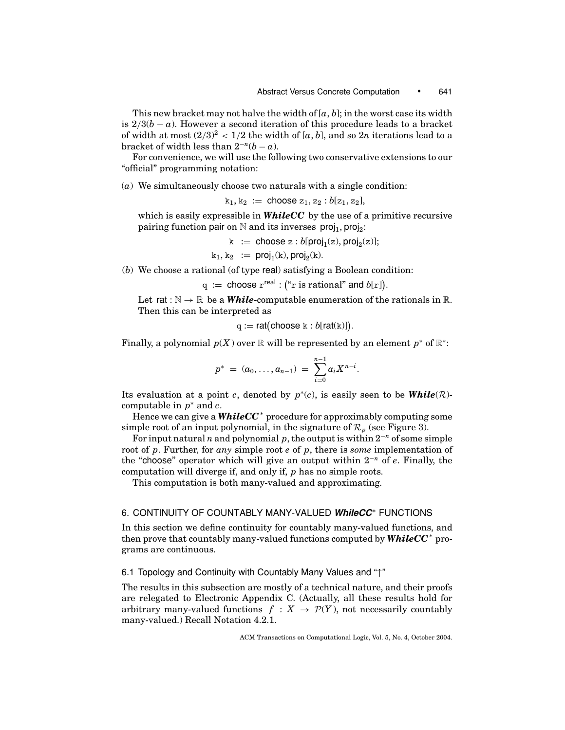This new bracket may not halve the width of $[a, b]$; in the worst case its width is $2/3(b - a)$. However a second iteration of this procedure leads to a bracket of width at most $(2/3)^2 < 1/2$ the width of $[a, b]$, and so $2n$ iterations lead to a bracket of width less than $2^{-n}(b - a)$.

For convenience, we will use the following two conservative extensions to our "official" programming notation:

(*a*) We simultaneously choose two naturals with a single condition:

$$\mathtt{k}_1, \mathtt{k}_2 \;:=\; \mathsf{choose}\ \mathtt{z}_1, \mathtt{z}_2 : b[\mathtt{z}_1, \mathtt{z}_2],$$

which is easily expressible in ***WhileCC*** by the use of a primitive recursive pairing function $\mathsf{pair}$ on $\mathbb{N}$ and its inverses $\mathsf{proj}_1, \mathsf{proj}_2$:

$$\mathtt{k} \;:=\; \mathsf{choose}\ \mathtt{z} : b[\mathsf{proj}_1(\mathtt{z}), \mathsf{proj}_2(\mathtt{z})];$$
$$\mathtt{k}_1, \mathtt{k}_2 \;:=\; \mathsf{proj}_1(\mathtt{k}), \mathsf{proj}_2(\mathtt{k}).$$

(*b*) We choose a rational (of type $\mathsf{real}$) satisfying a Boolean condition:

$$\mathtt{q} \;:=\; \mathsf{choose}\ \mathtt{r}^{\mathsf{real}} : (\text{"}\mathtt{r} \text{ is rational" and } b[\mathtt{r}]).$$

Let $\mathsf{rat} : \mathbb{N} \to \mathbb{R}$ be a ***While***-computable enumeration of the rationals in $\mathbb{R}$. Then this can be interpreted as

$$\mathtt{q} := \mathsf{rat}(\mathsf{choose}\ \mathtt{k} : b[\mathsf{rat}(\mathtt{k})]).$$

Finally, a polynomial $p(X)$ over $\mathbb{R}$ will be represented by an element $p^*$ of $\mathbb{R}^*$:

$$p^* \;=\; (a_0, \ldots, a_{n-1}) \;=\; \sum_{i=0}^{n-1} a_i X^{n-i}.$$

Its evaluation at a point $c$, denoted by $p^*(c)$, is easily seen to be ***While***$(\mathcal{R})$-computable in $p^*$ and $c$.

Hence we can give a ***WhileCC****$^*$ procedure for approximably computing some simple root of an input polynomial, in the signature of $\mathcal{R}_p$ (see Figure 3).

For input natural $n$ and polynomial $p$, the output is within $2^{-n}$ of some simple root of $p$. Further, for *any* simple root $e$ of $p$, there is *some* implementation of the "choose" operator which will give an output within $2^{-n}$ of $e$. Finally, the computation will diverge if, and only if, $p$ has no simple roots.

This computation is both many-valued and approximating.

## 6. CONTINUITY OF COUNTABLY MANY-VALUED *WhileCC*$^*$ FUNCTIONS

In this section we define continuity for countably many-valued functions, and then prove that countably many-valued functions computed by ***WhileCC****$^*$ programs are continuous.

### 6.1 Topology and Continuity with Countably Many Values and "↑"

The results in this subsection are mostly of a technical nature, and their proofs are relegated to Electronic Appendix C. (Actually, all these results hold for arbitrary many-valued functions $f : X \to \mathcal{P}(Y)$, not necessarily countably many-valued.) Recall Notation 4.2.1.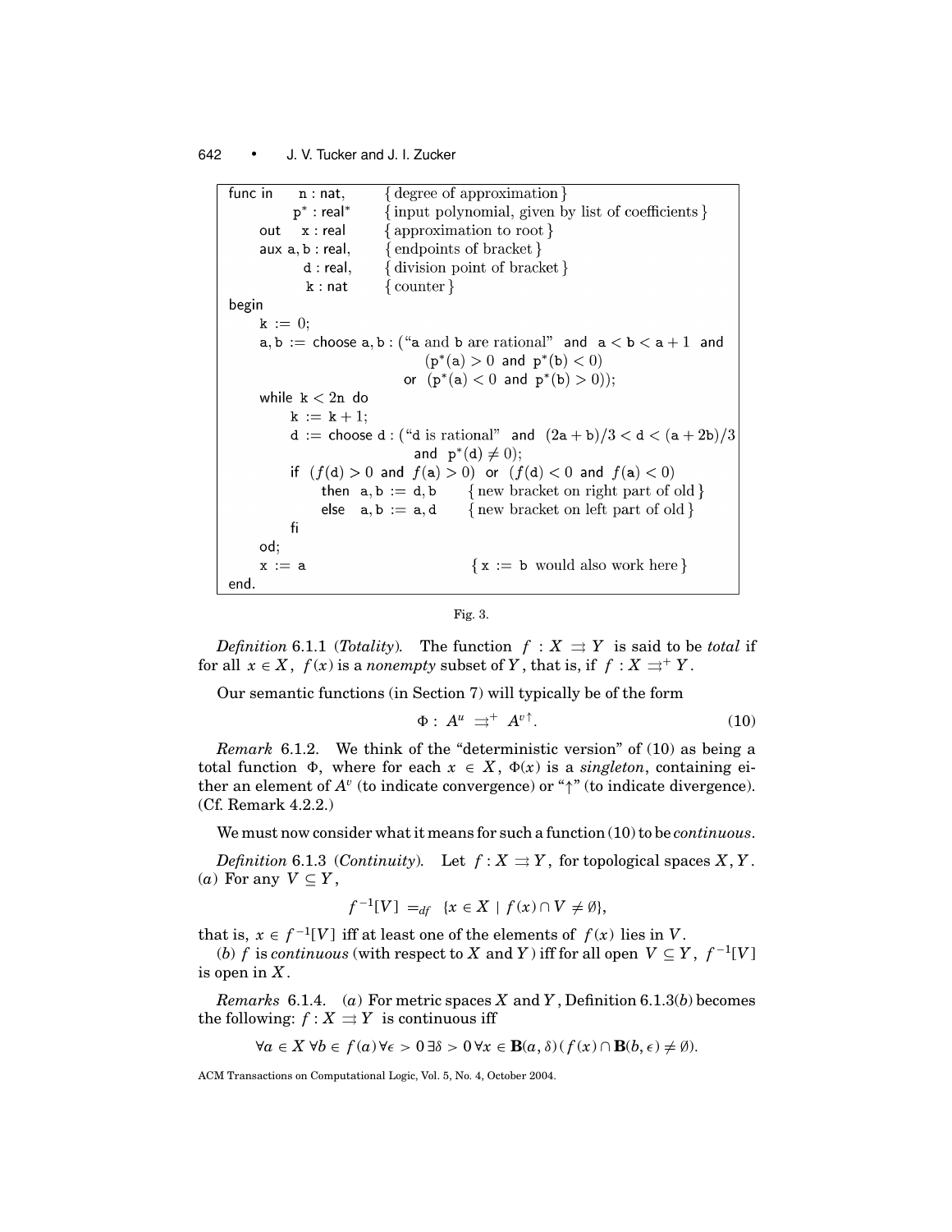```
func in    n : nat,          { degree of approximation }
           p* : real*        { input polynomial, given by list of coefficients }
     out   x : real          { approximation to root }
     aux a, b : real,        { endpoints of bracket }
           d : real,         { division point of bracket }
           k : nat           { counter }
begin
     k := 0;
     a, b := choose a, b : ("a and b are rational"  and  a < b < a + 1  and
                                (p*(a) > 0  and  p*(b) < 0)
                           or  (p*(a) < 0  and  p*(b) > 0));
     while k < 2n do
          k := k + 1;
          d := choose d : ("d is rational"  and  (2a + b)/3 < d < (a + 2b)/3
                           and  p*(d) ≠ 0);
          if  (f(d) > 0  and  f(a) > 0)  or  (f(d) < 0  and  f(a) < 0)
                then  a, b := d, b      { new bracket on right part of old }
                else  a, b := a, d      { new bracket on left part of old }
          fi
     od;
     x := a                             { x := b would also work here }
end.
```

Fig. 3.

*Definition* 6.1.1 (*Totality*). The function $f : X \rightrightarrows Y$ is said to be *total* if for all $x \in X$, $f(x)$ is a *nonempty* subset of $Y$, that is, if $f : X \rightrightarrows^{+} Y$.

Our semantic functions (in Section 7) will typically be of the form

$$\Phi : A^u \rightrightarrows^{+} A^{v\uparrow}. \tag{10}$$

*Remark* 6.1.2. We think of the "deterministic version" of (10) as being a total function $\Phi$, where for each $x \in X$, $\Phi(x)$ is a *singleton*, containing either an element of $A^v$ (to indicate convergence) or "$\uparrow$" (to indicate divergence). (Cf. Remark 4.2.2.)

We must now consider what it means for such a function (10) to be *continuous*.

*Definition* 6.1.3 (*Continuity*). Let $f : X \rightrightarrows Y$, for topological spaces $X, Y$.
(*a*) For any $V \subseteq Y$,

$$f^{-1}[V] =_{df} \{x \in X \mid f(x) \cap V \neq \emptyset\},$$

that is, $x \in f^{-1}[V]$ iff at least one of the elements of $f(x)$ lies in $V$.
(*b*) $f$ is *continuous* (with respect to $X$ and $Y$) iff for all open $V \subseteq Y$, $f^{-1}[V]$ is open in $X$.

*Remarks* 6.1.4. (*a*) For metric spaces $X$ and $Y$, Definition 6.1.3(*b*) becomes the following: $f : X \rightrightarrows Y$ is continuous iff

$$\forall a \in X \, \forall b \in f(a) \, \forall \epsilon > 0 \, \exists \delta > 0 \, \forall x \in \mathbf{B}(a, \delta)(f(x) \cap \mathbf{B}(b, \epsilon) \neq \emptyset).$$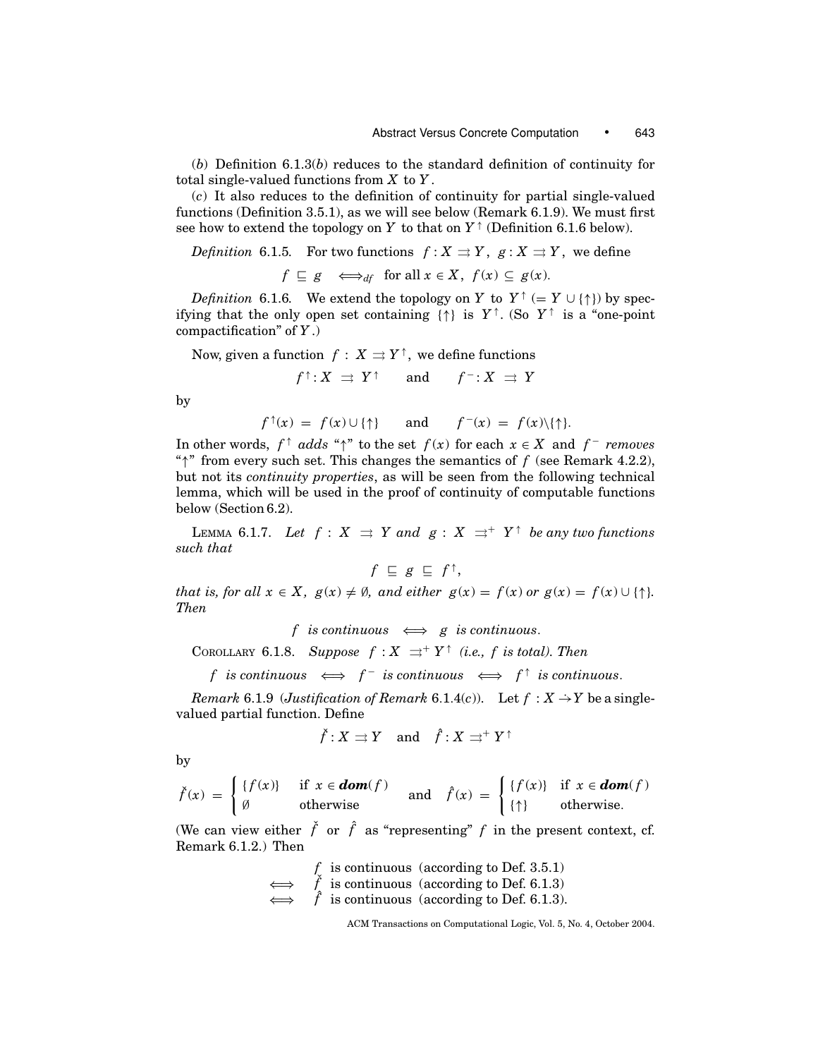(*b*) Definition 6.1.3(*b*) reduces to the standard definition of continuity for total single-valued functions from $X$ to $Y$.

(*c*) It also reduces to the definition of continuity for partial single-valued functions (Definition 3.5.1), as we will see below (Remark 6.1.9). We must first see how to extend the topology on $Y$ to that on $Y^{\uparrow}$ (Definition 6.1.6 below).

*Definition* 6.1.5. For two functions $f : X \rightrightarrows Y$, $g : X \rightrightarrows Y$, we define

$$f \sqsubseteq g \quad \Longleftrightarrow_{df} \quad \text{for all } x \in X,\ f(x) \subseteq g(x).$$

*Definition* 6.1.6. We extend the topology on $Y$ to $Y^{\uparrow}$ ($= Y \cup \{\uparrow\}$) by specifying that the only open set containing $\{\uparrow\}$ is $Y^{\uparrow}$. (So $Y^{\uparrow}$ is a "one-point compactification" of $Y$.)

Now, given a function $f : X \rightrightarrows Y^{\uparrow}$, we define functions

$$f^{\uparrow} : X \rightrightarrows Y^{\uparrow} \qquad \text{and} \qquad f^{-} : X \rightrightarrows Y$$

by

$$f^{\uparrow}(x) = f(x) \cup \{\uparrow\} \qquad \text{and} \qquad f^{-}(x) = f(x) \backslash \{\uparrow\}.$$

In other words, $f^{\uparrow}$ *adds* "$\uparrow$" to the set $f(x)$ for each $x \in X$ and $f^{-}$ *removes* "$\uparrow$" from every such set. This changes the semantics of $f$ (see Remark 4.2.2), but not its *continuity properties*, as will be seen from the following technical lemma, which will be used in the proof of continuity of computable functions below (Section 6.2).

LEMMA 6.1.7. *Let $f : X \rightrightarrows Y$ and $g : X \rightrightarrows^{+} Y^{\uparrow}$ be any two functions such that*

$$f \sqsubseteq g \sqsubseteq f^{\uparrow},$$

*that is, for all $x \in X$, $g(x) \neq \emptyset$, and either $g(x) = f(x)$ or $g(x) = f(x) \cup \{\uparrow\}$. Then*

$$f \text{ is continuous} \iff g \text{ is continuous}.$$

COROLLARY 6.1.8. *Suppose $f : X \rightrightarrows^{+} Y^{\uparrow}$ (i.e., $f$ is total). Then*

$$f \text{ is continuous} \iff f^{-} \text{ is continuous} \iff f^{\uparrow} \text{ is continuous}.$$

*Remark* 6.1.9 (*Justification of Remark* 6.1.4(*c*)). Let $f : X \rightharpoonup Y$ be a single-valued partial function. Define

$$\check{f} : X \rightrightarrows Y \quad \text{and} \quad \hat{f} : X \rightrightarrows^{+} Y^{\uparrow}$$

by

$$\check{f}(x) = \begin{cases} \{f(x)\} & \text{if } x \in \boldsymbol{dom}(f) \\ \emptyset & \text{otherwise} \end{cases} \quad \text{and} \quad \hat{f}(x) = \begin{cases} \{f(x)\} & \text{if } x \in \boldsymbol{dom}(f) \\ \{\uparrow\} & \text{otherwise.} \end{cases}$$

(We can view either $\check{f}$ or $\hat{f}$ as "representing" $f$ in the present context, cf. Remark 6.1.2.) Then

$$\begin{aligned} & f \text{ is continuous (according to Def. 3.5.1)} \\ \iff & \check{f} \text{ is continuous (according to Def. 6.1.3)} \\ \iff & \hat{f} \text{ is continuous (according to Def. 6.1.3).} \end{aligned}$$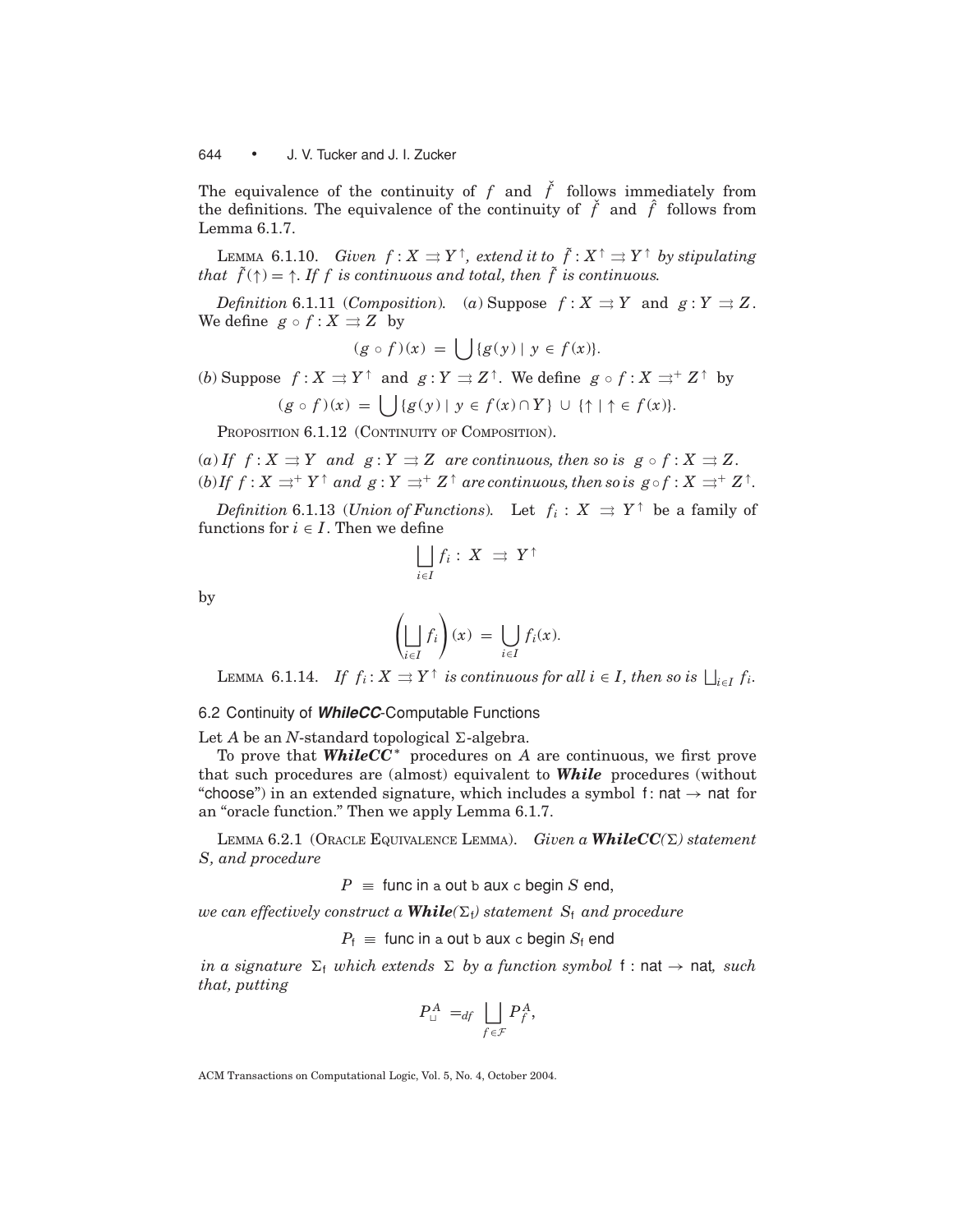The equivalence of the continuity of $f$ and $\check{f}$ follows immediately from the definitions. The equivalence of the continuity of $\check{f}$ and $\hat{f}$ follows from Lemma 6.1.7.

LEMMA 6.1.10. *Given $f : X \rightrightarrows Y^{\uparrow}$, extend it to $\tilde{f} : X^{\uparrow} \rightrightarrows Y^{\uparrow}$ by stipulating that $\tilde{f}(\uparrow) = \uparrow$. If $f$ is continuous and total, then $\tilde{f}$ is continuous.*

*Definition* 6.1.11 (*Composition*). (*a*) Suppose $f : X \rightrightarrows Y$ and $g : Y \rightrightarrows Z$. We define $g \circ f : X \rightrightarrows Z$ by

$$(g \circ f)(x) = \bigcup \{g(y) \mid y \in f(x)\}.$$

(*b*) Suppose $f : X \rightrightarrows Y^{\uparrow}$ and $g : Y \rightrightarrows Z^{\uparrow}$. We define $g \circ f : X \rightrightarrows^{+} Z^{\uparrow}$ by

$$(g \circ f)(x) = \bigcup \{g(y) \mid y \in f(x) \cap Y\} \cup \{\uparrow \mid \uparrow \in f(x)\}.$$

PROPOSITION 6.1.12 (CONTINUITY OF COMPOSITION).

(*a*) *If $f : X \rightrightarrows Y$ and $g : Y \rightrightarrows Z$ are continuous, then so is $g \circ f : X \rightrightarrows Z$.*
(*b*) *If $f : X \rightrightarrows^{+} Y^{\uparrow}$ and $g : Y \rightrightarrows^{+} Z^{\uparrow}$ are continuous, then so is $g \circ f : X \rightrightarrows^{+} Z^{\uparrow}$.*

*Definition* 6.1.13 (*Union of Functions*). Let $f_i : X \rightrightarrows Y^{\uparrow}$ be a family of functions for $i \in I$. Then we define

$$\bigsqcup_{i \in I} f_i : X \rightrightarrows Y^{\uparrow}$$

by

$$\left(\bigsqcup_{i \in I} f_i\right)(x) = \bigcup_{i \in I} f_i(x).$$

LEMMA 6.1.14. *If $f_i : X \rightrightarrows Y^{\uparrow}$ is continuous for all $i \in I$, then so is $\bigsqcup_{i \in I} f_i$.*

## 6.2 Continuity of *WhileCC*-Computable Functions

Let $A$ be an $N$-standard topological $\Sigma$-algebra.

To prove that ***WhileCC****$^*$ procedures on $A$ are continuous, we first prove that such procedures are (almost) equivalent to ***While*** procedures (without "choose") in an extended signature, which includes a symbol $\mathsf{f} : \mathsf{nat} \to \mathsf{nat}$ for an "oracle function." Then we apply Lemma 6.1.7.

LEMMA 6.2.1 (ORACLE EQUIVALENCE LEMMA). *Given a **WhileCC**($\Sigma$) statement $S$, and procedure*

$$P \equiv \mathsf{func\ in\ a\ out\ b\ aux\ c\ begin}\ S\ \mathsf{end},$$

*we can effectively construct a **While**($\Sigma_{\mathsf{f}}$) statement $S_{\mathsf{f}}$ and procedure*

$$P_{\mathsf{f}} \equiv \mathsf{func\ in\ a\ out\ b\ aux\ c\ begin}\ S_{\mathsf{f}}\ \mathsf{end}$$

*in a signature $\Sigma_{\mathsf{f}}$ which extends $\Sigma$ by a function symbol $\mathsf{f} : \mathsf{nat} \to \mathsf{nat}$, such that, putting*

$$P^A_{\sqcup} =_{df} \bigsqcup_{f \in \mathcal{F}} P^A_f,$$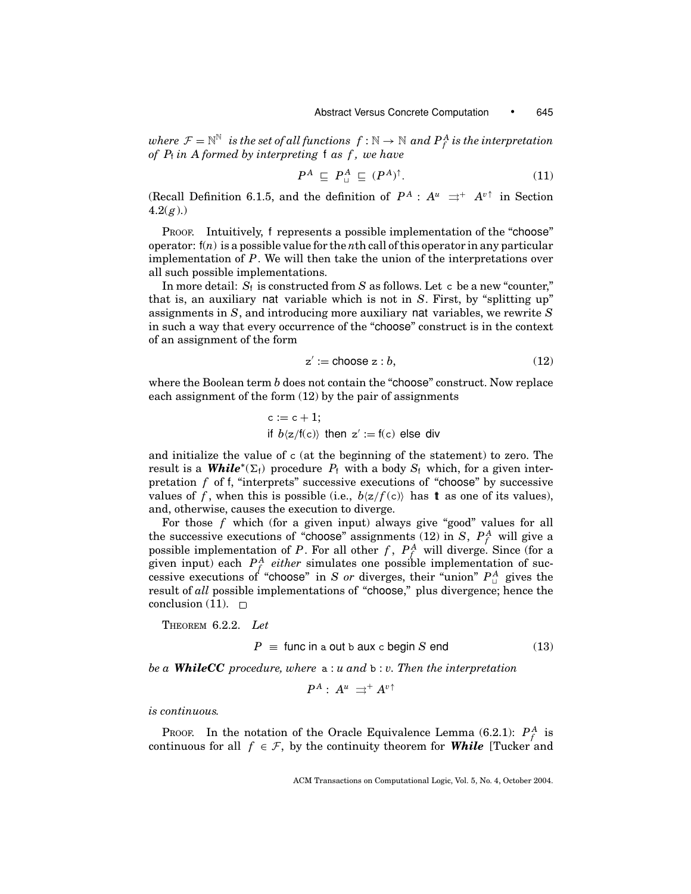*where* $\mathcal{F} = \mathbb{N}^{\mathbb{N}}$ *is the set of all functions* $f : \mathbb{N} \to \mathbb{N}$ *and* $P_f^A$ *is the interpretation of* $P_\mathsf{f}$ *in* $A$ *formed by interpreting* $\mathsf{f}$ *as* $f$*, we have*

$$P^A \sqsubseteq P_{\sqcup}^A \sqsubseteq (P^A)^{\uparrow}. \tag{11}$$

(Recall Definition 6.1.5, and the definition of $P^A : A^u \rightrightarrows^+ A^{v\uparrow}$ in Section 4.2($g$).)

Proof. Intuitively, $\mathsf{f}$ represents a possible implementation of the "choose" operator: $\mathsf{f}(n)$ is a possible value for the $n$th call of this operator in any particular implementation of $P$. We will then take the union of the interpretations over all such possible implementations.

In more detail: $S_\mathsf{f}$ is constructed from $S$ as follows. Let $\mathsf{c}$ be a new "counter," that is, an auxiliary nat variable which is not in $S$. First, by "splitting up" assignments in $S$, and introducing more auxiliary nat variables, we rewrite $S$ in such a way that every occurrence of the "choose" construct is in the context of an assignment of the form

$$\mathsf{z}' := \text{choose } \mathsf{z} : b, \tag{12}$$

where the Boolean term $b$ does not contain the "choose" construct. Now replace each assignment of the form (12) by the pair of assignments

$$\begin{aligned}
&\mathsf{c} := \mathsf{c} + 1;\\
&\text{if } b\langle \mathsf{z}/\mathsf{f}(\mathsf{c})\rangle \text{ then } \mathsf{z}' := \mathsf{f}(\mathsf{c}) \text{ else div}
\end{aligned}$$

and initialize the value of $\mathsf{c}$ (at the beginning of the statement) to zero. The result is a ***While***$^*(\Sigma_\mathsf{f})$ procedure $P_\mathsf{f}$ with a body $S_\mathsf{f}$ which, for a given interpretation $f$ of $\mathsf{f}$, "interprets" successive executions of "choose" by successive values of $f$, when this is possible (i.e., $b\langle \mathsf{z}/f(\mathsf{c})\rangle$ has $\mathbf{t}$ as one of its values), and, otherwise, causes the execution to diverge.

For those $f$ which (for a given input) always give "good" values for all the successive executions of "choose" assignments (12) in $S$, $P_f^A$ will give a possible implementation of $P$. For all other $f$, $P_f^A$ will diverge. Since (for a given input) each $P_f^A$ *either* simulates one possible implementation of successive executions of "choose" in $S$ *or* diverges, their "union" $P_{\sqcup}^A$ gives the result of *all* possible implementations of "choose," plus divergence; hence the conclusion (11). $\square$

Theorem 6.2.2. *Let*

$$P \equiv \text{func in a out b aux c begin } S \text{ end} \tag{13}$$

*be a* ***WhileCC*** *procedure, where* $\mathsf{a} : u$ *and* $\mathsf{b} : v$*. Then the interpretation*

$$P^A : A^u \rightrightarrows^+ A^{v\uparrow}$$

*is continuous.*

Proof. In the notation of the Oracle Equivalence Lemma (6.2.1): $P_f^A$ is continuous for all $f \in \mathcal{F}$, by the continuity theorem for ***While*** [Tucker and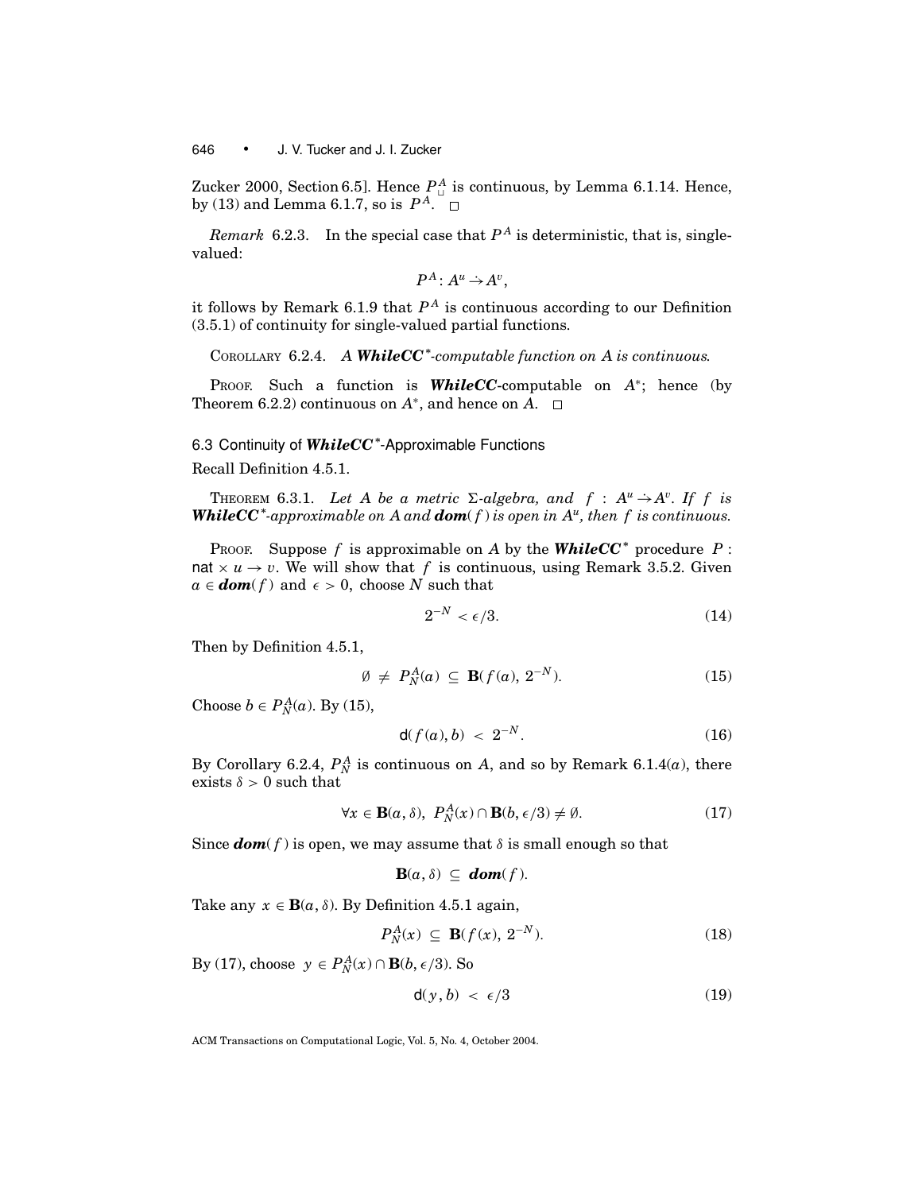Zucker 2000, Section 6.5]. Hence $P^A_{\sqcup}$ is continuous, by Lemma 6.1.14. Hence, by (13) and Lemma 6.1.7, so is $P^A$. □

*Remark* 6.2.3. In the special case that $P^A$ is deterministic, that is, single-valued:

$$P^A : A^u \rightharpoonup A^v,$$

it follows by Remark 6.1.9 that $P^A$ is continuous according to our Definition (3.5.1) of continuity for single-valued partial functions.

COROLLARY 6.2.4. *A **WhileCC**\*-computable function on A is continuous.*

PROOF. Such a function is ***WhileCC***-computable on $A^*$; hence (by Theorem 6.2.2) continuous on $A^*$, and hence on $A$. □

### 6.3 Continuity of *WhileCC*\*-Approximable Functions

Recall Definition 4.5.1.

THEOREM 6.3.1. *Let $A$ be a metric $\Sigma$-algebra, and $f : A^u \rightharpoonup A^v$. If $f$ is **WhileCC**\*-approximable on $A$ and $\textbf{\textit{dom}}(f)$ is open in $A^u$, then $f$ is continuous.*

PROOF. Suppose $f$ is approximable on $A$ by the ***WhileCC***\* procedure $P$ : $\mathsf{nat} \times u \to v$. We will show that $f$ is continuous, using Remark 3.5.2. Given $a \in \textbf{\textit{dom}}(f)$ and $\epsilon > 0$, choose $N$ such that

$$2^{-N} < \epsilon/3. \tag{14}$$

Then by Definition 4.5.1,

$$\emptyset \neq P^A_N(a) \subseteq \mathbf{B}(f(a), 2^{-N}). \tag{15}$$

Choose $b \in P^A_N(a)$. By (15),

$$\mathsf{d}(f(a), b) < 2^{-N}. \tag{16}$$

By Corollary 6.2.4, $P^A_N$ is continuous on $A$, and so by Remark 6.1.4($a$), there exists $\delta > 0$ such that

$$\forall x \in \mathbf{B}(a, \delta),\ P^A_N(x) \cap \mathbf{B}(b, \epsilon/3) \neq \emptyset. \tag{17}$$

Since $\textbf{\textit{dom}}(f)$ is open, we may assume that $\delta$ is small enough so that

$$\mathbf{B}(a, \delta) \subseteq \textbf{\textit{dom}}(f).$$

Take any $x \in \mathbf{B}(a, \delta)$. By Definition 4.5.1 again,

$$P^A_N(x) \subseteq \mathbf{B}(f(x), 2^{-N}). \tag{18}$$

By (17), choose $y \in P^A_N(x) \cap \mathbf{B}(b, \epsilon/3)$. So

$$\mathsf{d}(y, b) < \epsilon/3 \tag{19}$$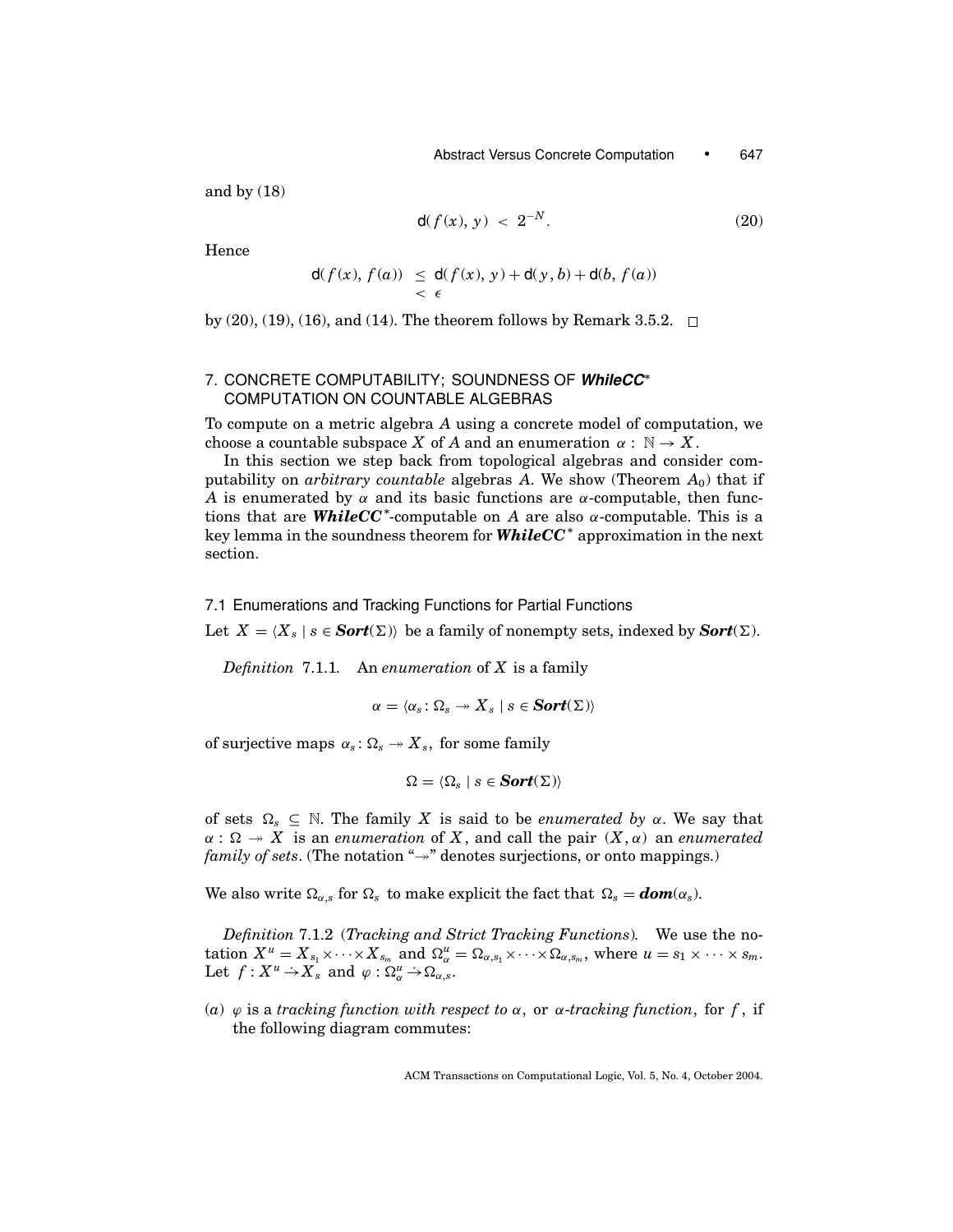and by (18)

$$\mathsf{d}(f(x), y) < 2^{-N}. \tag{20}$$

Hence

$$\begin{aligned} \mathsf{d}(f(x), f(a)) &\leq \mathsf{d}(f(x), y) + \mathsf{d}(y, b) + \mathsf{d}(b, f(a)) \\ &< \epsilon \end{aligned}$$

by (20), (19), (16), and (14). The theorem follows by Remark 3.5.2. □

## 7. CONCRETE COMPUTABILITY; SOUNDNESS OF *WhileCC*\* COMPUTATION ON COUNTABLE ALGEBRAS

To compute on a metric algebra $A$ using a concrete model of computation, we choose a countable subspace $X$ of $A$ and an enumeration $\alpha : \mathbb{N} \to X$.

In this section we step back from topological algebras and consider computability on *arbitrary countable* algebras $A$. We show (Theorem $A_0$) that if $A$ is enumerated by $\alpha$ and its basic functions are $\alpha$-computable, then functions that are ***WhileCC***\*-computable on $A$ are also $\alpha$-computable. This is a key lemma in the soundness theorem for ***WhileCC***\* approximation in the next section.

### 7.1 Enumerations and Tracking Functions for Partial Functions

Let $X = \langle X_s \mid s \in \textbf{\textit{Sort}}(\Sigma)\rangle$ be a family of nonempty sets, indexed by $\textbf{\textit{Sort}}(\Sigma)$.

*Definition* 7.1.1. An *enumeration* of $X$ is a family

$$\alpha = \langle \alpha_s : \Omega_s \twoheadrightarrow X_s \mid s \in \textbf{\textit{Sort}}(\Sigma)\rangle$$

of surjective maps $\alpha_s : \Omega_s \twoheadrightarrow X_s$, for some family

$$\Omega = \langle \Omega_s \mid s \in \textbf{\textit{Sort}}(\Sigma)\rangle$$

of sets $\Omega_s \subseteq \mathbb{N}$. The family $X$ is said to be *enumerated by* $\alpha$. We say that $\alpha : \Omega \twoheadrightarrow X$ is an *enumeration* of $X$, and call the pair $(X, \alpha)$ an *enumerated family of sets*. (The notation "$\twoheadrightarrow$" denotes surjections, or onto mappings.)

We also write $\Omega_{\alpha,s}$ for $\Omega_s$ to make explicit the fact that $\Omega_s = \textbf{\textit{dom}}(\alpha_s)$.

*Definition* 7.1.2 (*Tracking and Strict Tracking Functions*). We use the notation $X^u = X_{s_1} \times \cdots \times X_{s_m}$ and $\Omega^u_\alpha = \Omega_{\alpha,s_1} \times \cdots \times \Omega_{\alpha,s_m}$, where $u = s_1 \times \cdots \times s_m$. Let $f : X^u \rightharpoonup X_s$ and $\varphi : \Omega^u_\alpha \rightharpoonup \Omega_{\alpha,s}$.

(*a*) $\varphi$ is a *tracking function with respect to* $\alpha$, or $\alpha$*-tracking function*, for $f$, if the following diagram commutes: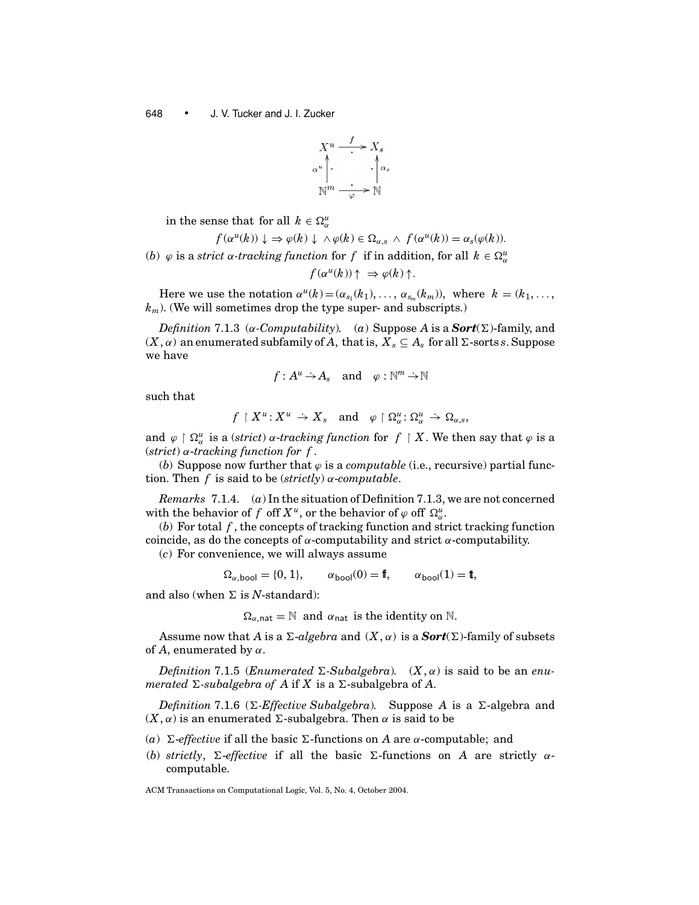$$
\begin{array}{ccc}
X^u & \xrightarrow{\;f\;} & X_s \\
{\scriptstyle \alpha^u}\uparrow & & \uparrow{\scriptstyle \alpha_s} \\
\mathbb{N}^m & \xrightarrow[\varphi]{} & \mathbb{N}
\end{array}
$$

in the sense that for all $k \in \Omega^u_\alpha$

$$
f(\alpha^u(k)) \downarrow \;\Rightarrow \varphi(k) \downarrow \;\wedge \varphi(k) \in \Omega_{\alpha,s} \;\wedge\; f(\alpha^u(k)) = \alpha_s(\varphi(k)).
$$

(*b*) $\varphi$ is a *strict $\alpha$-tracking function* for $f$ if in addition, for all $k \in \Omega^u_\alpha$

$$
f(\alpha^u(k)) \uparrow \;\Rightarrow \varphi(k) \uparrow .
$$

Here we use the notation $\alpha^u(k) = (\alpha_{s_1}(k_1), \ldots, \alpha_{s_m}(k_m))$, where $k = (k_1, \ldots, k_m)$. (We will sometimes drop the type super- and subscripts.)

*Definition* 7.1.3 (*$\alpha$-Computability*). (*a*) Suppose $A$ is a $\boldsymbol{Sort}(\Sigma)$-family, and $(X, \alpha)$ an enumerated subfamily of $A$, that is, $X_s \subseteq A_s$ for all $\Sigma$-sorts $s$. Suppose we have

$$
f : A^u \rightharpoonup A_s \quad \text{and} \quad \varphi : \mathbb{N}^m \rightharpoonup \mathbb{N}
$$

such that

$$
f \restriction X^u : X^u \rightharpoonup X_s \quad \text{and} \quad \varphi \restriction \Omega^u_\alpha : \Omega^u_\alpha \rightharpoonup \Omega_{\alpha,s},
$$

and $\varphi \restriction \Omega^u_\alpha$ is a (*strict*) *$\alpha$-tracking function* for $f \restriction X$. We then say that $\varphi$ is a (*strict*) *$\alpha$-tracking function for $f$*.

(*b*) Suppose now further that $\varphi$ is a *computable* (i.e., recursive) partial function. Then $f$ is said to be (*strictly*) *$\alpha$-computable*.

*Remarks* 7.1.4. (*a*) In the situation of Definition 7.1.3, we are not concerned with the behavior of $f$ off $X^u$, or the behavior of $\varphi$ off $\Omega^u_\alpha$.

(*b*) For total $f$, the concepts of tracking function and strict tracking function coincide, as do the concepts of $\alpha$-computability and strict $\alpha$-computability.

(*c*) For convenience, we will always assume

$$
\Omega_{\alpha,\mathsf{bool}} = \{0, 1\}, \qquad \alpha_{\mathsf{bool}}(0) = \mathbb{ff}, \qquad \alpha_{\mathsf{bool}}(1) = \mathbb{tt},
$$

and also (when $\Sigma$ is $N$-standard):

$$
\Omega_{\alpha,\mathsf{nat}} = \mathbb{N} \text{ and } \alpha_{\mathsf{nat}} \text{ is the identity on } \mathbb{N}.
$$

Assume now that $A$ is a *$\Sigma$-algebra* and $(X, \alpha)$ is a $\boldsymbol{Sort}(\Sigma)$-family of subsets of $A$, enumerated by $\alpha$.

*Definition* 7.1.5 (*Enumerated $\Sigma$-Subalgebra*). $(X, \alpha)$ is said to be an *enumerated $\Sigma$-subalgebra of $A$* if $X$ is a $\Sigma$-subalgebra of $A$.

*Definition* 7.1.6 (*$\Sigma$-Effective Subalgebra*). Suppose $A$ is a $\Sigma$-algebra and $(X, \alpha)$ is an enumerated $\Sigma$-subalgebra. Then $\alpha$ is said to be

(*a*) *$\Sigma$-effective* if all the basic $\Sigma$-functions on $A$ are $\alpha$-computable; and

(*b*) *strictly, $\Sigma$-effective* if all the basic $\Sigma$-functions on $A$ are strictly $\alpha$-computable.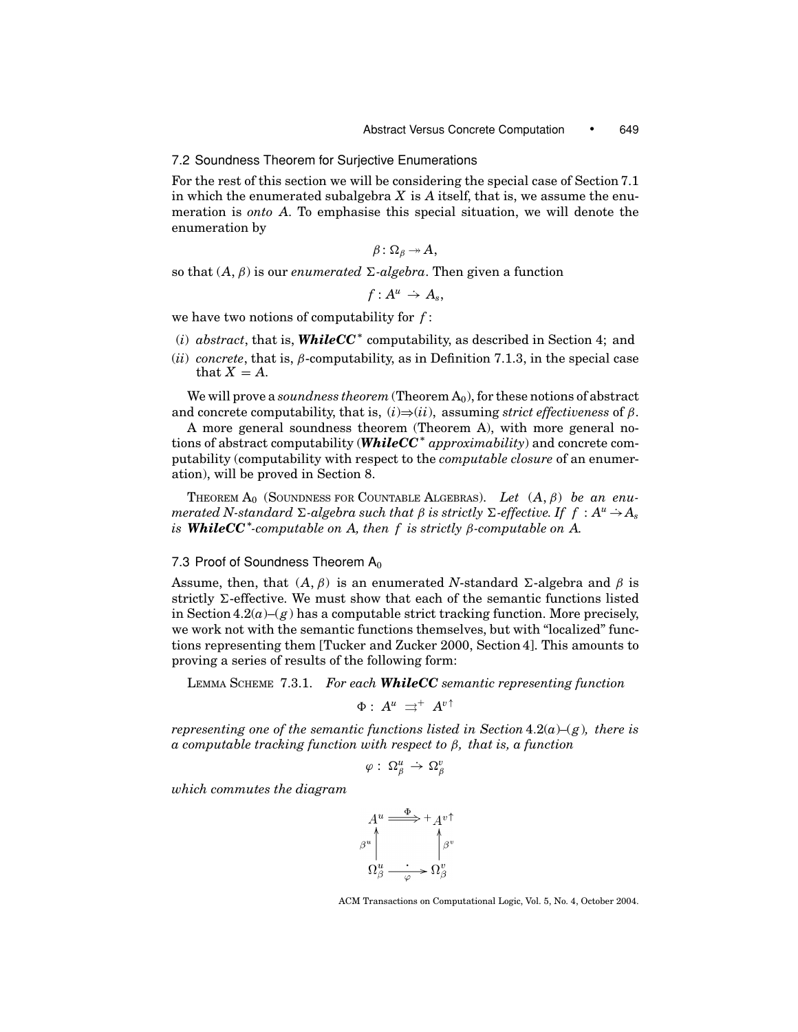### 7.2 Soundness Theorem for Surjective Enumerations

For the rest of this section we will be considering the special case of Section 7.1 in which the enumerated subalgebra $X$ is $A$ itself, that is, we assume the enumeration is *onto* $A$. To emphasise this special situation, we will denote the enumeration by

$$\beta : \Omega_\beta \twoheadrightarrow A,$$

so that $(A, \beta)$ is our *enumerated* $\Sigma$*-algebra*. Then given a function

$$f : A^u \rightharpoonup A_s,$$

we have two notions of computability for $f$:

- $(i)$ *abstract*, that is, ***WhileCC****$^*$ computability, as described in Section 4; and
- $(ii)$ *concrete*, that is, $\beta$-computability, as in Definition 7.1.3, in the special case that $X = A$.

We will prove a *soundness theorem* (Theorem $A_0$), for these notions of abstract and concrete computability, that is, $(i) \Rightarrow (ii)$, assuming *strict effectiveness* of $\beta$.

A more general soundness theorem (Theorem A), with more general notions of abstract computability (***WhileCC****$^*$ *approximability*) and concrete computability (computability with respect to the *computable closure* of an enumeration), will be proved in Section 8.

THEOREM $A_0$ (SOUNDNESS FOR COUNTABLE ALGEBRAS). *Let $(A, \beta)$ be an enumerated N-standard $\Sigma$-algebra such that $\beta$ is strictly $\Sigma$-effective. If $f : A^u \rightharpoonup A_s$ is* ***WhileCC****$^*$-computable on $A$, then $f$ is strictly $\beta$-computable on $A$.*

### 7.3 Proof of Soundness Theorem $A_0$

Assume, then, that $(A, \beta)$ is an enumerated $N$-standard $\Sigma$-algebra and $\beta$ is strictly $\Sigma$-effective. We must show that each of the semantic functions listed in Section 4.2$(a)$–$(g)$ has a computable strict tracking function. More precisely, we work not with the semantic functions themselves, but with "localized" functions representing them [Tucker and Zucker 2000, Section 4]. This amounts to proving a series of results of the following form:

LEMMA SCHEME 7.3.1. *For each* ***WhileCC*** *semantic representing function*

$$\Phi : A^u \rightrightarrows^+ A^{v\uparrow}$$

*representing one of the semantic functions listed in Section 4.2$(a)$–$(g)$, there is a computable tracking function with respect to $\beta$, that is, a function*

$$\varphi : \Omega_\beta^u \rightharpoonup \Omega_\beta^v$$

*which commutes the diagram*

$$\begin{array}{ccc} A^u & \xRightarrow{\Phi} & {}^+A^{v\uparrow} \\ \uparrow{\scriptstyle \beta^u} & & \uparrow{\scriptstyle \beta^v} \\ \Omega_\beta^u & \xrightarrow[\varphi]{\cdot} & \Omega_\beta^v \end{array}$$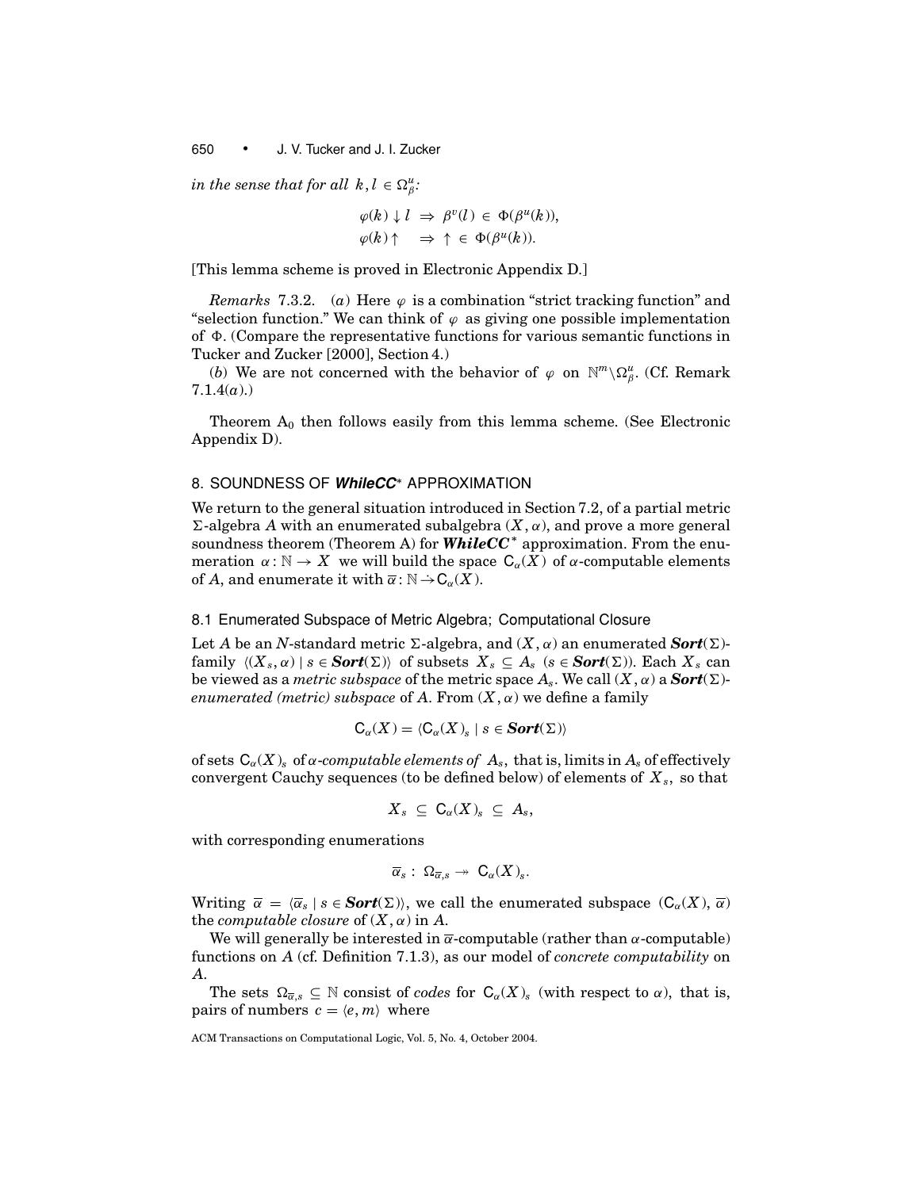*in the sense that for all* $k, l \in \Omega^u_\beta$*:*

$$\varphi(k) \downarrow l \;\Rightarrow\; \beta^v(l) \in \Phi(\beta^u(k)),$$
$$\varphi(k)\uparrow \quad\Rightarrow\; \uparrow \in \Phi(\beta^u(k)).$$

[This lemma scheme is proved in Electronic Appendix D.]

*Remarks* 7.3.2. (*a*) Here $\varphi$ is a combination "strict tracking function" and "selection function." We can think of $\varphi$ as giving one possible implementation of $\Phi$. (Compare the representative functions for various semantic functions in Tucker and Zucker [2000], Section 4.)

(*b*) We are not concerned with the behavior of $\varphi$ on $\mathbb{N}^m \backslash \Omega^u_\beta$. (Cf. Remark 7.1.4(*a*).)

Theorem $A_0$ then follows easily from this lemma scheme. (See Electronic Appendix D).

## 8. SOUNDNESS OF *WhileCC*\* APPROXIMATION

We return to the general situation introduced in Section 7.2, of a partial metric $\Sigma$-algebra $A$ with an enumerated subalgebra $(X, \alpha)$, and prove a more general soundness theorem (Theorem A) for ***WhileCC***$^*$ approximation. From the enumeration $\alpha : \mathbb{N} \to X$ we will build the space $\mathsf{C}_\alpha(X)$ of $\alpha$-computable elements of $A$, and enumerate it with $\overline{\alpha} : \mathbb{N} \rightharpoonup \mathsf{C}_\alpha(X)$.

### 8.1 Enumerated Subspace of Metric Algebra; Computational Closure

Let $A$ be an $N$-standard metric $\Sigma$-algebra, and $(X, \alpha)$ an enumerated $\boldsymbol{Sort}(\Sigma)$-family $\langle (X_s, \alpha) \mid s \in \boldsymbol{Sort}(\Sigma)\rangle$ of subsets $X_s \subseteq A_s$ $(s \in \boldsymbol{Sort}(\Sigma))$. Each $X_s$ can be viewed as a *metric subspace* of the metric space $A_s$. We call $(X, \alpha)$ a $\boldsymbol{Sort}(\Sigma)$-*enumerated (metric) subspace* of $A$. From $(X, \alpha)$ we define a family

$$\mathsf{C}_\alpha(X) = \langle \mathsf{C}_\alpha(X)_s \mid s \in \boldsymbol{Sort}(\Sigma)\rangle$$

of sets $\mathsf{C}_\alpha(X)_s$ of $\alpha$*-computable elements of* $A_s$, that is, limits in $A_s$ of effectively convergent Cauchy sequences (to be defined below) of elements of $X_s$, so that

$$X_s \;\subseteq\; \mathsf{C}_\alpha(X)_s \;\subseteq\; A_s,$$

with corresponding enumerations

$$\overline{\alpha}_s : \; \Omega_{\overline{\alpha},s} \twoheadrightarrow \; \mathsf{C}_\alpha(X)_s.$$

Writing $\overline{\alpha} = \langle \overline{\alpha}_s \mid s \in \boldsymbol{Sort}(\Sigma)\rangle$, we call the enumerated subspace $(\mathsf{C}_\alpha(X), \overline{\alpha})$ the *computable closure* of $(X, \alpha)$ in $A$.

We will generally be interested in $\overline{\alpha}$-computable (rather than $\alpha$-computable) functions on $A$ (cf. Definition 7.1.3), as our model of *concrete computability* on $A$.

The sets $\Omega_{\overline{\alpha},s} \subseteq \mathbb{N}$ consist of *codes* for $\mathsf{C}_\alpha(X)_s$ (with respect to $\alpha$), that is, pairs of numbers $c = \langle e, m\rangle$ where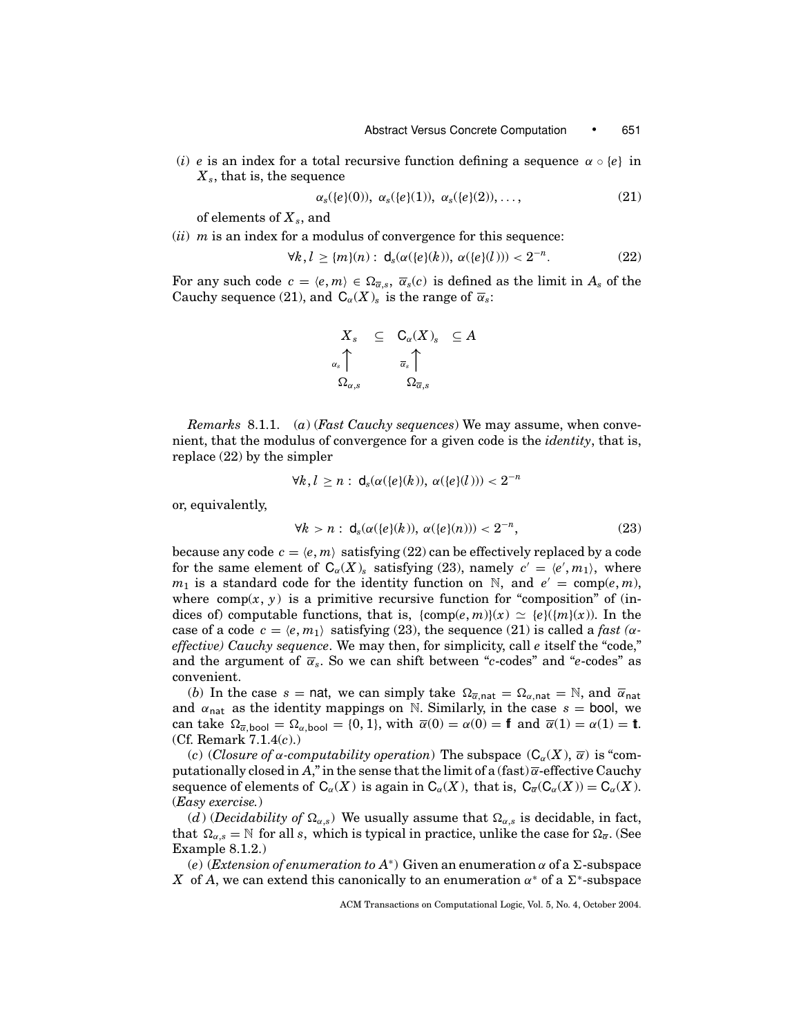(*i*) $e$ is an index for a total recursive function defining a sequence $\alpha \circ \{e\}$ in $X_s$, that is, the sequence

$$\alpha_s(\{e\}(0)),\ \alpha_s(\{e\}(1)),\ \alpha_s(\{e\}(2)), \ldots, \tag{21}$$

of elements of $X_s$, and

(*ii*) $m$ is an index for a modulus of convergence for this sequence:

$$\forall k, l \geq \{m\}(n) :\ \mathsf{d}_s(\alpha(\{e\}(k)),\ \alpha(\{e\}(l))) < 2^{-n}. \tag{22}$$

For any such code $c = \langle e, m \rangle \in \Omega_{\overline{\alpha},s}$, $\overline{\alpha}_s(c)$ is defined as the limit in $A_s$ of the Cauchy sequence (21), and $\mathsf{C}_\alpha(X)_s$ is the range of $\overline{\alpha}_s$:

$$\begin{array}{ccccc} X_s & \subseteq & \mathsf{C}_\alpha(X)_s & \subseteq A \\ {\scriptstyle\alpha_s}\uparrow & & {\scriptstyle\overline{\alpha}_s}\uparrow & \\ \Omega_{\alpha,s} & & \Omega_{\overline{\alpha},s} & \end{array}$$

*Remarks* 8.1.1. (*a*) (*Fast Cauchy sequences*) We may assume, when convenient, that the modulus of convergence for a given code is the *identity*, that is, replace (22) by the simpler

$$\forall k, l \geq n :\ \mathsf{d}_s(\alpha(\{e\}(k)),\ \alpha(\{e\}(l))) < 2^{-n}$$

or, equivalently,

$$\forall k > n :\ \mathsf{d}_s(\alpha(\{e\}(k)),\ \alpha(\{e\}(n))) < 2^{-n}, \tag{23}$$

because any code $c = \langle e, m \rangle$ satisfying (22) can be effectively replaced by a code for the same element of $\mathsf{C}_\alpha(X)_s$ satisfying (23), namely $c' = \langle e', m_1 \rangle$, where $m_1$ is a standard code for the identity function on $\mathbb{N}$, and $e' = \text{comp}(e, m)$, where $\text{comp}(x, y)$ is a primitive recursive function for "composition" of (indices of) computable functions, that is, $\{\text{comp}(e, m)\}(x) \simeq \{e\}(\{m\}(x))$. In the case of a code $c = \langle e, m_1 \rangle$ satisfying (23), the sequence (21) is called a *fast ($\alpha$-effective) Cauchy sequence*. We may then, for simplicity, call $e$ itself the "code," and the argument of $\overline{\alpha}_s$. So we can shift between "$c$-codes" and "$e$-codes" as convenient.

(*b*) In the case $s = \mathsf{nat}$, we can simply take $\Omega_{\overline{\alpha},\mathsf{nat}} = \Omega_{\alpha,\mathsf{nat}} = \mathbb{N}$, and $\overline{\alpha}_{\mathsf{nat}}$ and $\alpha_{\mathsf{nat}}$ as the identity mappings on $\mathbb{N}$. Similarly, in the case $s = \mathsf{bool}$, we can take $\Omega_{\overline{\alpha},\mathsf{bool}} = \Omega_{\alpha,\mathsf{bool}} = \{0, 1\}$, with $\overline{\alpha}(0) = \alpha(0) = \mathbf{ff}$ and $\overline{\alpha}(1) = \alpha(1) = \mathbf{tt}$. (Cf. Remark 7.1.4(*c*).)

(*c*) (*Closure of $\alpha$-computability operation*) The subspace $(\mathsf{C}_\alpha(X), \overline{\alpha})$ is "computationally closed in $A$," in the sense that the limit of a (fast) $\overline{\alpha}$-effective Cauchy sequence of elements of $\mathsf{C}_\alpha(X)$ is again in $\mathsf{C}_\alpha(X)$, that is, $\mathsf{C}_{\overline{\alpha}}(\mathsf{C}_\alpha(X)) = \mathsf{C}_\alpha(X)$. (*Easy exercise.*)

(*d*) (*Decidability of $\Omega_{\alpha,s}$*) We usually assume that $\Omega_{\alpha,s}$ is decidable, in fact, that $\Omega_{\alpha,s} = \mathbb{N}$ for all $s$, which is typical in practice, unlike the case for $\Omega_{\overline{\alpha}}$. (See Example 8.1.2.)

(*e*) (*Extension of enumeration to $A^*$*) Given an enumeration $\alpha$ of a $\Sigma$-subspace $X$ of $A$, we can extend this canonically to an enumeration $\alpha^*$ of a $\Sigma^*$-subspace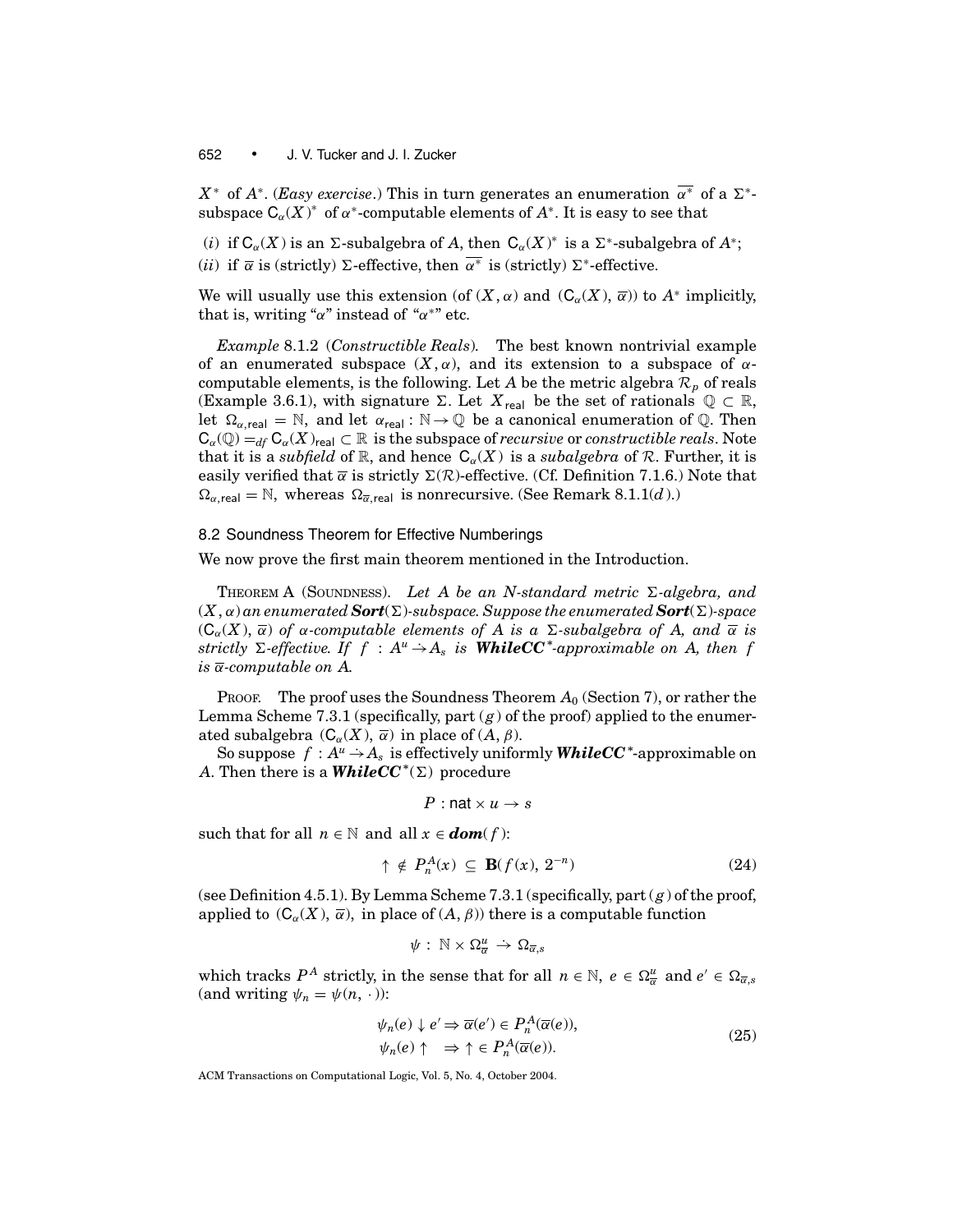$X^*$ of $A^*$. (*Easy exercise*.) This in turn generates an enumeration $\overline{\alpha^*}$ of a $\Sigma^*$-subspace $\mathsf{C}_\alpha(X)^*$ of $\alpha^*$-computable elements of $A^*$. It is easy to see that

(*i*) if $\mathsf{C}_\alpha(X)$ is an $\Sigma$-subalgebra of $A$, then $\mathsf{C}_\alpha(X)^*$ is a $\Sigma^*$-subalgebra of $A^*$;
(*ii*) if $\overline{\alpha}$ is (strictly) $\Sigma$-effective, then $\overline{\alpha^*}$ is (strictly) $\Sigma^*$-effective.

We will usually use this extension (of $(X, \alpha)$ and $(\mathsf{C}_\alpha(X), \overline{\alpha})$) to $A^*$ implicitly, that is, writing "$\alpha$" instead of "$\alpha^*$" etc.

*Example* 8.1.2 (*Constructible Reals*). The best known nontrivial example of an enumerated subspace $(X, \alpha)$, and its extension to a subspace of $\alpha$-computable elements, is the following. Let $A$ be the metric algebra $\mathcal{R}_p$ of reals (Example 3.6.1), with signature $\Sigma$. Let $X_{\mathsf{real}}$ be the set of rationals $\mathbb{Q} \subset \mathbb{R}$, let $\Omega_{\alpha,\mathsf{real}} = \mathbb{N}$, and let $\alpha_{\mathsf{real}} : \mathbb{N} \to \mathbb{Q}$ be a canonical enumeration of $\mathbb{Q}$. Then $\mathsf{C}_\alpha(\mathbb{Q}) =_{df} \mathsf{C}_\alpha(X)_{\mathsf{real}} \subset \mathbb{R}$ is the subspace of *recursive* or *constructible reals*. Note that it is a *subfield* of $\mathbb{R}$, and hence $\mathsf{C}_\alpha(X)$ is a *subalgebra* of $\mathcal{R}$. Further, it is easily verified that $\overline{\alpha}$ is strictly $\Sigma(\mathcal{R})$-effective. (Cf. Definition 7.1.6.) Note that $\Omega_{\alpha,\mathsf{real}} = \mathbb{N}$, whereas $\Omega_{\overline{\alpha},\mathsf{real}}$ is nonrecursive. (See Remark 8.1.1(*d*).)

## 8.2 Soundness Theorem for Effective Numberings

We now prove the first main theorem mentioned in the Introduction.

THEOREM A (SOUNDNESS). *Let $A$ be an $N$-standard metric $\Sigma$-algebra, and $(X, \alpha)$ an enumerated **Sort**$(\Sigma)$-subspace. Suppose the enumerated **Sort**$(\Sigma)$-space $(\mathsf{C}_\alpha(X), \overline{\alpha})$ of $\alpha$-computable elements of $A$ is a $\Sigma$-subalgebra of $A$, and $\overline{\alpha}$ is strictly $\Sigma$-effective. If $f : A^u \rightharpoonup A_s$ is **WhileCC**$^*$-approximable on $A$, then $f$ is $\overline{\alpha}$-computable on $A$.*

PROOF. The proof uses the Soundness Theorem $A_0$ (Section 7), or rather the Lemma Scheme 7.3.1 (specifically, part (*g*) of the proof) applied to the enumerated subalgebra $(\mathsf{C}_\alpha(X), \overline{\alpha})$ in place of $(A, \beta)$.

So suppose $f : A^u \rightharpoonup A_s$ is effectively uniformly **WhileCC**$^*$-approximable on $A$. Then there is a **WhileCC**$^*(\Sigma)$ procedure

$$P : \mathsf{nat} \times u \to s$$

such that for all $n \in \mathbb{N}$ and all $x \in \boldsymbol{dom}(f)$:

$$\uparrow \notin P_n^A(x) \subseteq \mathbf{B}(f(x), 2^{-n}) \tag{24}$$

(see Definition 4.5.1). By Lemma Scheme 7.3.1 (specifically, part (*g*) of the proof, applied to $(\mathsf{C}_\alpha(X), \overline{\alpha})$, in place of $(A, \beta)$) there is a computable function

$$\psi : \mathbb{N} \times \Omega_{\overline{\alpha}}^u \rightharpoonup \Omega_{\overline{\alpha},s}$$

which tracks $P^A$ strictly, in the sense that for all $n \in \mathbb{N}$, $e \in \Omega_{\overline{\alpha}}^u$ and $e' \in \Omega_{\overline{\alpha},s}$ (and writing $\psi_n = \psi(n, \cdot)$):

$$\begin{aligned} \psi_n(e) \downarrow e' &\Rightarrow \overline{\alpha}(e') \in P_n^A(\overline{\alpha}(e)), \\ \psi_n(e) \uparrow \quad &\Rightarrow \uparrow \in P_n^A(\overline{\alpha}(e)). \end{aligned} \tag{25}$$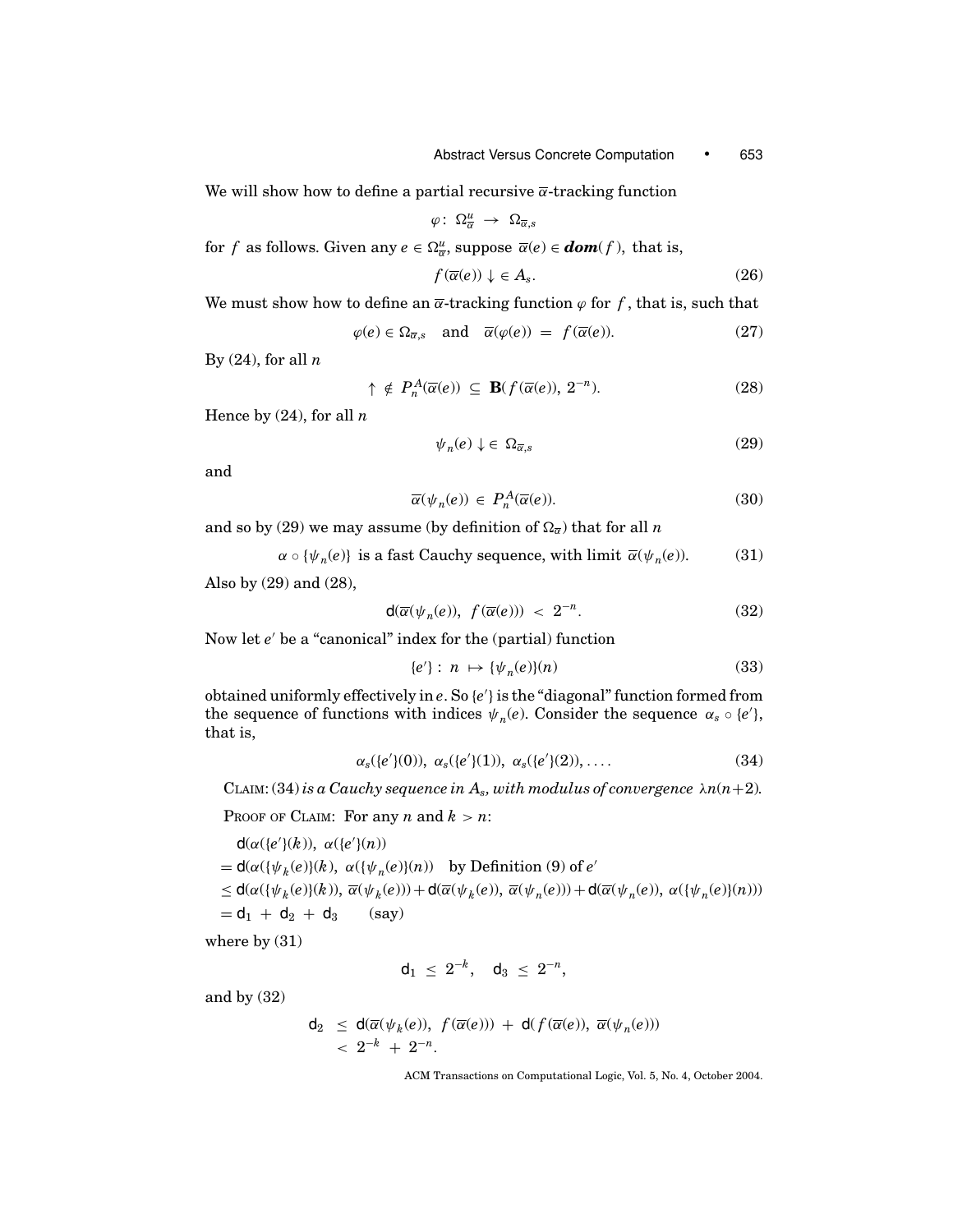We will show how to define a partial recursive $\overline{\alpha}$-tracking function

$$\varphi:\ \Omega^u_{\overline{\alpha}} \ \to\ \Omega_{\overline{\alpha},s}$$

for $f$ as follows. Given any $e \in \Omega^u_{\overline{\alpha}}$, suppose $\overline{\alpha}(e) \in \boldsymbol{dom}(f)$, that is,

$$f(\overline{\alpha}(e)) \downarrow \in A_s. \tag{26}$$

We must show how to define an $\overline{\alpha}$-tracking function $\varphi$ for $f$, that is, such that

$$\varphi(e) \in \Omega_{\overline{\alpha},s} \quad \text{and} \quad \overline{\alpha}(\varphi(e)) \ =\ f(\overline{\alpha}(e)). \tag{27}$$

By (24), for all $n$

$$\uparrow\ \notin\ P^A_n(\overline{\alpha}(e))\ \subseteq\ \mathbf{B}(f(\overline{\alpha}(e)),\ 2^{-n}). \tag{28}$$

Hence by (24), for all $n$

$$\psi_n(e) \downarrow \in\ \Omega_{\overline{\alpha},s} \tag{29}$$

and

$$\overline{\alpha}(\psi_n(e))\ \in\ P^A_n(\overline{\alpha}(e)). \tag{30}$$

and so by (29) we may assume (by definition of $\Omega_{\overline{\alpha}}$) that for all $n$

$$\alpha \circ \{\psi_n(e)\} \text{ is a fast Cauchy sequence, with limit } \overline{\alpha}(\psi_n(e)). \tag{31}$$

Also by (29) and (28),

$$\mathsf{d}(\overline{\alpha}(\psi_n(e)),\ f(\overline{\alpha}(e)))\ <\ 2^{-n}. \tag{32}$$

Now let $e'$ be a "canonical" index for the (partial) function

$$\{e'\}:\ n\ \mapsto\ \{\psi_n(e)\}(n) \tag{33}$$

obtained uniformly effectively in $e$. So $\{e'\}$ is the "diagonal" function formed from the sequence of functions with indices $\psi_n(e)$. Consider the sequence $\alpha_s \circ \{e'\}$, that is,

$$\alpha_s(\{e'\}(0)),\ \alpha_s(\{e'\}(1)),\ \alpha_s(\{e'\}(2)), \ldots. \tag{34}$$

Claim: *(34) is a Cauchy sequence in $A_s$, with modulus of convergence $\lambda n(n+2)$.*

Proof of Claim: For any $n$ and $k > n$:

$$\begin{aligned}
&\mathsf{d}(\alpha(\{e'\}(k)),\ \alpha(\{e'\}(n))\\
&= \mathsf{d}(\alpha(\{\psi_k(e)\}(k),\ \alpha(\{\psi_n(e)\}(n)) \quad \text{by Definition (9) of } e'\\
&\le \mathsf{d}(\alpha(\{\psi_k(e)\}(k)),\ \overline{\alpha}(\psi_k(e))) + \mathsf{d}(\overline{\alpha}(\psi_k(e)),\ \overline{\alpha}(\psi_n(e))) + \mathsf{d}(\overline{\alpha}(\psi_n(e)),\ \alpha(\{\psi_n(e)\}(n)))\\
&= \mathsf{d}_1\ +\ \mathsf{d}_2\ +\ \mathsf{d}_3 \qquad \text{(say)}
\end{aligned}$$

where by (31)

$$\mathsf{d}_1\ \le\ 2^{-k}, \quad \mathsf{d}_3\ \le\ 2^{-n},$$

and by (32)

$$\begin{aligned}
\mathsf{d}_2\ &\le\ \mathsf{d}(\overline{\alpha}(\psi_k(e)),\ f(\overline{\alpha}(e)))\ +\ \mathsf{d}(f(\overline{\alpha}(e)),\ \overline{\alpha}(\psi_n(e)))\\
&<\ 2^{-k}\ +\ 2^{-n}.
\end{aligned}$$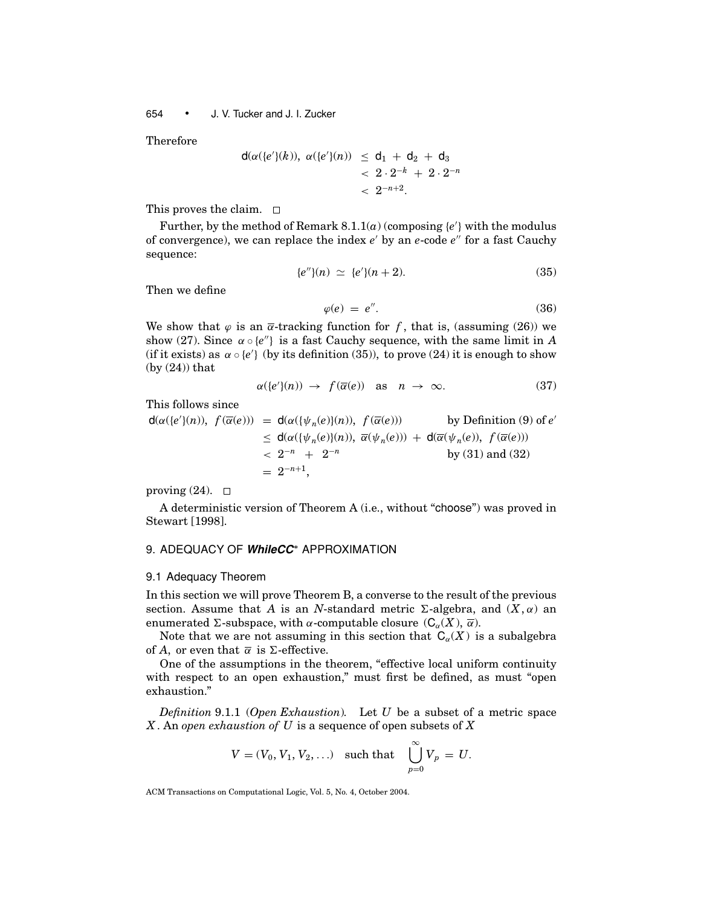Therefore

$$
\begin{aligned}
\mathsf{d}(\alpha(\{e'\}(k)),\ \alpha(\{e'\}(n)) &\le \mathsf{d}_1 + \mathsf{d}_2 + \mathsf{d}_3 \\
&< 2 \cdot 2^{-k} + 2 \cdot 2^{-n} \\
&< 2^{-n+2}.
\end{aligned}
$$

This proves the claim. □

Further, by the method of Remark 8.1.1($\alpha$) (composing $\{e'\}$ with the modulus of convergence), we can replace the index $e'$ by an $e$-code $e''$ for a fast Cauchy sequence:

$$
\{e''\}(n) \simeq \{e'\}(n+2). \tag{35}
$$

Then we define

$$
\varphi(e) = e''. \tag{36}
$$

We show that $\varphi$ is an $\overline{\alpha}$-tracking function for $f$, that is, (assuming (26)) we show (27). Since $\alpha \circ \{e''\}$ is a fast Cauchy sequence, with the same limit in $A$ (if it exists) as $\alpha \circ \{e'\}$ (by its definition (35)), to prove (24) it is enough to show (by (24)) that

$$
\alpha(\{e'\}(n)) \to f(\overline{\alpha}(e)) \quad \text{as} \quad n \to \infty. \tag{37}
$$

This follows since

$$
\begin{aligned}
\mathsf{d}(\alpha(\{e'\}(n)),\ f(\overline{\alpha}(e))) &= \mathsf{d}(\alpha(\{\psi_n(e)\}(n)),\ f(\overline{\alpha}(e))) && \text{by Definition (9) of } e' \\
&\le \mathsf{d}(\alpha(\{\psi_n(e)\}(n)),\ \overline{\alpha}(\psi_n(e))) + \mathsf{d}(\overline{\alpha}(\psi_n(e)),\ f(\overline{\alpha}(e))) \\
&< 2^{-n} + 2^{-n} && \text{by (31) and (32)} \\
&= 2^{-n+1},
\end{aligned}
$$

proving (24). □

A deterministic version of Theorem A (i.e., without "choose") was proved in Stewart [1998].

## 9. ADEQUACY OF *WhileCC*\* APPROXIMATION

### 9.1 Adequacy Theorem

In this section we will prove Theorem B, a converse to the result of the previous section. Assume that $A$ is an $N$-standard metric $\Sigma$-algebra, and $(X, \alpha)$ an enumerated $\Sigma$-subspace, with $\alpha$-computable closure $(\mathsf{C}_\alpha(X), \overline{\alpha})$.

Note that we are not assuming in this section that $\mathsf{C}_\alpha(X)$ is a subalgebra of $A$, or even that $\overline{\alpha}$ is $\Sigma$-effective.

One of the assumptions in the theorem, "effective local uniform continuity with respect to an open exhaustion," must first be defined, as must "open exhaustion."

*Definition* 9.1.1 (*Open Exhaustion*). Let $U$ be a subset of a metric space $X$. An *open exhaustion of* $U$ is a sequence of open subsets of $X$

$$
V = (V_0, V_1, V_2, \ldots) \quad \text{such that} \quad \bigcup_{p=0}^{\infty} V_p = U.
$$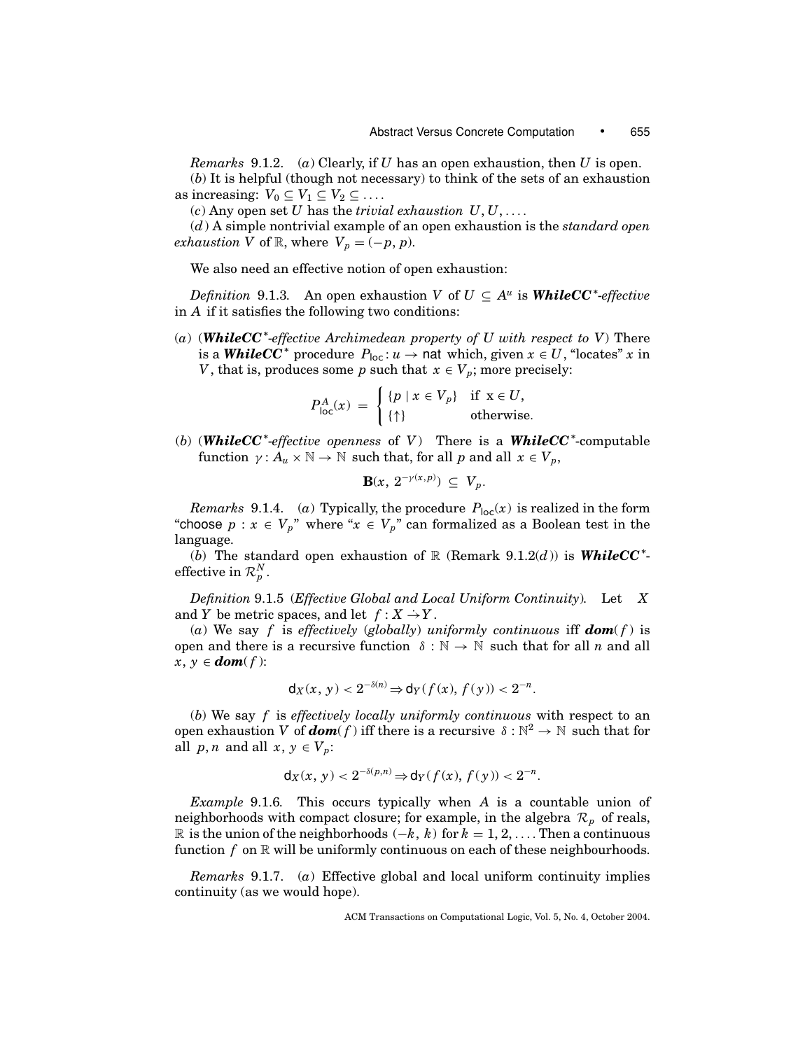*Remarks* 9.1.2. (*a*) Clearly, if $U$ has an open exhaustion, then $U$ is open.

(*b*) It is helpful (though not necessary) to think of the sets of an exhaustion as increasing: $V_0 \subseteq V_1 \subseteq V_2 \subseteq \ldots$.

(*c*) Any open set $U$ has the *trivial exhaustion* $U, U, \ldots$.

(*d*) A simple nontrivial example of an open exhaustion is the *standard open exhaustion* $V$ of $\mathbb{R}$, where $V_p = (-p, p)$.

We also need an effective notion of open exhaustion:

*Definition* 9.1.3. An open exhaustion $V$ of $U \subseteq A^u$ is ***WhileCC****-*effective* in $A$ if it satisfies the following two conditions:

(*a*) (***WhileCC****-*effective Archimedean property of* $U$ *with respect to* $V$) There is a ***WhileCC**** procedure $P_{\mathsf{loc}} : u \to \mathsf{nat}$ which, given $x \in U$, "locates" $x$ in $V$, that is, produces some $p$ such that $x \in V_p$; more precisely:

$$P^A_{\mathsf{loc}}(x) \;=\; \begin{cases} \{p \mid x \in V_p\} & \text{if } x \in U, \\ \{\uparrow\} & \text{otherwise.} \end{cases}$$

(*b*) (***WhileCC****-*effective openness* of $V$) There is a ***WhileCC****-computable function $\gamma : A_u \times \mathbb{N} \to \mathbb{N}$ such that, for all $p$ and all $x \in V_p$,

$$\mathbf{B}(x,\, 2^{-\gamma(x,p)}) \;\subseteq\; V_p.$$

*Remarks* 9.1.4. (*a*) Typically, the procedure $P_{\mathsf{loc}}(x)$ is realized in the form "choose $p : x \in V_p$" where "$x \in V_p$" can formalized as a Boolean test in the language.

(*b*) The standard open exhaustion of $\mathbb{R}$ (Remark 9.1.2(*d*)) is ***WhileCC****-effective in $\mathcal{R}^N_p$.

*Definition* 9.1.5 (*Effective Global and Local Uniform Continuity*). Let $X$ and $Y$ be metric spaces, and let $f : X \rightharpoonup Y$.

(*a*) We say $f$ is *effectively* (*globally*) *uniformly continuous* iff ***dom***$(f)$ is open and there is a recursive function $\delta : \mathbb{N} \to \mathbb{N}$ such that for all $n$ and all $x, y \in$ ***dom***$(f)$:

$$\mathsf{d}_X(x, y) < 2^{-\delta(n)} \Rightarrow \mathsf{d}_Y(f(x), f(y)) < 2^{-n}.$$

(*b*) We say $f$ is *effectively locally uniformly continuous* with respect to an open exhaustion $V$ of ***dom***$(f)$ iff there is a recursive $\delta : \mathbb{N}^2 \to \mathbb{N}$ such that for all $p, n$ and all $x, y \in V_p$:

$$\mathsf{d}_X(x, y) < 2^{-\delta(p,n)} \Rightarrow \mathsf{d}_Y(f(x), f(y)) < 2^{-n}.$$

*Example* 9.1.6. This occurs typically when $A$ is a countable union of neighborhoods with compact closure; for example, in the algebra $\mathcal{R}_p$ of reals, $\mathbb{R}$ is the union of the neighborhoods $(-k, k)$ for $k = 1, 2, \ldots$. Then a continuous function $f$ on $\mathbb{R}$ will be uniformly continuous on each of these neighbourhoods.

*Remarks* 9.1.7. (*a*) Effective global and local uniform continuity implies continuity (as we would hope).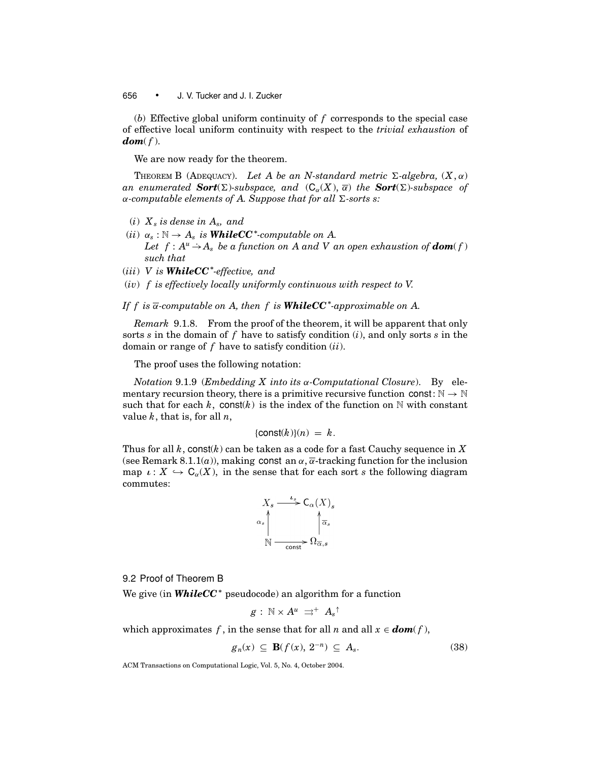(*b*) Effective global uniform continuity of $f$ corresponds to the special case of effective local uniform continuity with respect to the *trivial exhaustion* of $\boldsymbol{dom}(f)$.

We are now ready for the theorem.

THEOREM B (ADEQUACY). *Let $A$ be an N-standard metric $\Sigma$-algebra, $(X, \alpha)$ an enumerated* ***Sort***$(\Sigma)$*-subspace, and $(\mathsf{C}_\alpha(X), \overline{\alpha})$ the* ***Sort***$(\Sigma)$*-subspace of $\alpha$-computable elements of $A$. Suppose that for all $\Sigma$-sorts $s$:*

(*i*) *$X_s$ is dense in $A_s$, and*

(*ii*) *$\alpha_s : \mathbb{N} \to A_s$ is* ***WhileCC****$^*$*-computable on $A$.*
*Let $f : A^u \rightharpoonup A_s$ be a function on $A$ and $V$ an open exhaustion of $\boldsymbol{dom}(f)$ such that*

(*iii*) *$V$ is* ***WhileCC****$^*$*-effective, and*

(*iv*) *$f$ is effectively locally uniformly continuous with respect to $V$.*

*If $f$ is $\overline{\alpha}$-computable on $A$, then $f$ is* ***WhileCC****$^*$*-approximable on $A$.*

*Remark* 9.1.8. From the proof of the theorem, it will be apparent that only sorts $s$ in the domain of $f$ have to satisfy condition (*i*), and only sorts $s$ in the domain or range of $f$ have to satisfy condition (*ii*).

The proof uses the following notation:

*Notation* 9.1.9 (*Embedding $X$ into its $\alpha$-Computational Closure*). By elementary recursion theory, there is a primitive recursive function $\mathsf{const}: \mathbb{N} \to \mathbb{N}$ such that for each $k$, $\mathsf{const}(k)$ is the index of the function on $\mathbb{N}$ with constant value $k$, that is, for all $n$,

$$\{\mathsf{const}(k)\}(n) \;=\; k.$$

Thus for all $k$, $\mathsf{const}(k)$ can be taken as a code for a fast Cauchy sequence in $X$ (see Remark 8.1.1(*a*)), making $\mathsf{const}$ an $\alpha, \overline{\alpha}$-tracking function for the inclusion map $\iota : X \hookrightarrow \mathsf{C}_\alpha(X)$, in the sense that for each sort $s$ the following diagram commutes:

$$\begin{array}{ccc} X_s & \xrightarrow{\;\iota_s\;} & \mathsf{C}_\alpha(X)_s \\ \uparrow{\scriptstyle \alpha_s} & & \uparrow{\scriptstyle \overline{\alpha}_s} \\ \mathbb{N} & \xrightarrow[\;\mathsf{const}\;]{} & \Omega_{\overline{\alpha},s} \end{array}$$

### 9.2 Proof of Theorem B

We give (in ***WhileCC****$^*$* pseudocode) an algorithm for a function

$$g \,:\, \mathbb{N} \times A^u \;\rightrightarrows^+\; A_s{}^{\uparrow}$$

which approximates $f$, in the sense that for all $n$ and all $x \in \boldsymbol{dom}(f)$,

$$g_n(x) \;\subseteq\; \mathbf{B}(f(x),\, 2^{-n}) \;\subseteq\; A_s. \tag{38}$$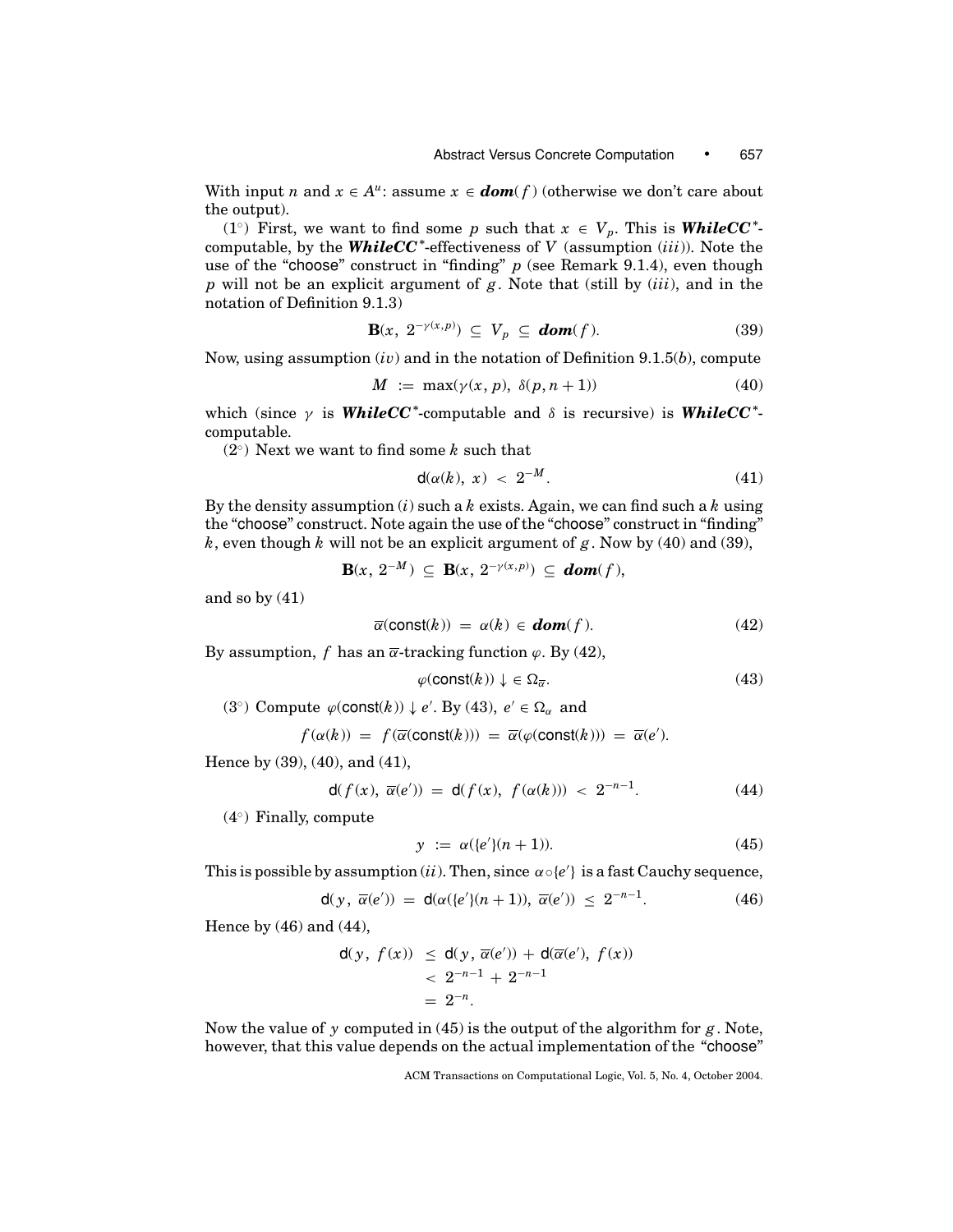With input $n$ and $x \in A^u$: assume $x \in \boldsymbol{dom}(f)$ (otherwise we don't care about the output).

(1°) First, we want to find some $p$ such that $x \in V_p$. This is ***WhileCC****-computable, by the ***WhileCC****-effectiveness of $V$ (assumption $(iii)$). Note the use of the "choose" construct in "finding" $p$ (see Remark 9.1.4), even though $p$ will not be an explicit argument of $g$. Note that (still by $(iii)$, and in the notation of Definition 9.1.3)

$$\mathbf{B}(x,\ 2^{-\gamma(x,p)}) \ \subseteq\ V_p \ \subseteq\ \boldsymbol{dom}(f). \tag{39}$$

Now, using assumption $(iv)$ and in the notation of Definition 9.1.5$(b)$, compute

$$M \ :=\ \max(\gamma(x,p),\ \delta(p, n+1)) \tag{40}$$

which (since $\gamma$ is ***WhileCC****-computable and $\delta$ is recursive) is ***WhileCC****-computable.

(2°) Next we want to find some $k$ such that

$$\mathsf{d}(\alpha(k),\ x) \ <\ 2^{-M}. \tag{41}$$

By the density assumption $(i)$ such a $k$ exists. Again, we can find such a $k$ using the "choose" construct. Note again the use of the "choose" construct in "finding" $k$, even though $k$ will not be an explicit argument of $g$. Now by (40) and (39),

$$\mathbf{B}(x,\ 2^{-M}) \ \subseteq\ \mathbf{B}(x,\ 2^{-\gamma(x,p)}) \ \subseteq\ \boldsymbol{dom}(f),$$

and so by (41)

$$\overline{\alpha}(\mathsf{const}(k)) \ =\ \alpha(k) \ \in\ \boldsymbol{dom}(f). \tag{42}$$

By assumption, $f$ has an $\overline{\alpha}$-tracking function $\varphi$. By (42),

$$\varphi(\mathsf{const}(k)) \downarrow\ \in\ \Omega_{\overline{\alpha}}. \tag{43}$$

(3°) Compute $\varphi(\mathsf{const}(k)) \downarrow e'$. By (43), $e' \in \Omega_\alpha$ and

$$f(\alpha(k)) \ =\ f(\overline{\alpha}(\mathsf{const}(k))) \ =\ \overline{\alpha}(\varphi(\mathsf{const}(k))) \ =\ \overline{\alpha}(e').$$

Hence by (39), (40), and (41),

$$\mathsf{d}(f(x),\ \overline{\alpha}(e')) \ =\ \mathsf{d}(f(x),\ f(\alpha(k))) \ <\ 2^{-n-1}. \tag{44}$$

(4°) Finally, compute

$$y \ :=\ \alpha(\{e'\}(n+1)). \tag{45}$$

This is possible by assumption $(ii)$. Then, since $\alpha \circ \{e'\}$ is a fast Cauchy sequence,

$$\mathsf{d}(y,\ \overline{\alpha}(e')) \ =\ \mathsf{d}(\alpha(\{e'\}(n+1)),\ \overline{\alpha}(e')) \ \leq\ 2^{-n-1}. \tag{46}$$

Hence by (46) and (44),

$$\begin{aligned}
\mathsf{d}(y,\ f(x)) \ &\leq\ \mathsf{d}(y,\ \overline{\alpha}(e')) + \mathsf{d}(\overline{\alpha}(e'),\ f(x)) \\
&<\ 2^{-n-1} + 2^{-n-1} \\
&=\ 2^{-n}.
\end{aligned}$$

Now the value of $y$ computed in (45) is the output of the algorithm for $g$. Note, however, that this value depends on the actual implementation of the "choose"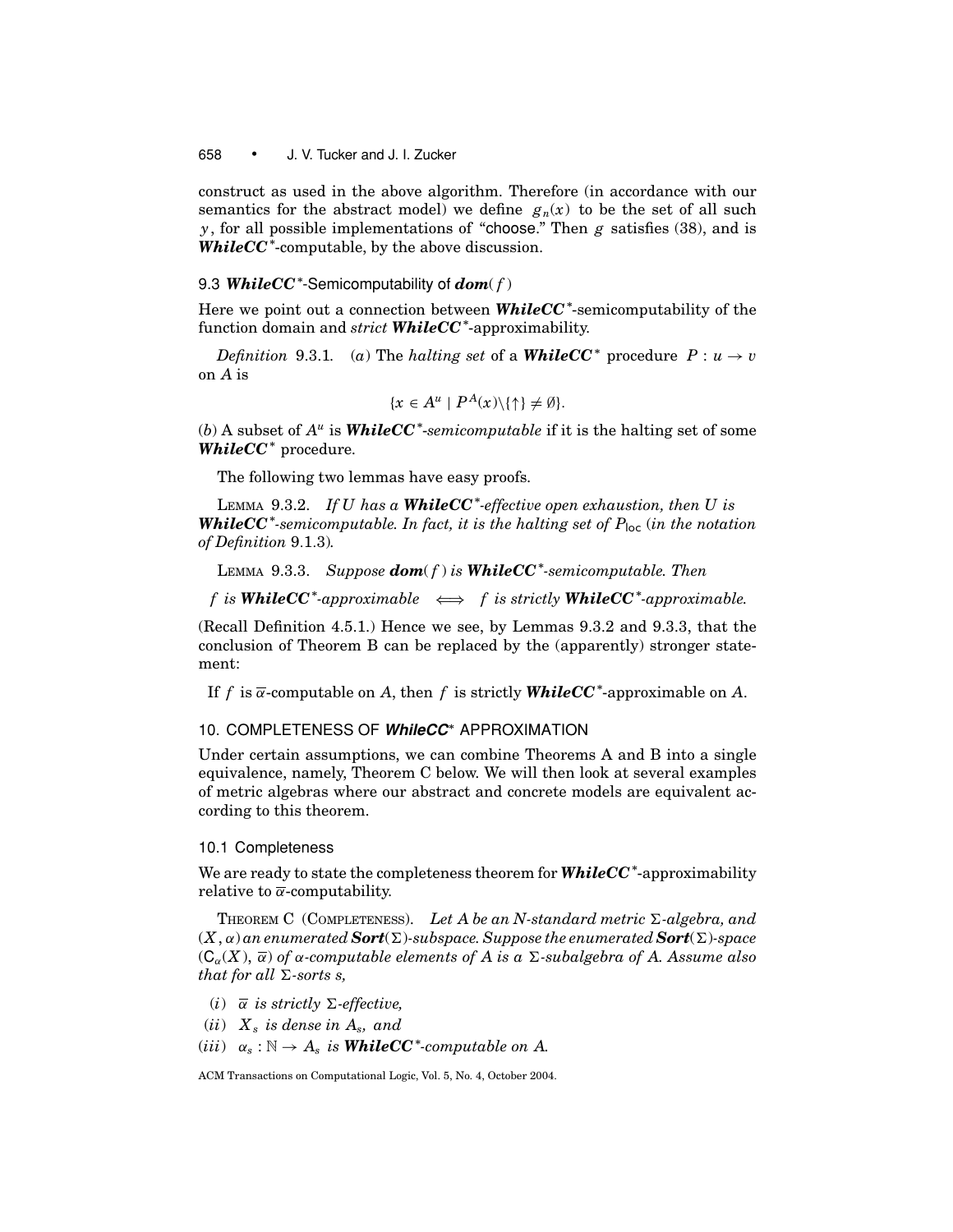construct as used in the above algorithm. Therefore (in accordance with our semantics for the abstract model) we define $g_n(x)$ to be the set of all such $y$, for all possible implementations of "choose." Then $g$ satisfies (38), and is ***WhileCC****-computable, by the above discussion.

### 9.3 *WhileCC**-Semicomputability of *dom*$(f)$

Here we point out a connection between ***WhileCC****-semicomputability of the function domain and *strict* ***WhileCC****-approximability.

*Definition* 9.3.1. (*a*) The *halting set* of a ***WhileCC**** procedure $P : u \to v$ on $A$ is

$$\{x \in A^u \mid P^A(x) \backslash \{\uparrow\} \neq \emptyset\}.$$

(*b*) A subset of $A^u$ is ***WhileCC****-*semicomputable* if it is the halting set of some ***WhileCC**** procedure.

The following two lemmas have easy proofs.

LEMMA 9.3.2. *If $U$ has a* ***WhileCC****-*effective open exhaustion, then $U$ is* ***WhileCC****-*semicomputable. In fact, it is the halting set of $P_{\mathsf{loc}}$ (in the notation of Definition* 9.1.3).

LEMMA 9.3.3. *Suppose* ***dom***$(f)$ *is* ***WhileCC****-*semicomputable. Then*

*$f$ is* ***WhileCC****-*approximable* $\iff$ *$f$ is strictly* ***WhileCC****-*approximable.*

(Recall Definition 4.5.1.) Hence we see, by Lemmas 9.3.2 and 9.3.3, that the conclusion of Theorem B can be replaced by the (apparently) stronger statement:

If $f$ is $\overline{\alpha}$-computable on $A$, then $f$ is strictly ***WhileCC****-approximable on $A$.

## 10. COMPLETENESS OF *WhileCC** APPROXIMATION

Under certain assumptions, we can combine Theorems A and B into a single equivalence, namely, Theorem C below. We will then look at several examples of metric algebras where our abstract and concrete models are equivalent according to this theorem.

### 10.1 Completeness

We are ready to state the completeness theorem for ***WhileCC****-approximability relative to $\overline{\alpha}$-computability.

THEOREM C (COMPLETENESS). *Let $A$ be an $N$-standard metric $\Sigma$-algebra, and $(X, \alpha)$ an enumerated* ***Sort***$(\Sigma)$-*subspace. Suppose the enumerated* ***Sort***$(\Sigma)$-*space $(\mathsf{C}_\alpha(X), \overline{\alpha})$ of $\alpha$-computable elements of $A$ is a $\Sigma$-subalgebra of $A$. Assume also that for all $\Sigma$-sorts $s$,*

(*i*) *$\overline{\alpha}$ is strictly $\Sigma$-effective,*
(*ii*) *$X_s$ is dense in $A_s$, and*
(*iii*) *$\alpha_s : \mathbb{N} \to A_s$ is* ***WhileCC****-*computable on $A$.*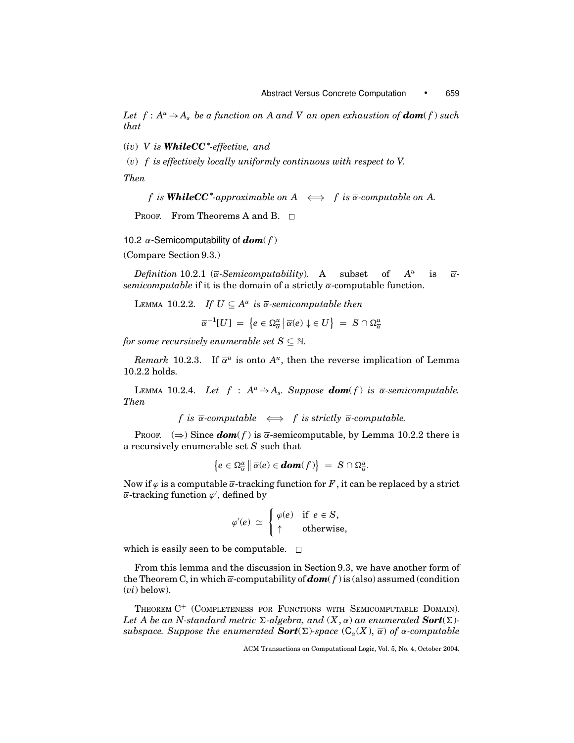*Let* $f : A^u \rightharpoonup A_s$ *be a function on* $A$ *and* $V$ *an open exhaustion of* $\boldsymbol{dom}(f)$ *such that*

(*iv*) $V$ *is* ***WhileCC****-effective, and*

(*v*) $f$ *is effectively locally uniformly continuous with respect to V.*

*Then*

$$f \text{ is } \textbf{\textit{WhileCC}}^*\text{-approximable on } A \iff f \text{ is } \overline{\alpha}\text{-computable on } A.$$

PROOF. From Theorems A and B. □

### 10.2 $\overline{\alpha}$-Semicomputability of $\boldsymbol{dom}(f)$

(Compare Section 9.3.)

*Definition* 10.2.1 (*$\overline{\alpha}$-Semicomputability*). A subset of $A^u$ is $\overline{\alpha}$-*semicomputable* if it is the domain of a strictly $\overline{\alpha}$-computable function.

LEMMA 10.2.2. *If* $U \subseteq A^u$ *is* $\overline{\alpha}$*-semicomputable then*

$$\overline{\alpha}^{-1}[U] \,=\, \left\{ e \in \Omega^u_{\overline{\alpha}} \,\middle|\, \overline{\alpha}(e)\downarrow \in U \right\} \,=\, S \cap \Omega^u_{\overline{\alpha}}$$

*for some recursively enumerable set* $S \subseteq \mathbb{N}$.

*Remark* 10.2.3. If $\overline{\alpha}^u$ is onto $A^u$, then the reverse implication of Lemma 10.2.2 holds.

LEMMA 10.2.4. *Let* $f : A^u \rightharpoonup A_s$. *Suppose* $\boldsymbol{dom}(f)$ *is* $\overline{\alpha}$*-semicomputable. Then*

$$f \text{ is } \overline{\alpha}\text{-computable} \iff f \text{ is strictly } \overline{\alpha}\text{-computable.}$$

PROOF. ($\Rightarrow$) Since $\boldsymbol{dom}(f)$ is $\overline{\alpha}$-semicomputable, by Lemma 10.2.2 there is a recursively enumerable set $S$ such that

$$\left\{ e \in \Omega^u_{\overline{\alpha}} \,\middle\|\, \overline{\alpha}(e) \in \boldsymbol{dom}(f) \right\} \,=\, S \cap \Omega^u_{\overline{\alpha}}.$$

Now if $\varphi$ is a computable $\overline{\alpha}$-tracking function for $F$, it can be replaced by a strict $\overline{\alpha}$-tracking function $\varphi'$, defined by

$$\varphi'(e) \;\simeq\; \begin{cases} \varphi(e) & \text{if } e \in S, \\ \uparrow & \text{otherwise,} \end{cases}$$

which is easily seen to be computable. □

From this lemma and the discussion in Section 9.3, we have another form of the Theorem C, in which $\overline{\alpha}$-computability of $\boldsymbol{dom}(f)$ is (also) assumed (condition (*vi*) below).

THEOREM C$^+$ (COMPLETENESS FOR FUNCTIONS WITH SEMICOMPUTABLE DOMAIN). *Let* $A$ *be an* $N$*-standard metric* $\Sigma$*-algebra, and* $(X, \alpha)$ *an enumerated* $\boldsymbol{Sort}(\Sigma)$*-subspace. Suppose the enumerated* $\boldsymbol{Sort}(\Sigma)$*-space* $(\mathsf{C}_\alpha(X), \overline{\alpha})$ *of* $\alpha$*-computable*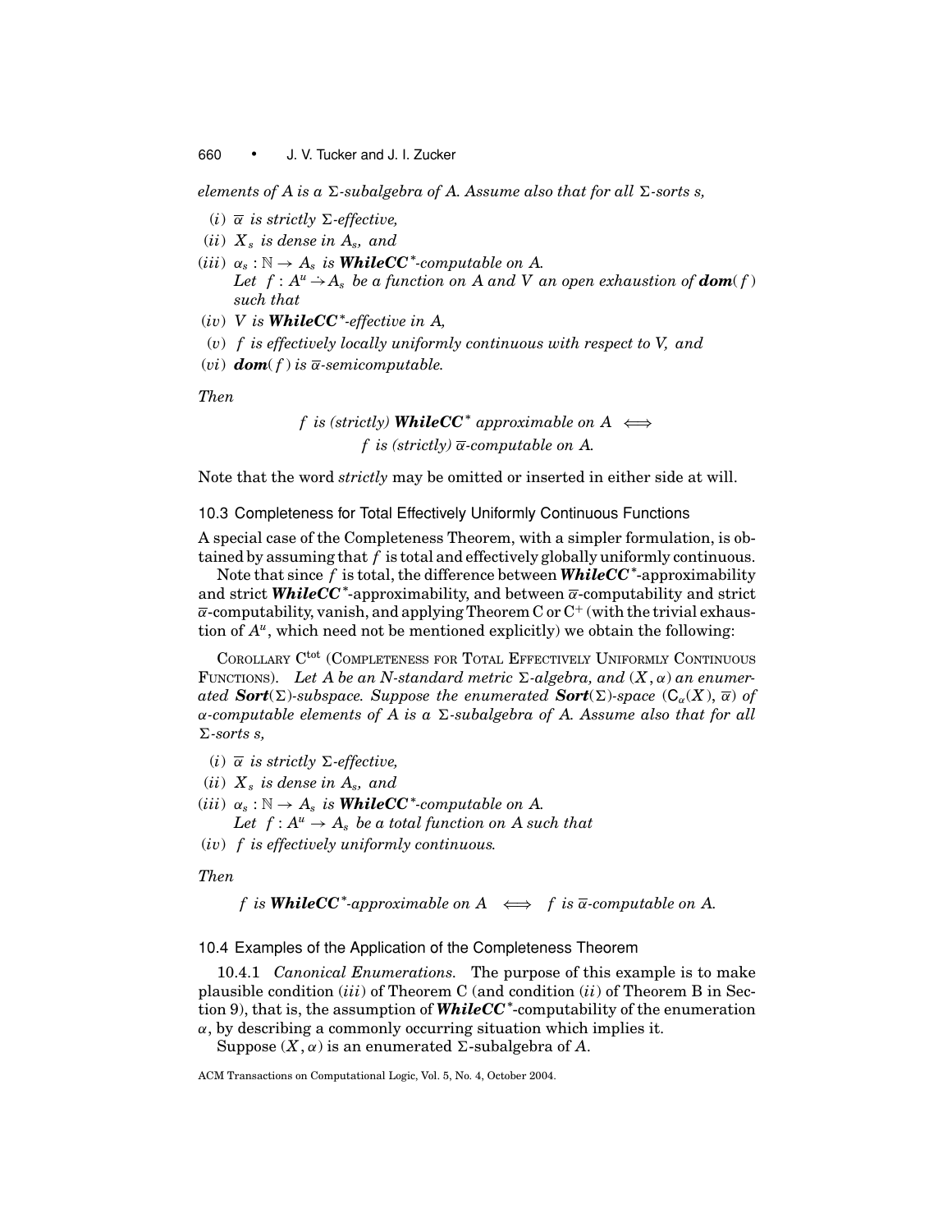*elements of A is a $\Sigma$-subalgebra of A. Assume also that for all $\Sigma$-sorts s,*

- (*i*) $\overline{\alpha}$ *is strictly $\Sigma$-effective,*
- (*ii*) $X_s$ *is dense in $A_s$, and*
- (*iii*) $\alpha_s : \mathbb{N} \to A_s$ *is* ***WhileCC****$^*$*-computable on A.*
  *Let $f : A^u \to A_s$ be a function on A and V an open exhaustion of* ***dom***$(f)$ *such that*
- (*iv*) *V is* ***WhileCC****$^*$*-effective in A,*
- (*v*) *f is effectively locally uniformly continuous with respect to V, and*
- (*vi*) ***dom***$(f)$ *is $\overline{\alpha}$-semicomputable.*

*Then*

$$f \text{ is (strictly) } \textbf{\textit{WhileCC}}^* \text{ approximable on } A \iff f \text{ is (strictly) } \overline{\alpha}\text{-computable on } A.$$

Note that the word *strictly* may be omitted or inserted in either side at will.

### 10.3 Completeness for Total Effectively Uniformly Continuous Functions

A special case of the Completeness Theorem, with a simpler formulation, is obtained by assuming that $f$ is total and effectively globally uniformly continuous.

Note that since $f$ is total, the difference between ***WhileCC****$^*$-approximability and strict ***WhileCC****$^*$-approximability, and between $\overline{\alpha}$-computability and strict $\overline{\alpha}$-computability, vanish, and applying Theorem C or C$^+$ (with the trivial exhaustion of $A^u$, which need not be mentioned explicitly) we obtain the following:

COROLLARY C$^{\text{tot}}$ (COMPLETENESS FOR TOTAL EFFECTIVELY UNIFORMLY CONTINUOUS FUNCTIONS). *Let A be an N-standard metric $\Sigma$-algebra, and $(X, \alpha)$ an enumerated* ***Sort***$(\Sigma)$*-subspace. Suppose the enumerated* ***Sort***$(\Sigma)$*-space $(\mathsf{C}_\alpha(X), \overline{\alpha})$ of $\alpha$-computable elements of A is a $\Sigma$-subalgebra of A. Assume also that for all $\Sigma$-sorts s,*

- (*i*) $\overline{\alpha}$ *is strictly $\Sigma$-effective,*
- (*ii*) $X_s$ *is dense in $A_s$, and*
- (*iii*) $\alpha_s : \mathbb{N} \to A_s$ *is* ***WhileCC****$^*$*-computable on A.*
  *Let $f : A^u \to A_s$ be a total function on A such that*
- (*iv*) *f is effectively uniformly continuous.*

*Then*

$$f \text{ is } \textbf{\textit{WhileCC}}^*\text{-approximable on } A \iff f \text{ is } \overline{\alpha}\text{-computable on } A.$$

### 10.4 Examples of the Application of the Completeness Theorem

10.4.1 *Canonical Enumerations.* The purpose of this example is to make plausible condition (*iii*) of Theorem C (and condition (*ii*) of Theorem B in Section 9), that is, the assumption of ***WhileCC****$^*$-computability of the enumeration $\alpha$, by describing a commonly occurring situation which implies it.

Suppose $(X, \alpha)$ is an enumerated $\Sigma$-subalgebra of $A$.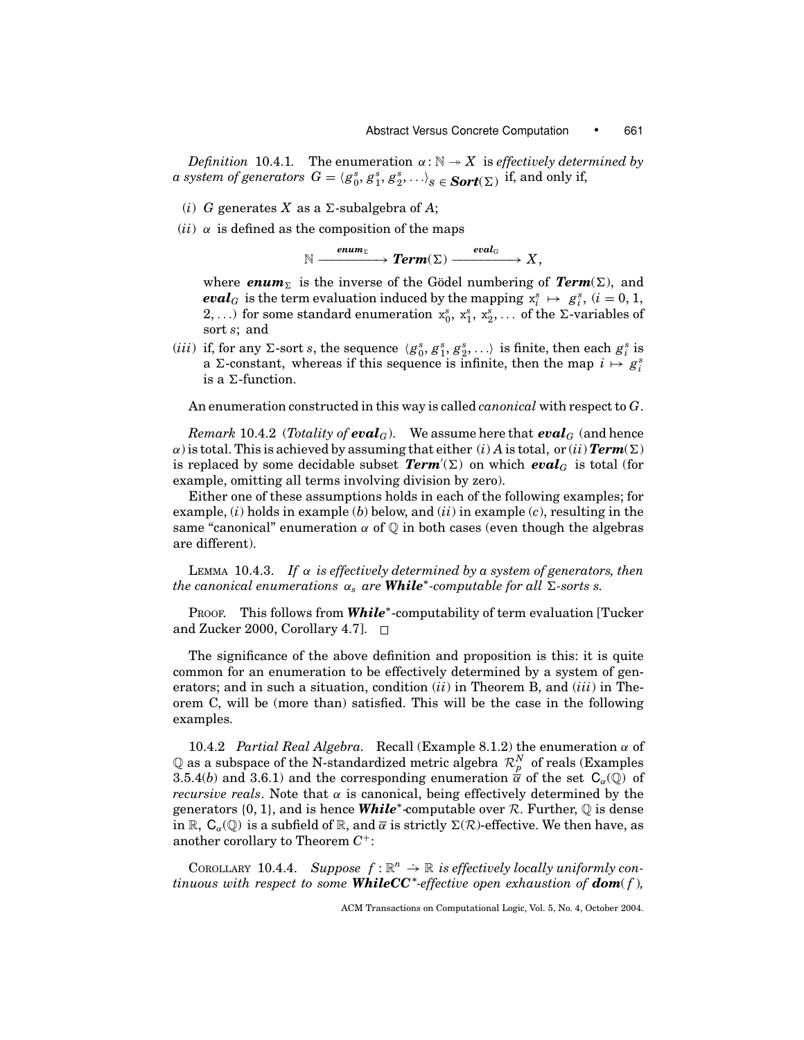*Definition* 10.4.1. The enumeration $\alpha : \mathbb{N} \twoheadrightarrow X$ is *effectively determined by a system of generators* $G = \langle g_0^s, g_1^s, g_2^s, \ldots \rangle_{s \in \boldsymbol{Sort}(\Sigma)}$ if, and only if,

(*i*) $G$ generates $X$ as a $\Sigma$-subalgebra of $A$;

(*ii*) $\alpha$ is defined as the composition of the maps

$$\mathbb{N} \xrightarrow{\ \boldsymbol{enum}_\Sigma\ } \boldsymbol{Term}(\Sigma) \xrightarrow{\ \boldsymbol{eval}_G\ } X,$$

where $\boldsymbol{enum}_\Sigma$ is the inverse of the Gödel numbering of $\boldsymbol{Term}(\Sigma)$, and $\boldsymbol{eval}_G$ is the term evaluation induced by the mapping $\mathrm{x}_i^s \mapsto g_i^s$, $(i = 0, 1, 2, \ldots)$ for some standard enumeration $\mathrm{x}_0^s, \mathrm{x}_1^s, \mathrm{x}_2^s, \ldots$ of the $\Sigma$-variables of sort $s$; and

(*iii*) if, for any $\Sigma$-sort $s$, the sequence $\langle g_0^s, g_1^s, g_2^s, \ldots \rangle$ is finite, then each $g_i^s$ is a $\Sigma$-constant, whereas if this sequence is infinite, then the map $i \mapsto g_i^s$ is a $\Sigma$-function.

An enumeration constructed in this way is called *canonical* with respect to $G$.

*Remark* 10.4.2 (*Totality of* $\boldsymbol{eval}_G$). We assume here that $\boldsymbol{eval}_G$ (and hence $\alpha$) is total. This is achieved by assuming that either (*i*) $A$ is total, or (*ii*) $\boldsymbol{Term}(\Sigma)$ is replaced by some decidable subset $\boldsymbol{Term}'(\Sigma)$ on which $\boldsymbol{eval}_G$ is total (for example, omitting all terms involving division by zero).

Either one of these assumptions holds in each of the following examples; for example, (*i*) holds in example (*b*) below, and (*ii*) in example (*c*), resulting in the same "canonical" enumeration $\alpha$ of $\mathbb{Q}$ in both cases (even though the algebras are different).

LEMMA 10.4.3. *If* $\alpha$ *is effectively determined by a system of generators, then the canonical enumerations* $\alpha_s$ *are* $\boldsymbol{While}^*$*-computable for all* $\Sigma$*-sorts* $s$.

PROOF. This follows from $\boldsymbol{While}^*$-computability of term evaluation [Tucker and Zucker 2000, Corollary 4.7]. □

The significance of the above definition and proposition is this: it is quite common for an enumeration to be effectively determined by a system of generators; and in such a situation, condition (*ii*) in Theorem B, and (*iii*) in Theorem C, will be (more than) satisfied. This will be the case in the following examples.

10.4.2 *Partial Real Algebra.* Recall (Example 8.1.2) the enumeration $\alpha$ of $\mathbb{Q}$ as a subspace of the N-standardized metric algebra $\mathcal{R}_p^N$ of reals (Examples 3.5.4(*b*) and 3.6.1) and the corresponding enumeration $\overline{\alpha}$ of the set $\mathsf{C}_\alpha(\mathbb{Q})$ of *recursive reals*. Note that $\alpha$ is canonical, being effectively determined by the generators $\{0, 1\}$, and is hence $\boldsymbol{While}^*$-computable over $\mathcal{R}$. Further, $\mathbb{Q}$ is dense in $\mathbb{R}$, $\mathsf{C}_\alpha(\mathbb{Q})$ is a subfield of $\mathbb{R}$, and $\overline{\alpha}$ is strictly $\Sigma(\mathcal{R})$-effective. We then have, as another corollary to Theorem $C^+$:

COROLLARY 10.4.4. *Suppose* $f : \mathbb{R}^n \rightharpoonup \mathbb{R}$ *is effectively locally uniformly continuous with respect to some* $\boldsymbol{WhileCC}^*$*-effective open exhaustion of* $\boldsymbol{dom}(f)$*,*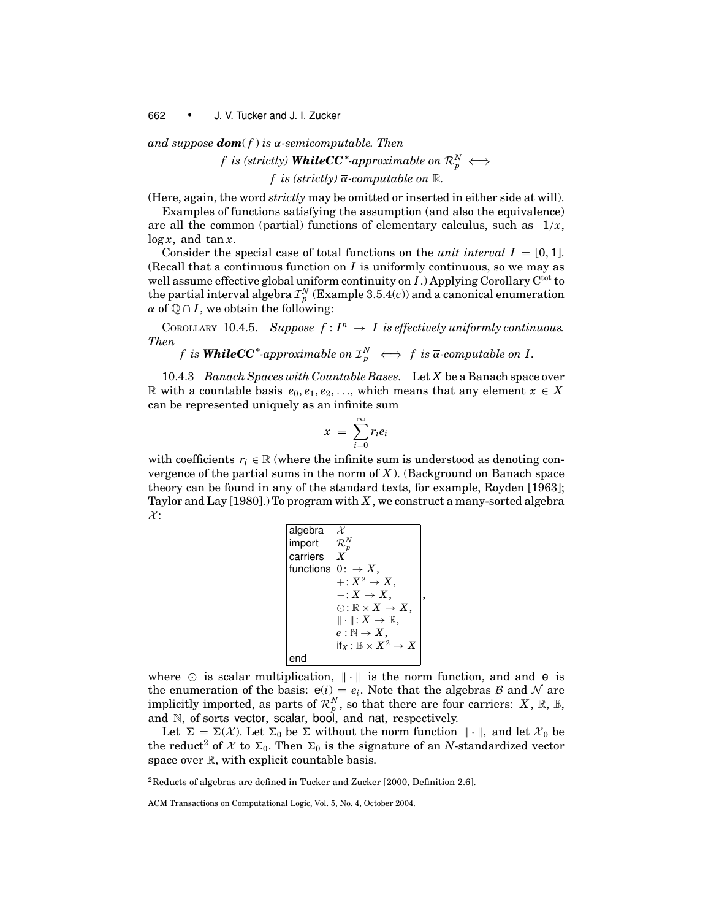*and suppose* $\mathbf{dom}(f)$ *is* $\overline{\alpha}$*-semicomputable. Then*

$$f \text{ is (strictly) } \textbf{WhileCC}^*\text{-approximable on } \mathcal{R}_p^N \iff f \text{ is (strictly) } \overline{\alpha}\text{-computable on } \mathbb{R}.$$

(Here, again, the word *strictly* may be omitted or inserted in either side at will).

Examples of functions satisfying the assumption (and also the equivalence) are all the common (partial) functions of elementary calculus, such as $1/x$, $\log x$, and $\tan x$.

Consider the special case of total functions on the *unit interval* $I = [0, 1]$. (Recall that a continuous function on $I$ is uniformly continuous, so we may as well assume effective global uniform continuity on $I$.) Applying Corollary $C^{tot}$ to the partial interval algebra $\mathcal{I}_p^N$ (Example 3.5.4(c)) and a canonical enumeration $\alpha$ of $\mathbb{Q} \cap I$, we obtain the following:

COROLLARY 10.4.5. *Suppose* $f : I^n \to I$ *is effectively uniformly continuous. Then*

$$f \text{ is } \textbf{WhileCC}^*\text{-approximable on } \mathcal{I}_p^N \iff f \text{ is } \overline{\alpha}\text{-computable on } I.$$

10.4.3 *Banach Spaces with Countable Bases.* Let $X$ be a Banach space over $\mathbb{R}$ with a countable basis $e_0, e_1, e_2, \ldots$, which means that any element $x \in X$ can be represented uniquely as an infinite sum

$$x = \sum_{i=0}^{\infty} r_i e_i$$

with coefficients $r_i \in \mathbb{R}$ (where the infinite sum is understood as denoting convergence of the partial sums in the norm of $X$). (Background on Banach space theory can be found in any of the standard texts, for example, Royden [1963]; Taylor and Lay [1980].) To program with $X$, we construct a many-sorted algebra $\mathcal{X}$:

```
algebra    𝒳
import     ℛ_p^N
carriers   X
functions  0: → X,
           +: X² → X,
           −: X → X,
           ⊙: ℝ × X → X,
           ‖·‖: X → ℝ,
           e : ℕ → X,
           if_X : 𝔹 × X² → X
end
```

where $\odot$ is scalar multiplication, $\|\cdot\|$ is the norm function, and and $\mathsf{e}$ is the enumeration of the basis: $\mathsf{e}(i) = e_i$. Note that the algebras $\mathcal{B}$ and $\mathcal{N}$ are implicitly imported, as parts of $\mathcal{R}_p^N$, so that there are four carriers: $X$, $\mathbb{R}$, $\mathbb{B}$, and $\mathbb{N}$, of sorts vector, scalar, bool, and nat, respectively.

Let $\Sigma = \Sigma(\mathcal{X})$. Let $\Sigma_0$ be $\Sigma$ without the norm function $\|\cdot\|$, and let $\mathcal{X}_0$ be the reduct[2] of $\mathcal{X}$ to $\Sigma_0$. Then $\Sigma_0$ is the signature of an $N$-standardized vector space over $\mathbb{R}$, with explicit countable basis.

[2] Reducts of algebras are defined in Tucker and Zucker [2000, Definition 2.6].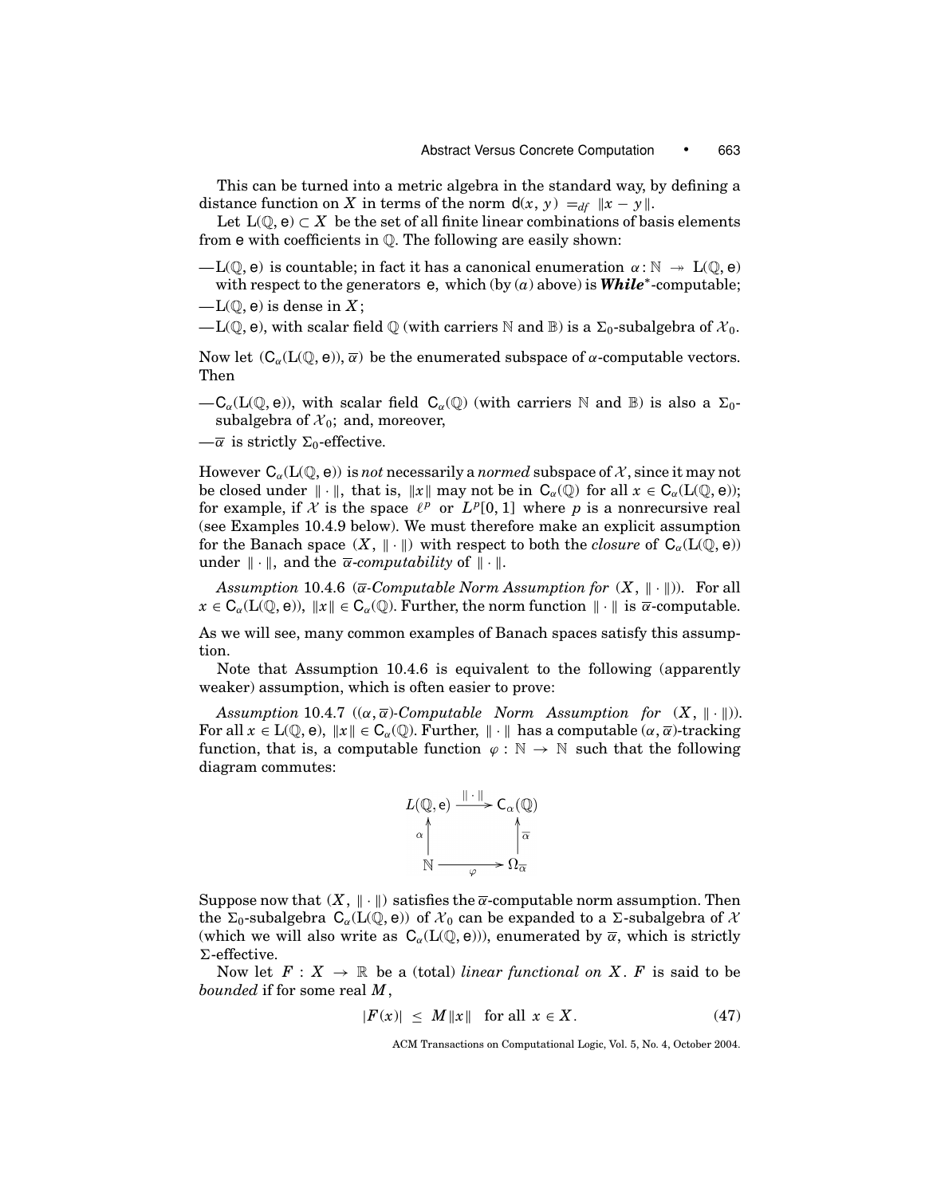This can be turned into a metric algebra in the standard way, by defining a distance function on $X$ in terms of the norm $\mathsf{d}(x, y) =_{df} \|x - y\|$.

Let $\mathrm{L}(\mathbb{Q}, \mathsf{e}) \subset X$ be the set of all finite linear combinations of basis elements from $\mathsf{e}$ with coefficients in $\mathbb{Q}$. The following are easily shown:

—$\mathrm{L}(\mathbb{Q}, \mathsf{e})$ is countable; in fact it has a canonical enumeration $\alpha : \mathbb{N} \twoheadrightarrow \mathrm{L}(\mathbb{Q}, \mathsf{e})$ with respect to the generators $\mathsf{e}$, which (by $(a)$ above) is ***While****-computable;

—$\mathrm{L}(\mathbb{Q}, \mathsf{e})$ is dense in $X$;

—$\mathrm{L}(\mathbb{Q}, \mathsf{e})$, with scalar field $\mathbb{Q}$ (with carriers $\mathbb{N}$ and $\mathbb{B}$) is a $\Sigma_0$-subalgebra of $\mathcal{X}_0$.

Now let $(\mathsf{C}_\alpha(\mathrm{L}(\mathbb{Q}, \mathsf{e})), \overline{\alpha})$ be the enumerated subspace of $\alpha$-computable vectors. Then

—$\mathsf{C}_\alpha(\mathrm{L}(\mathbb{Q}, \mathsf{e}))$, with scalar field $\mathsf{C}_\alpha(\mathbb{Q})$ (with carriers $\mathbb{N}$ and $\mathbb{B}$) is also a $\Sigma_0$-subalgebra of $\mathcal{X}_0$; and, moreover,

—$\overline{\alpha}$ is strictly $\Sigma_0$-effective.

However $\mathsf{C}_\alpha(\mathrm{L}(\mathbb{Q}, \mathsf{e}))$ is *not* necessarily a *normed* subspace of $\mathcal{X}$, since it may not be closed under $\|\cdot\|$, that is, $\|x\|$ may not be in $\mathsf{C}_\alpha(\mathbb{Q})$ for all $x \in \mathsf{C}_\alpha(\mathrm{L}(\mathbb{Q}, \mathsf{e}))$; for example, if $\mathcal{X}$ is the space $\ell^p$ or $L^p[0, 1]$ where $p$ is a nonrecursive real (see Examples 10.4.9 below). We must therefore make an explicit assumption for the Banach space $(X, \|\cdot\|)$ with respect to both the *closure* of $\mathsf{C}_\alpha(\mathrm{L}(\mathbb{Q}, \mathsf{e}))$ under $\|\cdot\|$, and the $\overline{\alpha}$-*computability* of $\|\cdot\|$.

*Assumption* 10.4.6 ($\overline{\alpha}$*-Computable Norm Assumption for* $(X, \|\cdot\|)$). For all $x \in \mathsf{C}_\alpha(\mathrm{L}(\mathbb{Q}, \mathsf{e}))$, $\|x\| \in \mathsf{C}_\alpha(\mathbb{Q})$. Further, the norm function $\|\cdot\|$ is $\overline{\alpha}$-computable.

As we will see, many common examples of Banach spaces satisfy this assumption.

Note that Assumption 10.4.6 is equivalent to the following (apparently weaker) assumption, which is often easier to prove:

*Assumption* 10.4.7 ($(\alpha, \overline{\alpha})$*-Computable Norm Assumption for* $(X, \|\cdot\|)$). For all $x \in \mathrm{L}(\mathbb{Q}, \mathsf{e})$, $\|x\| \in \mathsf{C}_\alpha(\mathbb{Q})$. Further, $\|\cdot\|$ has a computable $(\alpha, \overline{\alpha})$-tracking function, that is, a computable function $\varphi : \mathbb{N} \to \mathbb{N}$ such that the following diagram commutes:

$$
\begin{array}{ccc}
L(\mathbb{Q}, \mathsf{e}) & \xrightarrow{\;\|\cdot\|\;} & \mathsf{C}_\alpha(\mathbb{Q}) \\
{\scriptstyle\alpha}\uparrow & & \uparrow{\scriptstyle\overline{\alpha}} \\
\mathbb{N} & \xrightarrow[\;\varphi\;]{} & \Omega_{\overline{\alpha}}
\end{array}
$$

Suppose now that $(X, \|\cdot\|)$ satisfies the $\overline{\alpha}$-computable norm assumption. Then the $\Sigma_0$-subalgebra $\mathsf{C}_\alpha(\mathrm{L}(\mathbb{Q}, \mathsf{e}))$ of $\mathcal{X}_0$ can be expanded to a $\Sigma$-subalgebra of $\mathcal{X}$ (which we will also write as $\mathsf{C}_\alpha(\mathrm{L}(\mathbb{Q}, \mathsf{e}))$), enumerated by $\overline{\alpha}$, which is strictly $\Sigma$-effective.

Now let $F : X \to \mathbb{R}$ be a (total) *linear functional on* $X$. $F$ is said to be *bounded* if for some real $M$,

$$
|F(x)| \;\leq\; M\|x\| \quad \text{for all } x \in X. \tag{47}
$$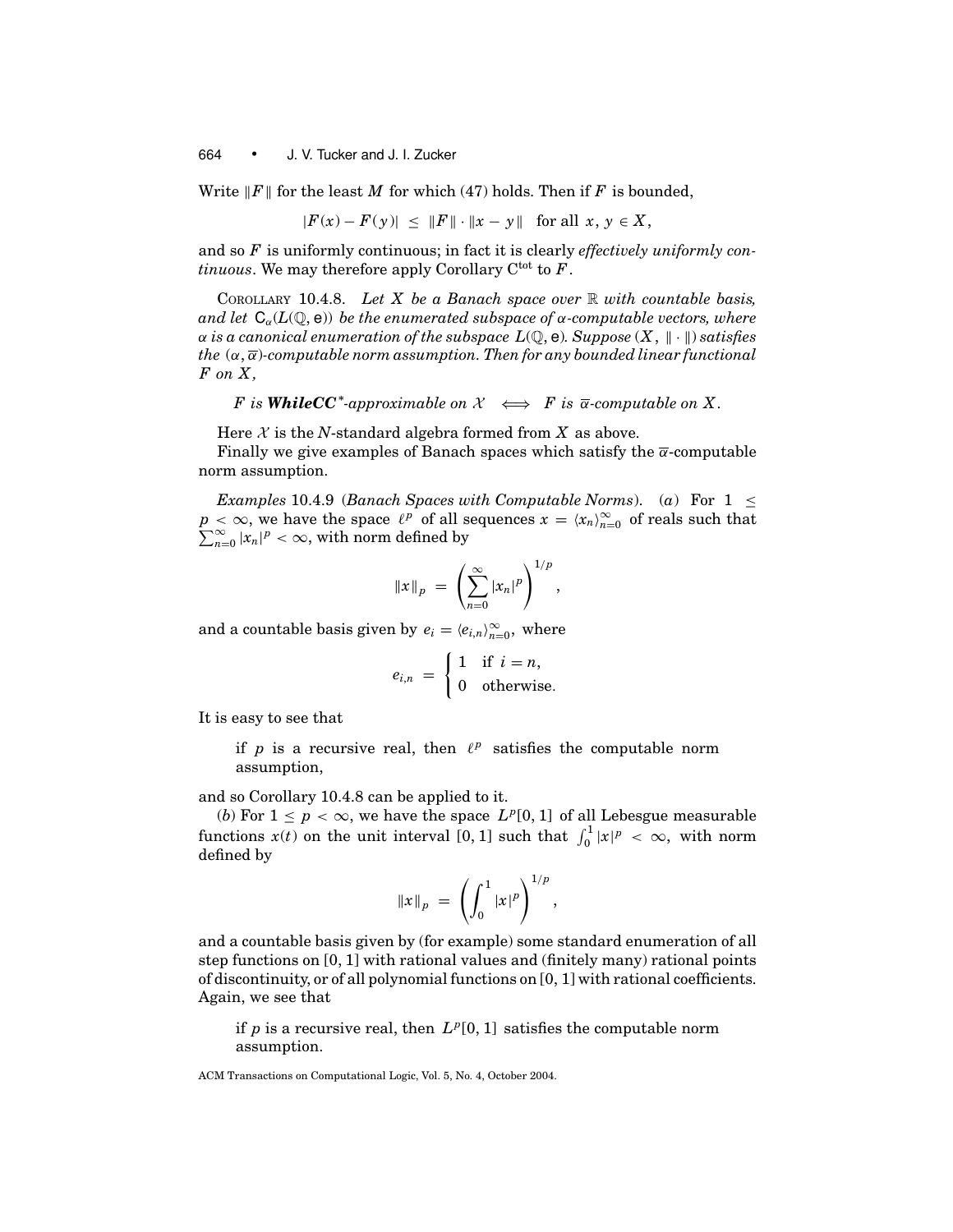Write $\|F\|$ for the least $M$ for which (47) holds. Then if $F$ is bounded,

$$|F(x) - F(y)| \;\le\; \|F\| \cdot \|x - y\| \quad \text{for all } x, y \in X,$$

and so $F$ is uniformly continuous; in fact it is clearly *effectively uniformly continuous*. We may therefore apply Corollary $\mathrm{C}^{\mathrm{tot}}$ to $F$.

COROLLARY 10.4.8. *Let $X$ be a Banach space over $\mathbb{R}$ with countable basis, and let $\mathsf{C}_\alpha(L(\mathbb{Q}, \mathsf{e}))$ be the enumerated subspace of $\alpha$-computable vectors, where $\alpha$ is a canonical enumeration of the subspace $L(\mathbb{Q}, \mathsf{e})$. Suppose $(X, \|\cdot\|)$ satisfies the $(\alpha, \overline{\alpha})$-computable norm assumption. Then for any bounded linear functional $F$ on $X$,*

$$F \text{ is } \textbf{\textit{WhileCC}}^*\text{-approximable on } \mathcal{X} \iff F \text{ is } \overline{\alpha}\text{-computable on } X.$$

Here $\mathcal{X}$ is the $N$-standard algebra formed from $X$ as above.

Finally we give examples of Banach spaces which satisfy the $\overline{\alpha}$-computable norm assumption.

*Examples* 10.4.9 (*Banach Spaces with Computable Norms*). (*a*) For $1 \le p < \infty$, we have the space $\ell^p$ of all sequences $x = \langle x_n \rangle_{n=0}^\infty$ of reals such that $\sum_{n=0}^\infty |x_n|^p < \infty$, with norm defined by

$$\|x\|_p \;=\; \left( \sum_{n=0}^{\infty} |x_n|^p \right)^{1/p},$$

and a countable basis given by $e_i = \langle e_{i,n} \rangle_{n=0}^\infty$, where

$$e_{i,n} \;=\; \begin{cases} 1 & \text{if } i = n, \\ 0 & \text{otherwise.} \end{cases}$$

It is easy to see that

> if $p$ is a recursive real, then $\ell^p$ satisfies the computable norm assumption,

and so Corollary 10.4.8 can be applied to it.

(*b*) For $1 \le p < \infty$, we have the space $L^p[0, 1]$ of all Lebesgue measurable functions $x(t)$ on the unit interval $[0, 1]$ such that $\int_0^1 |x|^p < \infty$, with norm defined by

$$\|x\|_p \;=\; \left( \int_0^1 |x|^p \right)^{1/p},$$

and a countable basis given by (for example) some standard enumeration of all step functions on $[0, 1]$ with rational values and (finitely many) rational points of discontinuity, or of all polynomial functions on $[0, 1]$ with rational coefficients. Again, we see that

> if $p$ is a recursive real, then $L^p[0, 1]$ satisfies the computable norm assumption.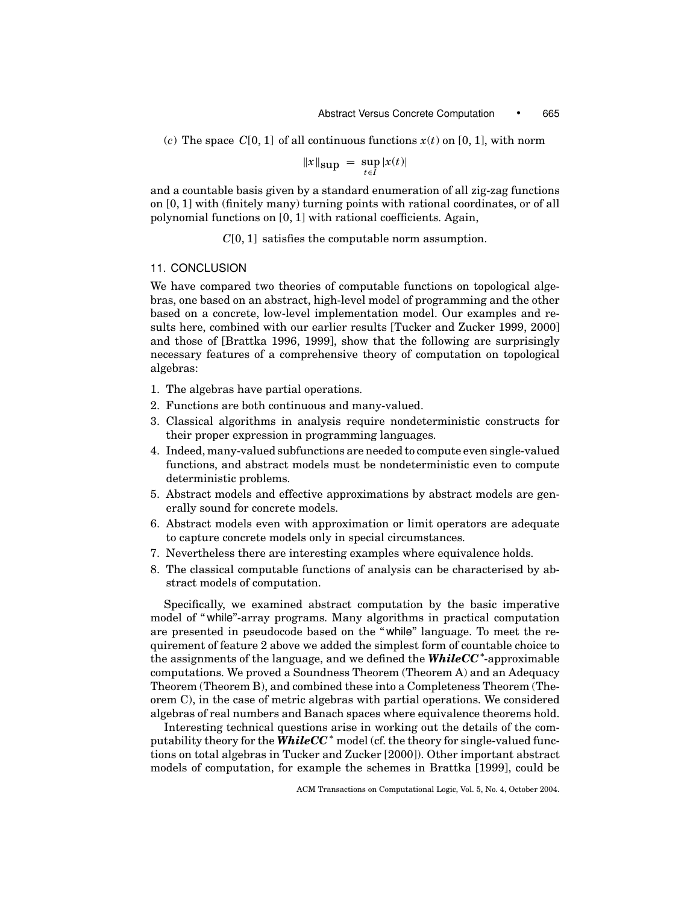(*c*) The space $C[0, 1]$ of all continuous functions $x(t)$ on $[0, 1]$, with norm

$$\|x\|_{\text{sup}} = \sup_{t \in I} |x(t)|$$

and a countable basis given by a standard enumeration of all zig-zag functions on $[0, 1]$ with (finitely many) turning points with rational coordinates, or of all polynomial functions on $[0, 1]$ with rational coefficients. Again,

$$C[0, 1] \text{ satisfies the computable norm assumption.}$$

## 11. CONCLUSION

We have compared two theories of computable functions on topological algebras, one based on an abstract, high-level model of programming and the other based on a concrete, low-level implementation model. Our examples and results here, combined with our earlier results [Tucker and Zucker 1999, 2000] and those of [Brattka 1996, 1999], show that the following are surprisingly necessary features of a comprehensive theory of computation on topological algebras:

1. The algebras have partial operations.
2. Functions are both continuous and many-valued.
3. Classical algorithms in analysis require nondeterministic constructs for their proper expression in programming languages.
4. Indeed, many-valued subfunctions are needed to compute even single-valued functions, and abstract models must be nondeterministic even to compute deterministic problems.
5. Abstract models and effective approximations by abstract models are generally sound for concrete models.
6. Abstract models even with approximation or limit operators are adequate to capture concrete models only in special circumstances.
7. Nevertheless there are interesting examples where equivalence holds.
8. The classical computable functions of analysis can be characterised by abstract models of computation.

Specifically, we examined abstract computation by the basic imperative model of "while"-array programs. Many algorithms in practical computation are presented in pseudocode based on the "while" language. To meet the requirement of feature 2 above we added the simplest form of countable choice to the assignments of the language, and we defined the ***WhileCC****-approximable computations. We proved a Soundness Theorem (Theorem A) and an Adequacy Theorem (Theorem B), and combined these into a Completeness Theorem (Theorem C), in the case of metric algebras with partial operations. We considered algebras of real numbers and Banach spaces where equivalence theorems hold.

Interesting technical questions arise in working out the details of the computability theory for the ***WhileCC**** model (cf. the theory for single-valued functions on total algebras in Tucker and Zucker [2000]). Other important abstract models of computation, for example the schemes in Brattka [1999], could be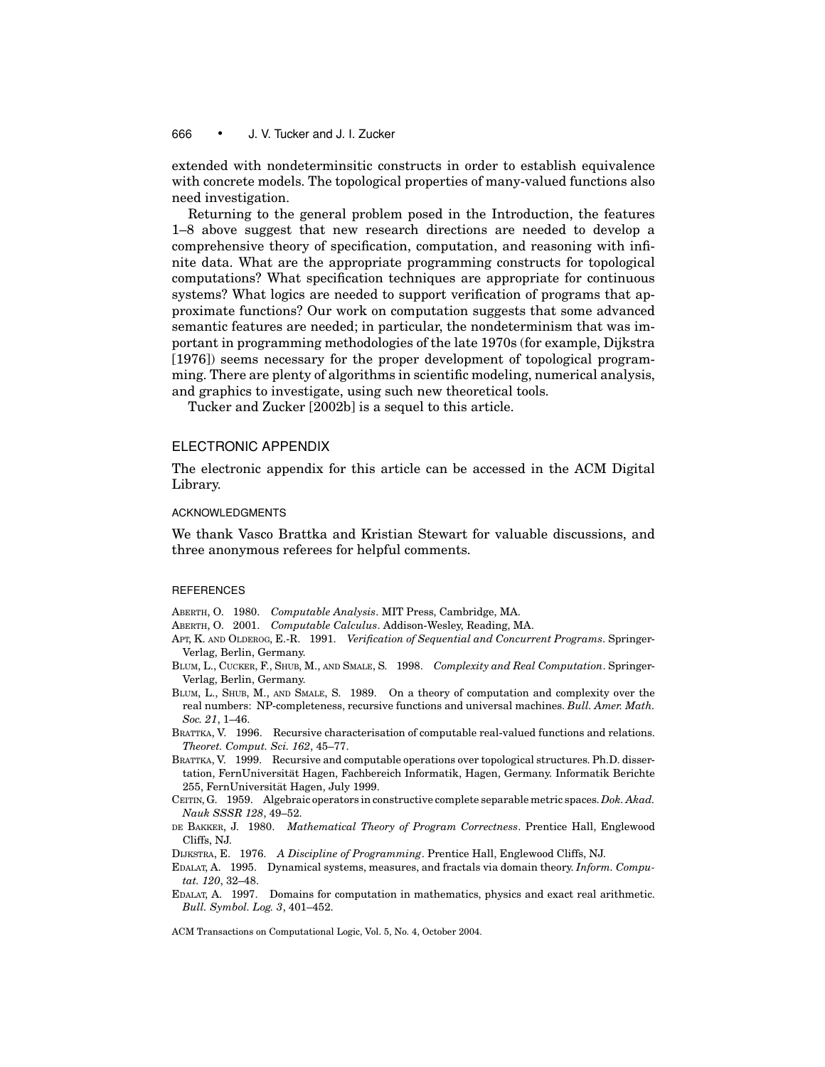extended with nondeterminsitic constructs in order to establish equivalence with concrete models. The topological properties of many-valued functions also need investigation.

Returning to the general problem posed in the Introduction, the features 1–8 above suggest that new research directions are needed to develop a comprehensive theory of specification, computation, and reasoning with infinite data. What are the appropriate programming constructs for topological computations? What specification techniques are appropriate for continuous systems? What logics are needed to support verification of programs that approximate functions? Our work on computation suggests that some advanced semantic features are needed; in particular, the nondeterminism that was important in programming methodologies of the late 1970s (for example, Dijkstra [1976]) seems necessary for the proper development of topological programming. There are plenty of algorithms in scientific modeling, numerical analysis, and graphics to investigate, using such new theoretical tools.

Tucker and Zucker [2002b] is a sequel to this article.

## ELECTRONIC APPENDIX

The electronic appendix for this article can be accessed in the ACM Digital Library.

### ACKNOWLEDGMENTS

We thank Vasco Brattka and Kristian Stewart for valuable discussions, and three anonymous referees for helpful comments.

### REFERENCES

ABERTH, O. 1980. *Computable Analysis*. MIT Press, Cambridge, MA.

ABERTH, O. 2001. *Computable Calculus*. Addison-Wesley, Reading, MA.

APT, K. AND OLDEROG, E.-R. 1991. *Verification of Sequential and Concurrent Programs*. Springer-Verlag, Berlin, Germany.

BLUM, L., CUCKER, F., SHUB, M., AND SMALE, S. 1998. *Complexity and Real Computation*. Springer-Verlag, Berlin, Germany.

BLUM, L., SHUB, M., AND SMALE, S. 1989. On a theory of computation and complexity over the real numbers: NP-completeness, recursive functions and universal machines. *Bull. Amer. Math. Soc. 21*, 1–46.

BRATTKA, V. 1996. Recursive characterisation of computable real-valued functions and relations. *Theoret. Comput. Sci. 162*, 45–77.

BRATTKA, V. 1999. Recursive and computable operations over topological structures. Ph.D. dissertation, FernUniversität Hagen, Fachbereich Informatik, Hagen, Germany. Informatik Berichte 255, FernUniversität Hagen, July 1999.

CEITIN, G. 1959. Algebraic operators in constructive complete separable metric spaces. *Dok. Akad. Nauk SSSR 128*, 49–52.

DE BAKKER, J. 1980. *Mathematical Theory of Program Correctness*. Prentice Hall, Englewood Cliffs, NJ.

DIJKSTRA, E. 1976. *A Discipline of Programming*. Prentice Hall, Englewood Cliffs, NJ.

EDALAT, A. 1995. Dynamical systems, measures, and fractals via domain theory. *Inform. Comput. 120*, 32–48.

EDALAT, A. 1997. Domains for computation in mathematics, physics and exact real arithmetic. *Bull. Symbol. Log. 3*, 401–452.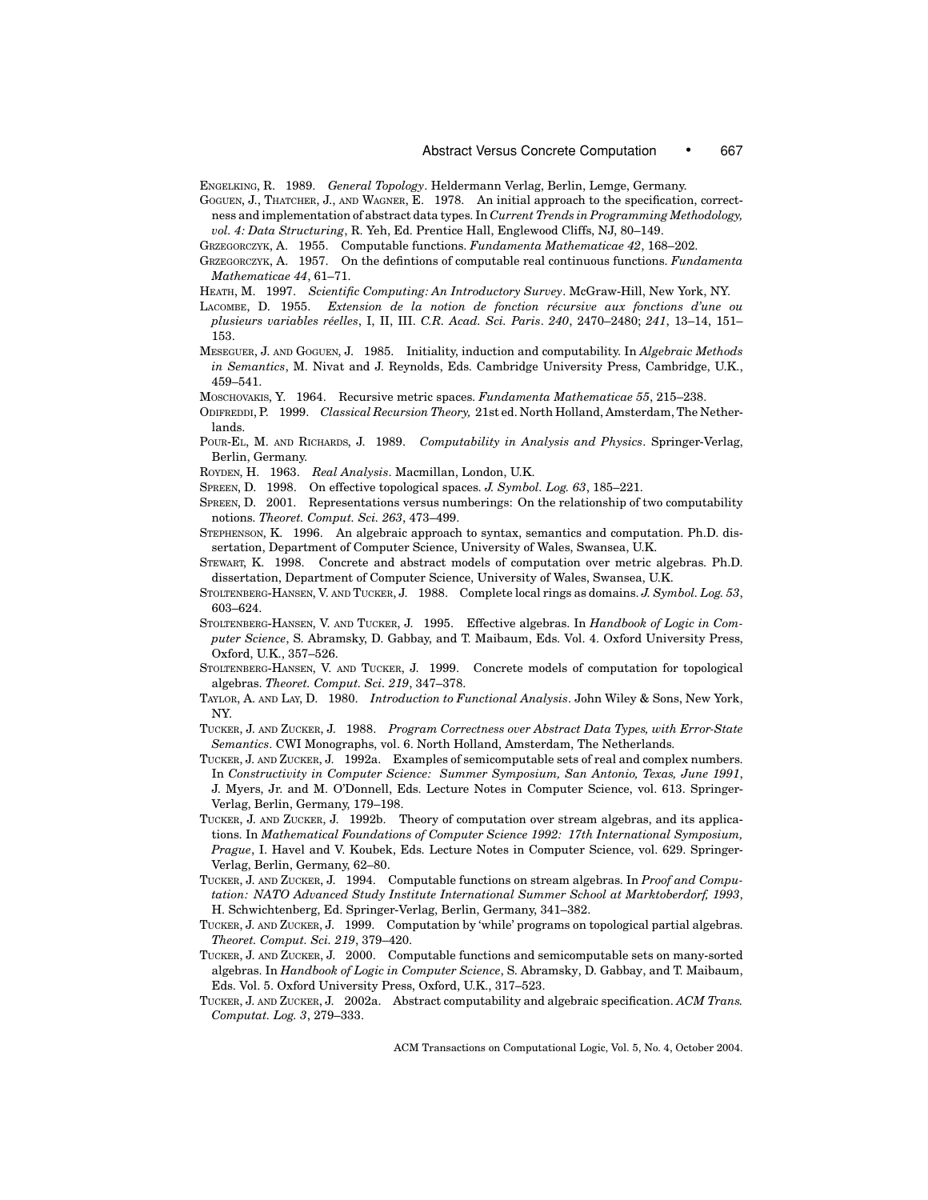ENGELKING, R. 1989. *General Topology*. Heldermann Verlag, Berlin, Lemge, Germany.

GOGUEN, J., THATCHER, J., AND WAGNER, E. 1978. An initial approach to the specification, correctness and implementation of abstract data types. In *Current Trends in Programming Methodology, vol. 4: Data Structuring*, R. Yeh, Ed. Prentice Hall, Englewood Cliffs, NJ, 80–149.

GRZEGORCZYK, A. 1955. Computable functions. *Fundamenta Mathematicae 42*, 168–202.

GRZEGORCZYK, A. 1957. On the defintions of computable real continuous functions. *Fundamenta Mathematicae 44*, 61–71.

HEATH, M. 1997. *Scientific Computing: An Introductory Survey*. McGraw-Hill, New York, NY.

LACOMBE, D. 1955. *Extension de la notion de fonction récursive aux fonctions d'une ou plusieurs variables réelles*, I, II, III. *C.R. Acad. Sci. Paris*. *240*, 2470–2480; *241*, 13–14, 151–153.

MESEGUER, J. AND GOGUEN, J. 1985. Initiality, induction and computability. In *Algebraic Methods in Semantics*, M. Nivat and J. Reynolds, Eds. Cambridge University Press, Cambridge, U.K., 459–541.

MOSCHOVAKIS, Y. 1964. Recursive metric spaces. *Fundamenta Mathematicae 55*, 215–238.

ODIFREDDI, P. 1999. *Classical Recursion Theory,* 21st ed. North Holland, Amsterdam, The Netherlands.

POUR-EL, M. AND RICHARDS, J. 1989. *Computability in Analysis and Physics*. Springer-Verlag, Berlin, Germany.

ROYDEN, H. 1963. *Real Analysis*. Macmillan, London, U.K.

SPREEN, D. 1998. On effective topological spaces. *J. Symbol. Log. 63*, 185–221.

SPREEN, D. 2001. Representations versus numberings: On the relationship of two computability notions. *Theoret. Comput. Sci. 263*, 473–499.

STEPHENSON, K. 1996. An algebraic approach to syntax, semantics and computation. Ph.D. dissertation, Department of Computer Science, University of Wales, Swansea, U.K.

STEWART, K. 1998. Concrete and abstract models of computation over metric algebras. Ph.D. dissertation, Department of Computer Science, University of Wales, Swansea, U.K.

STOLTENBERG-HANSEN, V. AND TUCKER, J. 1988. Complete local rings as domains. *J. Symbol. Log. 53*, 603–624.

STOLTENBERG-HANSEN, V. AND TUCKER, J. 1995. Effective algebras. In *Handbook of Logic in Computer Science*, S. Abramsky, D. Gabbay, and T. Maibaum, Eds. Vol. 4. Oxford University Press, Oxford, U.K., 357–526.

STOLTENBERG-HANSEN, V. AND TUCKER, J. 1999. Concrete models of computation for topological algebras. *Theoret. Comput. Sci. 219*, 347–378.

TAYLOR, A. AND LAY, D. 1980. *Introduction to Functional Analysis*. John Wiley & Sons, New York, NY.

TUCKER, J. AND ZUCKER, J. 1988. *Program Correctness over Abstract Data Types, with Error-State Semantics*. CWI Monographs, vol. 6. North Holland, Amsterdam, The Netherlands.

TUCKER, J. AND ZUCKER, J. 1992a. Examples of semicomputable sets of real and complex numbers. In *Constructivity in Computer Science: Summer Symposium, San Antonio, Texas, June 1991*, J. Myers, Jr. and M. O'Donnell, Eds. Lecture Notes in Computer Science, vol. 613. Springer-Verlag, Berlin, Germany, 179–198.

TUCKER, J. AND ZUCKER, J. 1992b. Theory of computation over stream algebras, and its applications. In *Mathematical Foundations of Computer Science 1992: 17th International Symposium, Prague*, I. Havel and V. Koubek, Eds. Lecture Notes in Computer Science, vol. 629. Springer-Verlag, Berlin, Germany, 62–80.

TUCKER, J. AND ZUCKER, J. 1994. Computable functions on stream algebras. In *Proof and Computation: NATO Advanced Study Institute International Summer School at Marktoberdorf, 1993*, H. Schwichtenberg, Ed. Springer-Verlag, Berlin, Germany, 341–382.

TUCKER, J. AND ZUCKER, J. 1999. Computation by 'while' programs on topological partial algebras. *Theoret. Comput. Sci. 219*, 379–420.

TUCKER, J. AND ZUCKER, J. 2000. Computable functions and semicomputable sets on many-sorted algebras. In *Handbook of Logic in Computer Science*, S. Abramsky, D. Gabbay, and T. Maibaum, Eds. Vol. 5. Oxford University Press, Oxford, U.K., 317–523.

TUCKER, J. AND ZUCKER, J. 2002a. Abstract computability and algebraic specification. *ACM Trans. Computat. Log. 3*, 279–333.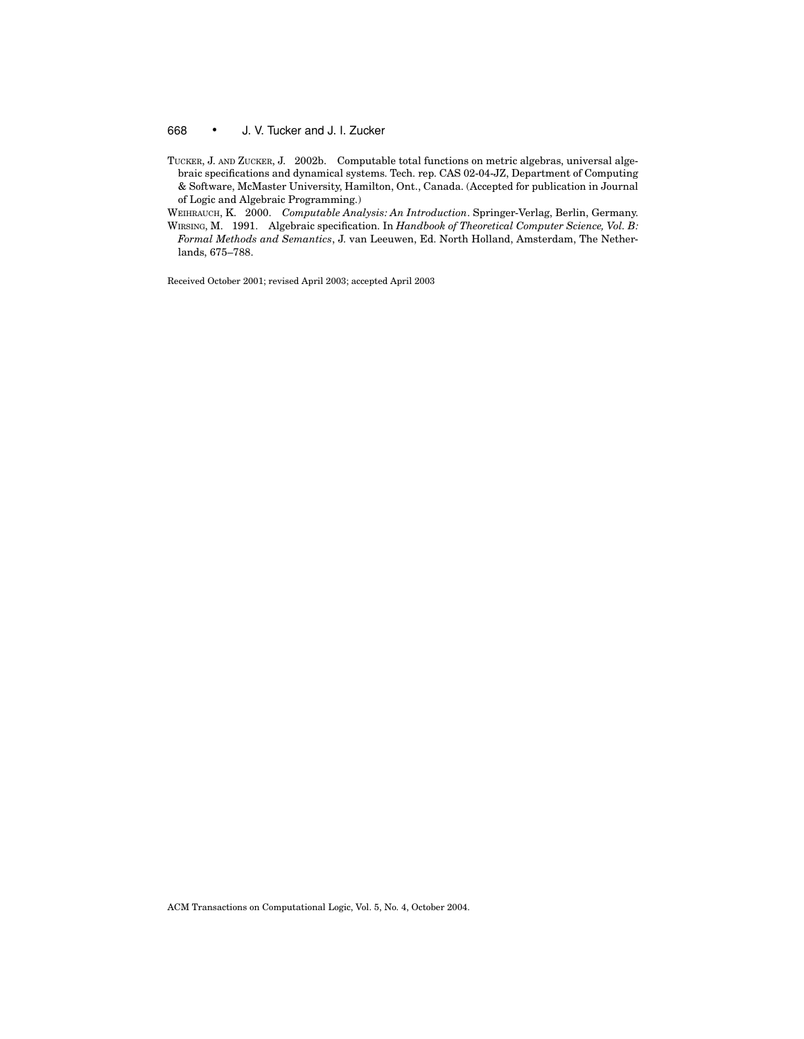TUCKER, J. AND ZUCKER, J. 2002b. Computable total functions on metric algebras, universal algebraic specifications and dynamical systems. Tech. rep. CAS 02-04-JZ, Department of Computing & Software, McMaster University, Hamilton, Ont., Canada. (Accepted for publication in Journal of Logic and Algebraic Programming.)

WEIHRAUCH, K. 2000. *Computable Analysis: An Introduction*. Springer-Verlag, Berlin, Germany.

WIRSING, M. 1991. Algebraic specification. In *Handbook of Theoretical Computer Science, Vol. B: Formal Methods and Semantics*, J. van Leeuwen, Ed. North Holland, Amsterdam, The Netherlands, 675–788.

Received October 2001; revised April 2003; accepted April 2003